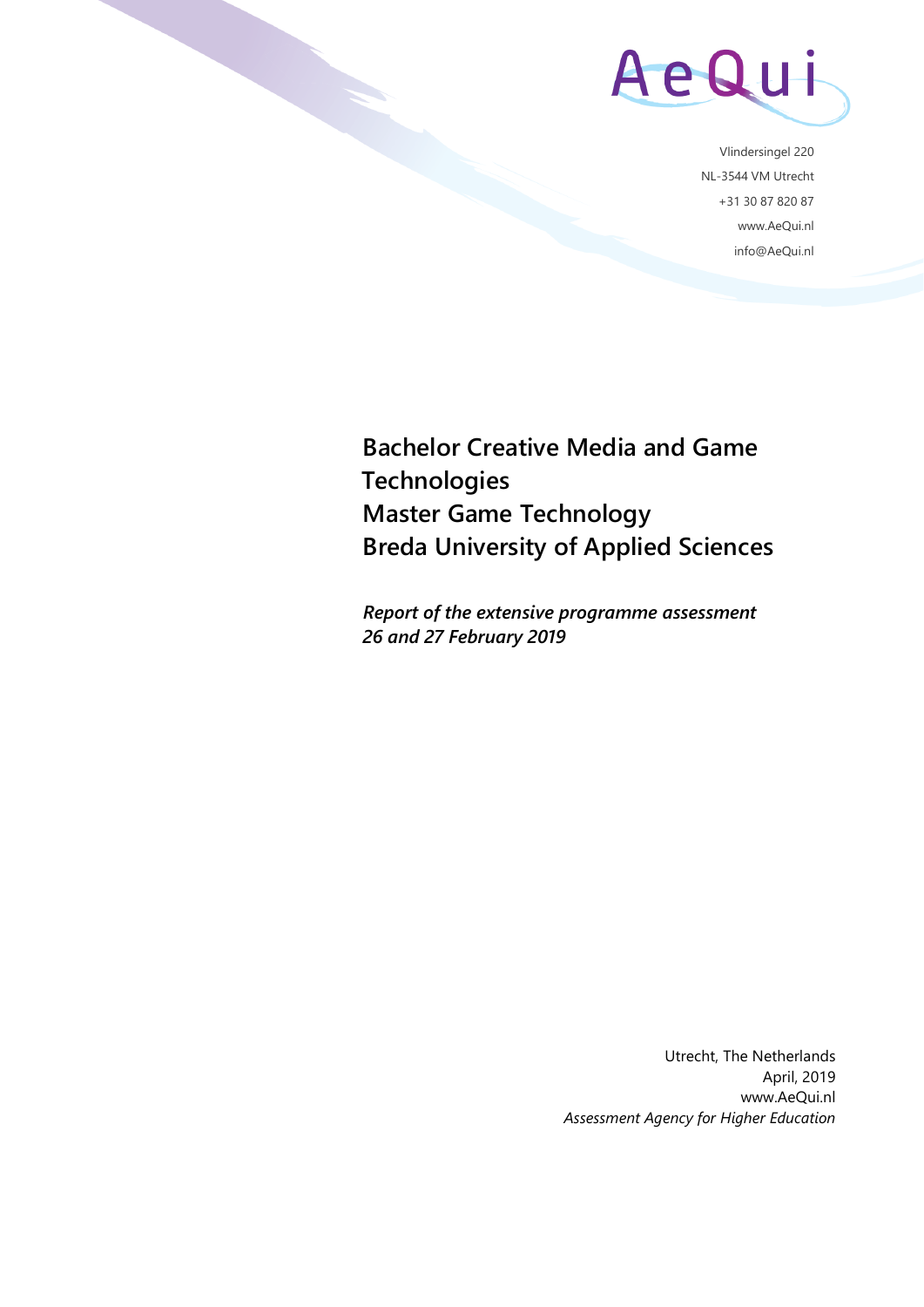AeQui

Vlindersingel 220
NL-3544 VM Utrecht
+31 30 87 820 87
www.AeQui.nl
info@AeQui.nl

# Bachelor Creative Media and Game Technologies
# Master Game Technology
# Breda University of Applied Sciences

*Report of the extensive programme assessment*
*26 and 27 February 2019*

Utrecht, The Netherlands
April, 2019
www.AeQui.nl
*Assessment Agency for Higher Education*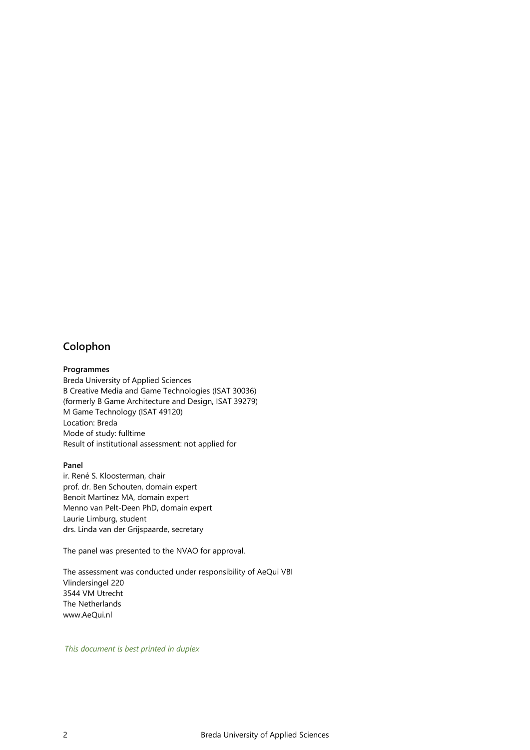## Colophon

**Programmes**
Breda University of Applied Sciences
B Creative Media and Game Technologies (ISAT 30036)
(formerly B Game Architecture and Design, ISAT 39279)
M Game Technology (ISAT 49120)
Location: Breda
Mode of study: fulltime
Result of institutional assessment: not applied for

**Panel**
ir. René S. Kloosterman, chair
prof. dr. Ben Schouten, domain expert
Benoit Martinez MA, domain expert
Menno van Pelt-Deen PhD, domain expert
Laurie Limburg, student
drs. Linda van der Grijspaarde, secretary

The panel was presented to the NVAO for approval.

The assessment was conducted under responsibility of AeQui VBI
Vlindersingel 220
3544 VM Utrecht
The Netherlands
www.AeQui.nl

*This document is best printed in duplex*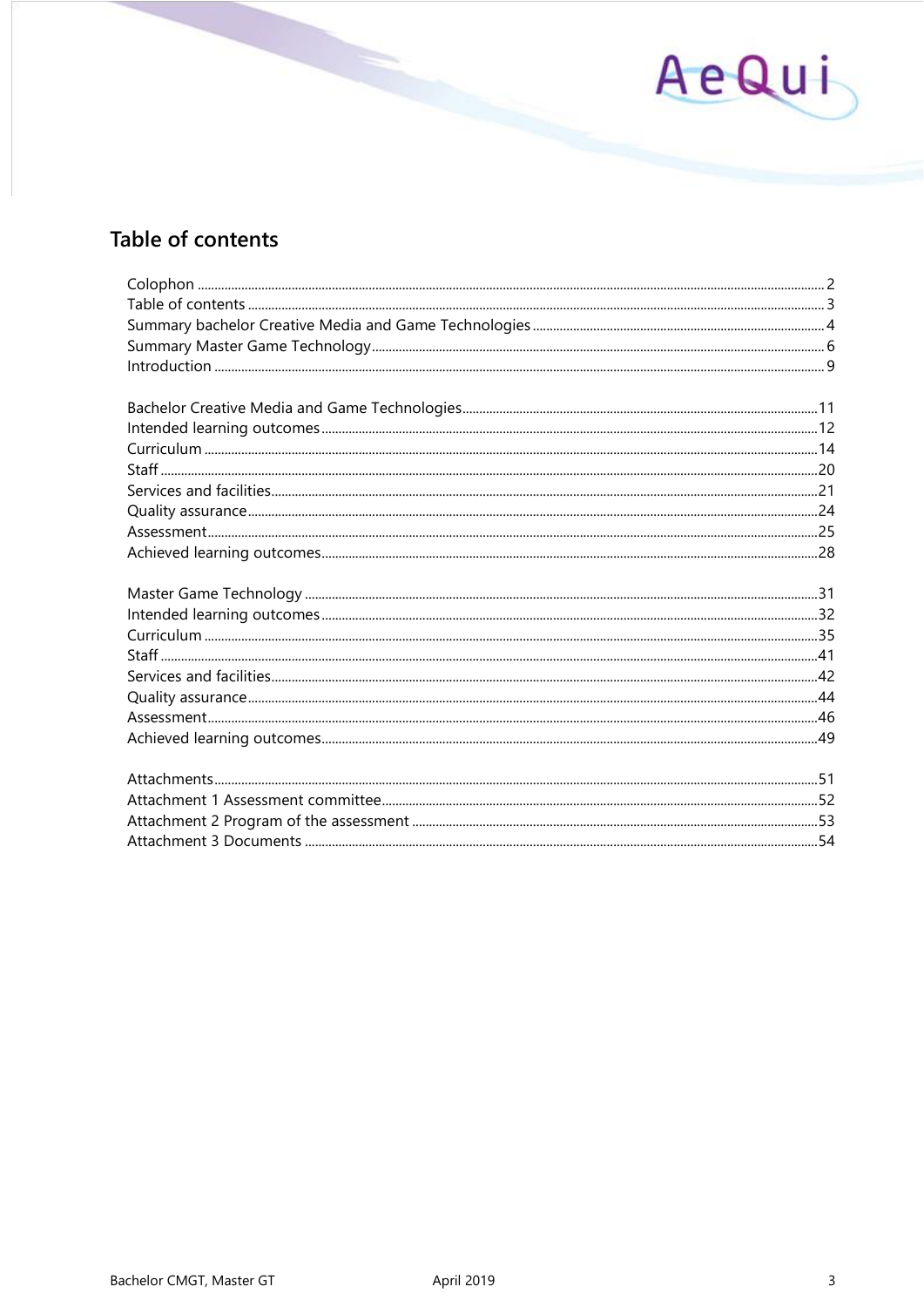## Table of contents

Colophon ........................................ 2
Table of contents ........................................ 3
Summary bachelor Creative Media and Game Technologies ........................................ 4
Summary Master Game Technology ........................................ 6
Introduction ........................................ 9

Bachelor Creative Media and Game Technologies ........................................ 11
Intended learning outcomes ........................................ 12
Curriculum ........................................ 14
Staff ........................................ 20
Services and facilities ........................................ 21
Quality assurance ........................................ 24
Assessment ........................................ 25
Achieved learning outcomes ........................................ 28

Master Game Technology ........................................ 31
Intended learning outcomes ........................................ 32
Curriculum ........................................ 35
Staff ........................................ 41
Services and facilities ........................................ 42
Quality assurance ........................................ 44
Assessment ........................................ 46
Achieved learning outcomes ........................................ 49

Attachments ........................................ 51
Attachment 1 Assessment committee ........................................ 52
Attachment 2 Program of the assessment ........................................ 53
Attachment 3 Documents ........................................ 54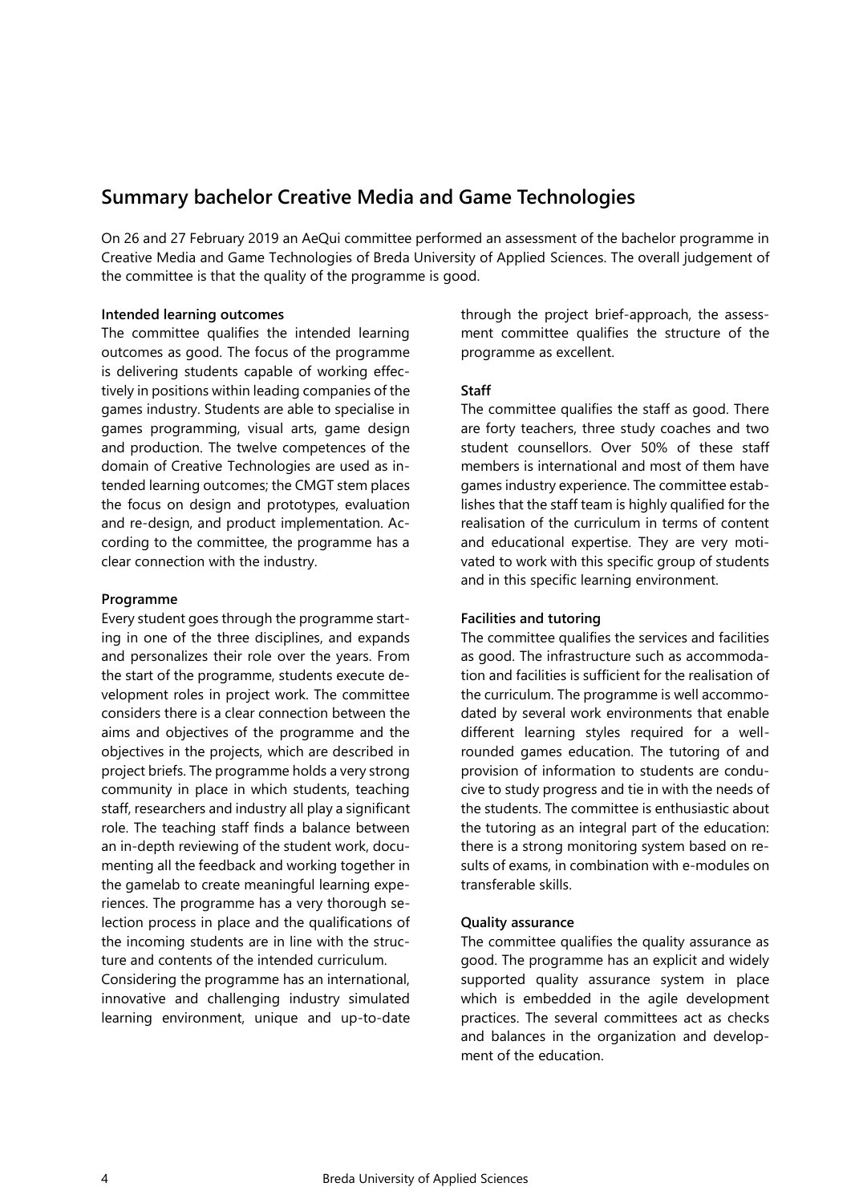## Summary bachelor Creative Media and Game Technologies

On 26 and 27 February 2019 an AeQui committee performed an assessment of the bachelor programme in Creative Media and Game Technologies of Breda University of Applied Sciences. The overall judgement of the committee is that the quality of the programme is good.

**Intended learning outcomes**

The committee qualifies the intended learning outcomes as good. The focus of the programme is delivering students capable of working effectively in positions within leading companies of the games industry. Students are able to specialise in games programming, visual arts, game design and production. The twelve competences of the domain of Creative Technologies are used as intended learning outcomes; the CMGT stem places the focus on design and prototypes, evaluation and re-design, and product implementation. According to the committee, the programme has a clear connection with the industry.

**Programme**

Every student goes through the programme starting in one of the three disciplines, and expands and personalizes their role over the years. From the start of the programme, students execute development roles in project work. The committee considers there is a clear connection between the aims and objectives of the programme and the objectives in the projects, which are described in project briefs. The programme holds a very strong community in place in which students, teaching staff, researchers and industry all play a significant role. The teaching staff finds a balance between an in-depth reviewing of the student work, documenting all the feedback and working together in the gamelab to create meaningful learning experiences. The programme has a very thorough selection process in place and the qualifications of the incoming students are in line with the structure and contents of the intended curriculum.

Considering the programme has an international, innovative and challenging industry simulated learning environment, unique and up-to-date through the project brief-approach, the assessment committee qualifies the structure of the programme as excellent.

**Staff**

The committee qualifies the staff as good. There are forty teachers, three study coaches and two student counsellors. Over 50% of these staff members is international and most of them have games industry experience. The committee establishes that the staff team is highly qualified for the realisation of the curriculum in terms of content and educational expertise. They are very motivated to work with this specific group of students and in this specific learning environment.

**Facilities and tutoring**

The committee qualifies the services and facilities as good. The infrastructure such as accommodation and facilities is sufficient for the realisation of the curriculum. The programme is well accommodated by several work environments that enable different learning styles required for a well-rounded games education. The tutoring of and provision of information to students are conducive to study progress and tie in with the needs of the students. The committee is enthusiastic about the tutoring as an integral part of the education: there is a strong monitoring system based on results of exams, in combination with e-modules on transferable skills.

**Quality assurance**

The committee qualifies the quality assurance as good. The programme has an explicit and widely supported quality assurance system in place which is embedded in the agile development practices. The several committees act as checks and balances in the organization and development of the education.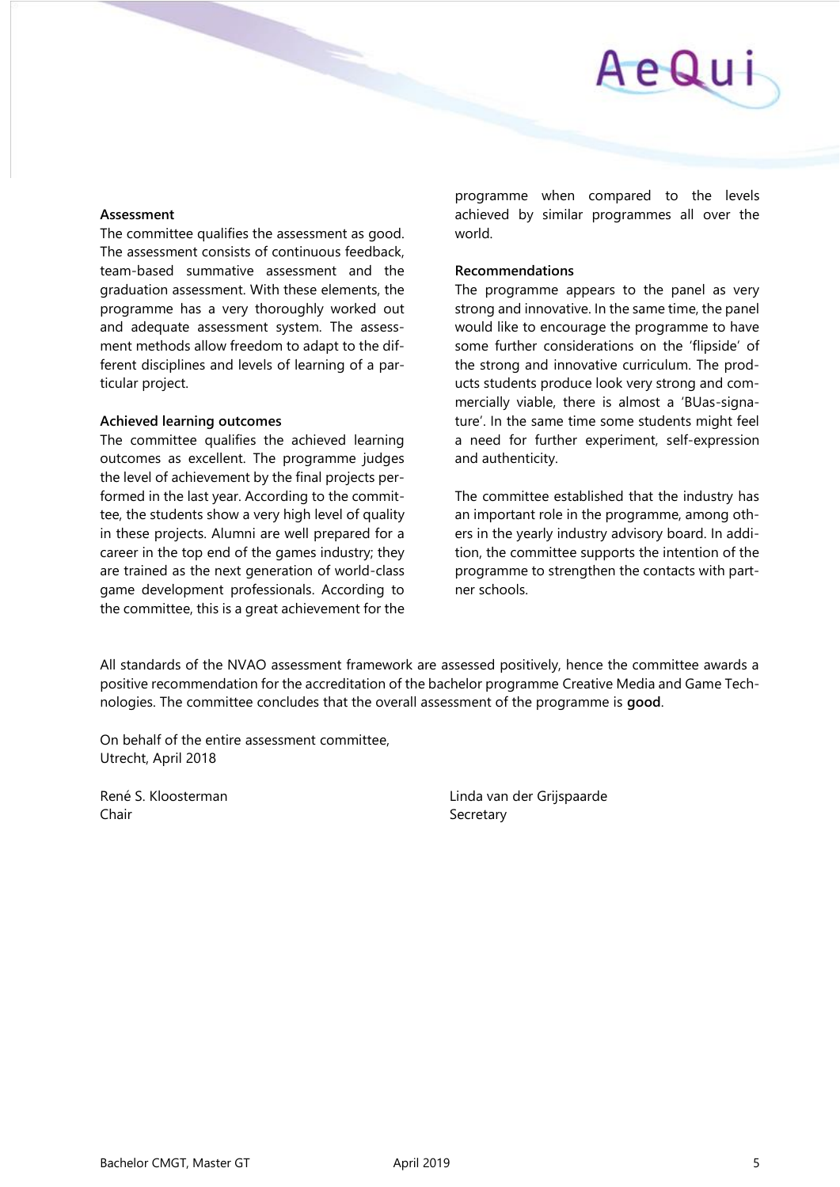**Assessment**

The committee qualifies the assessment as good. The assessment consists of continuous feedback, team-based summative assessment and the graduation assessment. With these elements, the programme has a very thoroughly worked out and adequate assessment system. The assessment methods allow freedom to adapt to the different disciplines and levels of learning of a particular project.

**Achieved learning outcomes**

The committee qualifies the achieved learning outcomes as excellent. The programme judges the level of achievement by the final projects performed in the last year. According to the committee, the students show a very high level of quality in these projects. Alumni are well prepared for a career in the top end of the games industry; they are trained as the next generation of world-class game development professionals. According to the committee, this is a great achievement for the programme when compared to the levels achieved by similar programmes all over the world.

**Recommendations**

The programme appears to the panel as very strong and innovative. In the same time, the panel would like to encourage the programme to have some further considerations on the 'flipside' of the strong and innovative curriculum. The products students produce look very strong and commercially viable, there is almost a 'BUas-signature'. In the same time some students might feel a need for further experiment, self-expression and authenticity.

The committee established that the industry has an important role in the programme, among others in the yearly industry advisory board. In addition, the committee supports the intention of the programme to strengthen the contacts with partner schools.

All standards of the NVAO assessment framework are assessed positively, hence the committee awards a positive recommendation for the accreditation of the bachelor programme Creative Media and Game Technologies. The committee concludes that the overall assessment of the programme is **good**.

On behalf of the entire assessment committee,
Utrecht, April 2018

René S. Kloosterman
Chair

Linda van der Grijspaarde
Secretary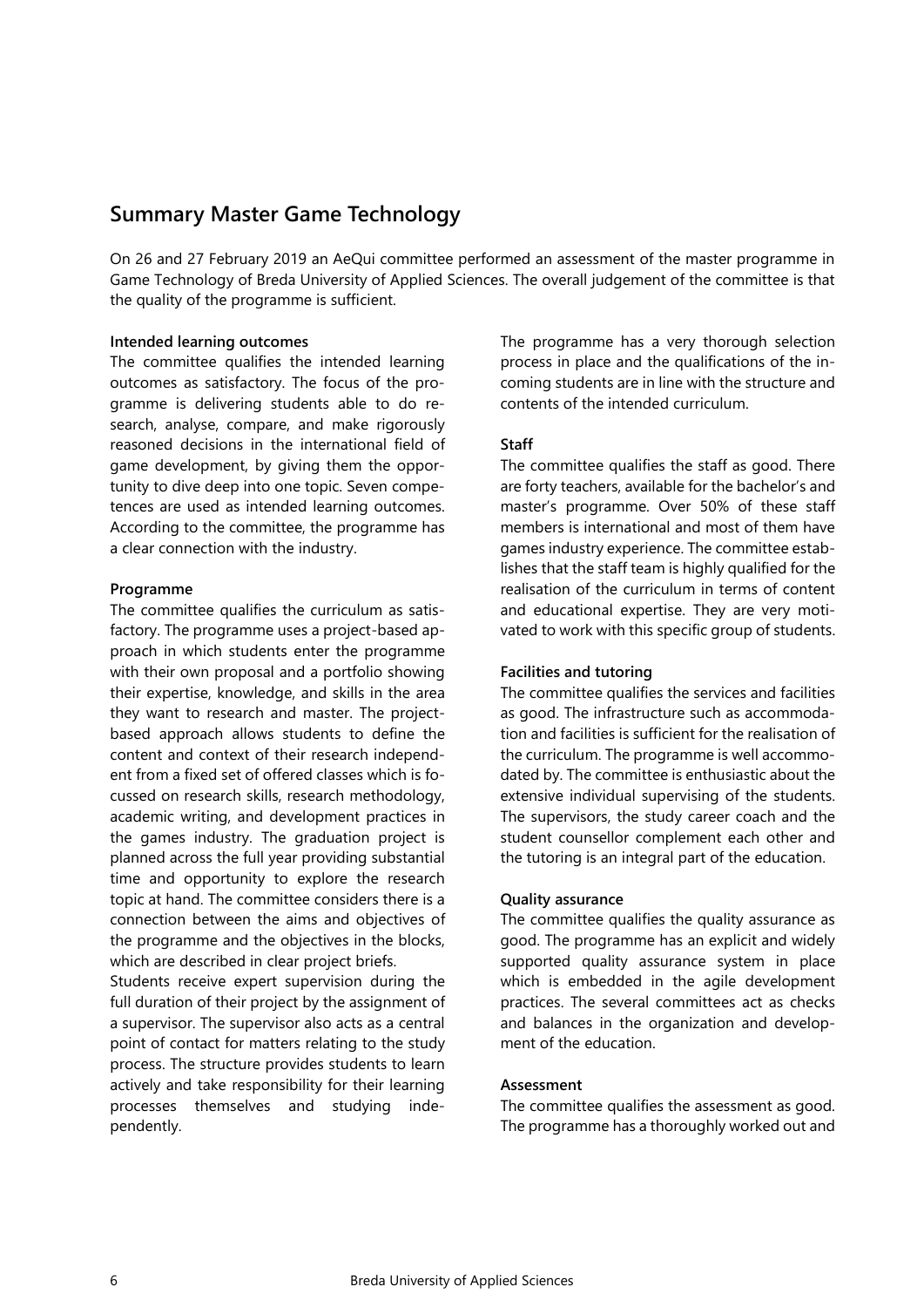## Summary Master Game Technology

On 26 and 27 February 2019 an AeQui committee performed an assessment of the master programme in Game Technology of Breda University of Applied Sciences. The overall judgement of the committee is that the quality of the programme is sufficient.

**Intended learning outcomes**
The committee qualifies the intended learning outcomes as satisfactory. The focus of the programme is delivering students able to do research, analyse, compare, and make rigorously reasoned decisions in the international field of game development, by giving them the opportunity to dive deep into one topic. Seven competences are used as intended learning outcomes. According to the committee, the programme has a clear connection with the industry.

**Programme**
The committee qualifies the curriculum as satisfactory. The programme uses a project-based approach in which students enter the programme with their own proposal and a portfolio showing their expertise, knowledge, and skills in the area they want to research and master. The project-based approach allows students to define the content and context of their research independent from a fixed set of offered classes which is focussed on research skills, research methodology, academic writing, and development practices in the games industry. The graduation project is planned across the full year providing substantial time and opportunity to explore the research topic at hand. The committee considers there is a connection between the aims and objectives of the programme and the objectives in the blocks, which are described in clear project briefs.
Students receive expert supervision during the full duration of their project by the assignment of a supervisor. The supervisor also acts as a central point of contact for matters relating to the study process. The structure provides students to learn actively and take responsibility for their learning processes themselves and studying independently.

The programme has a very thorough selection process in place and the qualifications of the incoming students are in line with the structure and contents of the intended curriculum.

**Staff**
The committee qualifies the staff as good. There are forty teachers, available for the bachelor's and master's programme. Over 50% of these staff members is international and most of them have games industry experience. The committee establishes that the staff team is highly qualified for the realisation of the curriculum in terms of content and educational expertise. They are very motivated to work with this specific group of students.

**Facilities and tutoring**
The committee qualifies the services and facilities as good. The infrastructure such as accommodation and facilities is sufficient for the realisation of the curriculum. The programme is well accommodated by. The committee is enthusiastic about the extensive individual supervising of the students. The supervisors, the study career coach and the student counsellor complement each other and the tutoring is an integral part of the education.

**Quality assurance**
The committee qualifies the quality assurance as good. The programme has an explicit and widely supported quality assurance system in place which is embedded in the agile development practices. The several committees act as checks and balances in the organization and development of the education.

**Assessment**
The committee qualifies the assessment as good. The programme has a thoroughly worked out and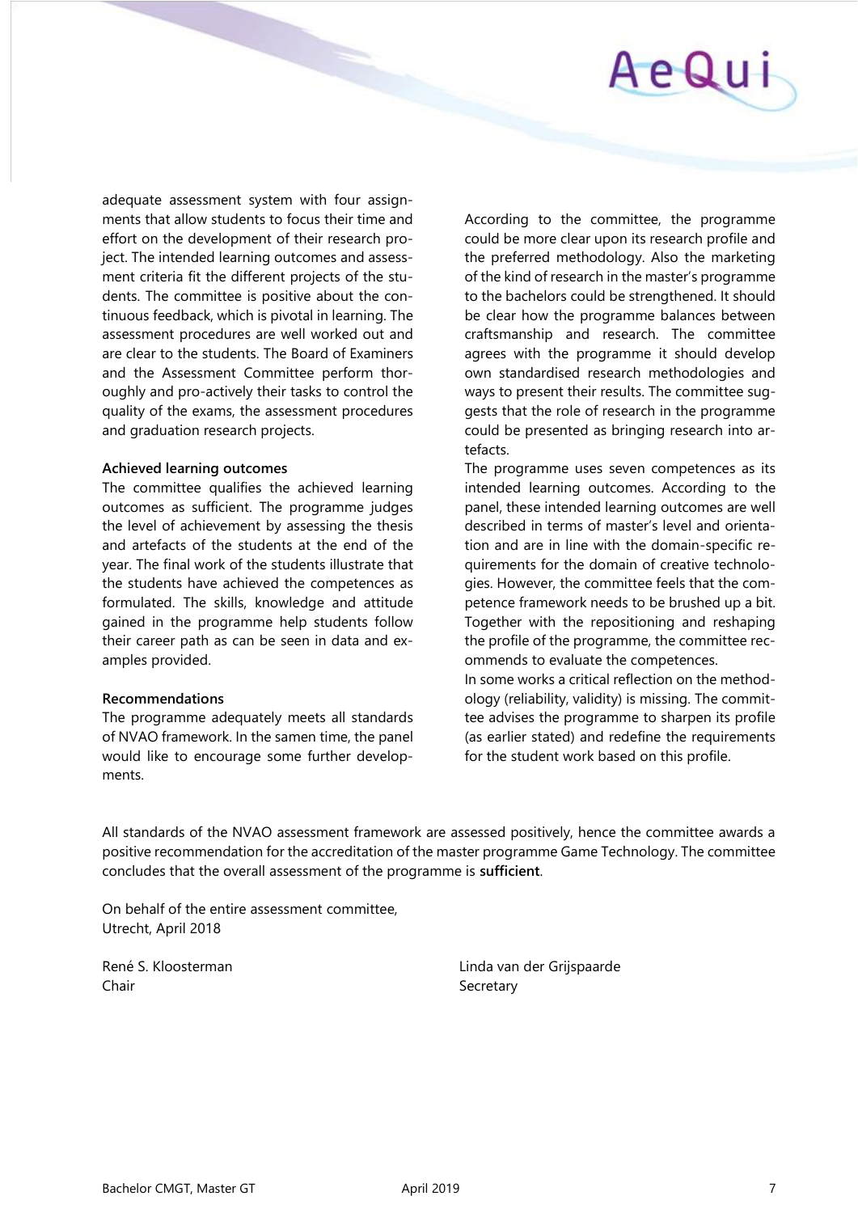adequate assessment system with four assignments that allow students to focus their time and effort on the development of their research project. The intended learning outcomes and assessment criteria fit the different projects of the students. The committee is positive about the continuous feedback, which is pivotal in learning. The assessment procedures are well worked out and are clear to the students. The Board of Examiners and the Assessment Committee perform thoroughly and pro-actively their tasks to control the quality of the exams, the assessment procedures and graduation research projects.

**Achieved learning outcomes**

The committee qualifies the achieved learning outcomes as sufficient. The programme judges the level of achievement by assessing the thesis and artefacts of the students at the end of the year. The final work of the students illustrate that the students have achieved the competences as formulated. The skills, knowledge and attitude gained in the programme help students follow their career path as can be seen in data and examples provided.

**Recommendations**

The programme adequately meets all standards of NVAO framework. In the samen time, the panel would like to encourage some further developments.

According to the committee, the programme could be more clear upon its research profile and the preferred methodology. Also the marketing of the kind of research in the master's programme to the bachelors could be strengthened. It should be clear how the programme balances between craftsmanship and research. The committee agrees with the programme it should develop own standardised research methodologies and ways to present their results. The committee suggests that the role of research in the programme could be presented as bringing research into artefacts.

The programme uses seven competences as its intended learning outcomes. According to the panel, these intended learning outcomes are well described in terms of master's level and orientation and are in line with the domain-specific requirements for the domain of creative technologies. However, the committee feels that the competence framework needs to be brushed up a bit. Together with the repositioning and reshaping the profile of the programme, the committee recommends to evaluate the competences.

In some works a critical reflection on the methodology (reliability, validity) is missing. The committee advises the programme to sharpen its profile (as earlier stated) and redefine the requirements for the student work based on this profile.

All standards of the NVAO assessment framework are assessed positively, hence the committee awards a positive recommendation for the accreditation of the master programme Game Technology. The committee concludes that the overall assessment of the programme is **sufficient**.

On behalf of the entire assessment committee,
Utrecht, April 2018

René S. Kloosterman
Chair

Linda van der Grijspaarde
Secretary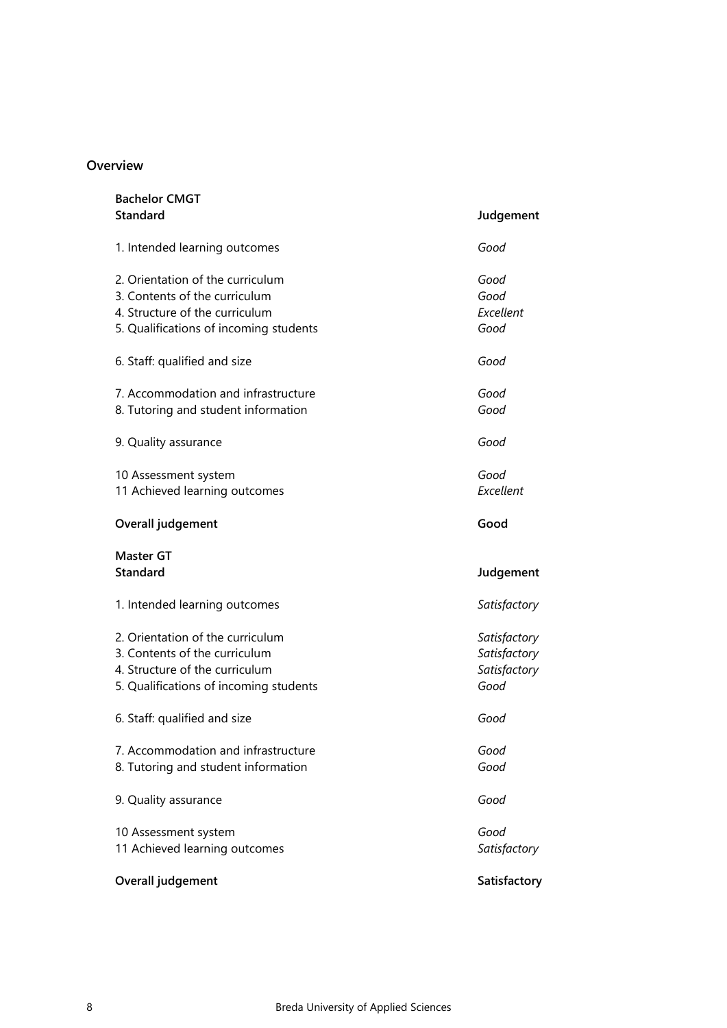## Overview

**Bachelor CMGT**

| Standard | Judgement |
| --- | --- |
| 1. Intended learning outcomes | *Good* |
| 2. Orientation of the curriculum | *Good* |
| 3. Contents of the curriculum | *Good* |
| 4. Structure of the curriculum | *Excellent* |
| 5. Qualifications of incoming students | *Good* |
| 6. Staff: qualified and size | *Good* |
| 7. Accommodation and infrastructure | *Good* |
| 8. Tutoring and student information | *Good* |
| 9. Quality assurance | *Good* |
| 10 Assessment system | *Good* |
| 11 Achieved learning outcomes | *Excellent* |
| **Overall judgement** | **Good** |

**Master GT**

| Standard | Judgement |
| --- | --- |
| 1. Intended learning outcomes | *Satisfactory* |
| 2. Orientation of the curriculum | *Satisfactory* |
| 3. Contents of the curriculum | *Satisfactory* |
| 4. Structure of the curriculum | *Satisfactory* |
| 5. Qualifications of incoming students | *Good* |
| 6. Staff: qualified and size | *Good* |
| 7. Accommodation and infrastructure | *Good* |
| 8. Tutoring and student information | *Good* |
| 9. Quality assurance | *Good* |
| 10 Assessment system | *Good* |
| 11 Achieved learning outcomes | *Satisfactory* |
| **Overall judgement** | **Satisfactory** |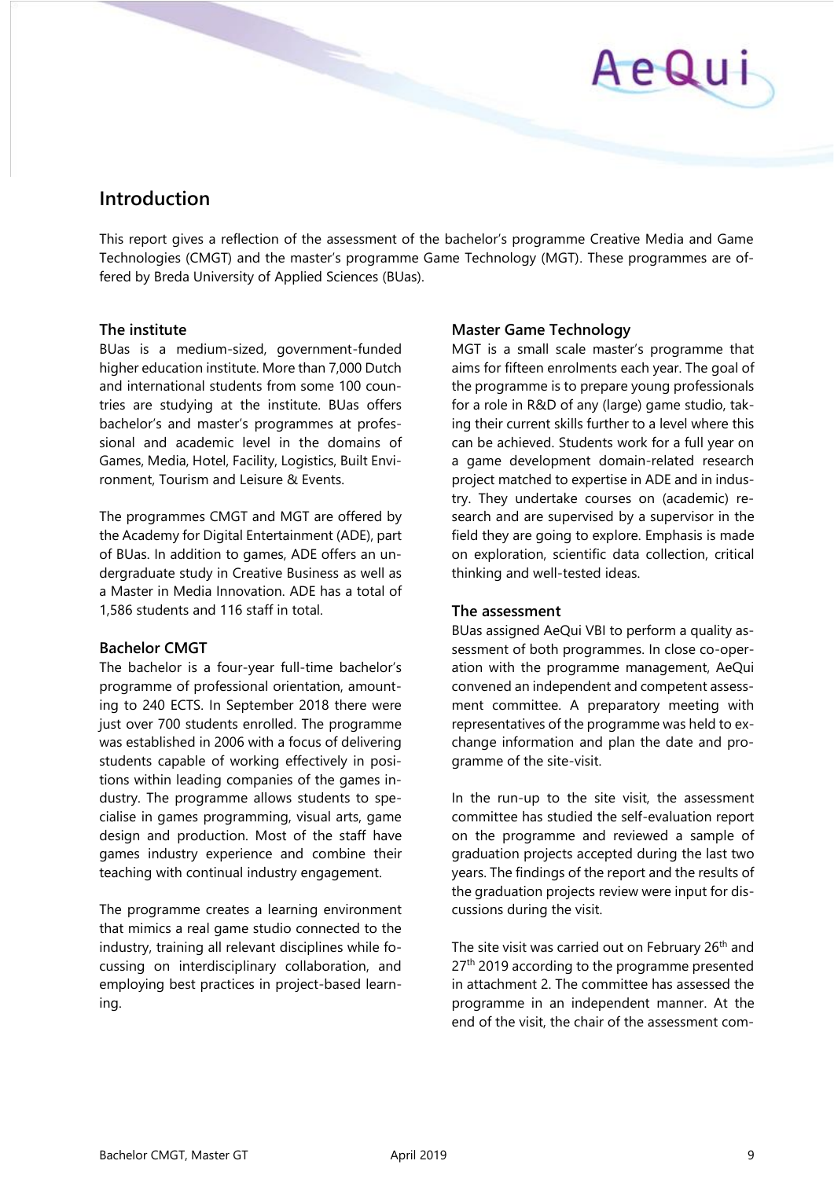## Introduction

This report gives a reflection of the assessment of the bachelor's programme Creative Media and Game Technologies (CMGT) and the master's programme Game Technology (MGT). These programmes are offered by Breda University of Applied Sciences (BUas).

### The institute

BUas is a medium-sized, government-funded higher education institute. More than 7,000 Dutch and international students from some 100 countries are studying at the institute. BUas offers bachelor's and master's programmes at professional and academic level in the domains of Games, Media, Hotel, Facility, Logistics, Built Environment, Tourism and Leisure & Events.

The programmes CMGT and MGT are offered by the Academy for Digital Entertainment (ADE), part of BUas. In addition to games, ADE offers an undergraduate study in Creative Business as well as a Master in Media Innovation. ADE has a total of 1,586 students and 116 staff in total.

### Bachelor CMGT

The bachelor is a four-year full-time bachelor's programme of professional orientation, amounting to 240 ECTS. In September 2018 there were just over 700 students enrolled. The programme was established in 2006 with a focus of delivering students capable of working effectively in positions within leading companies of the games industry. The programme allows students to specialise in games programming, visual arts, game design and production. Most of the staff have games industry experience and combine their teaching with continual industry engagement.

The programme creates a learning environment that mimics a real game studio connected to the industry, training all relevant disciplines while focussing on interdisciplinary collaboration, and employing best practices in project-based learning.

### Master Game Technology

MGT is a small scale master's programme that aims for fifteen enrolments each year. The goal of the programme is to prepare young professionals for a role in R&D of any (large) game studio, taking their current skills further to a level where this can be achieved. Students work for a full year on a game development domain-related research project matched to expertise in ADE and in industry. They undertake courses on (academic) research and are supervised by a supervisor in the field they are going to explore. Emphasis is made on exploration, scientific data collection, critical thinking and well-tested ideas.

### The assessment

BUas assigned AeQui VBI to perform a quality assessment of both programmes. In close co-operation with the programme management, AeQui convened an independent and competent assessment committee. A preparatory meeting with representatives of the programme was held to exchange information and plan the date and programme of the site-visit.

In the run-up to the site visit, the assessment committee has studied the self-evaluation report on the programme and reviewed a sample of graduation projects accepted during the last two years. The findings of the report and the results of the graduation projects review were input for discussions during the visit.

The site visit was carried out on February 26th and 27th 2019 according to the programme presented in attachment 2. The committee has assessed the programme in an independent manner. At the end of the visit, the chair of the assessment com-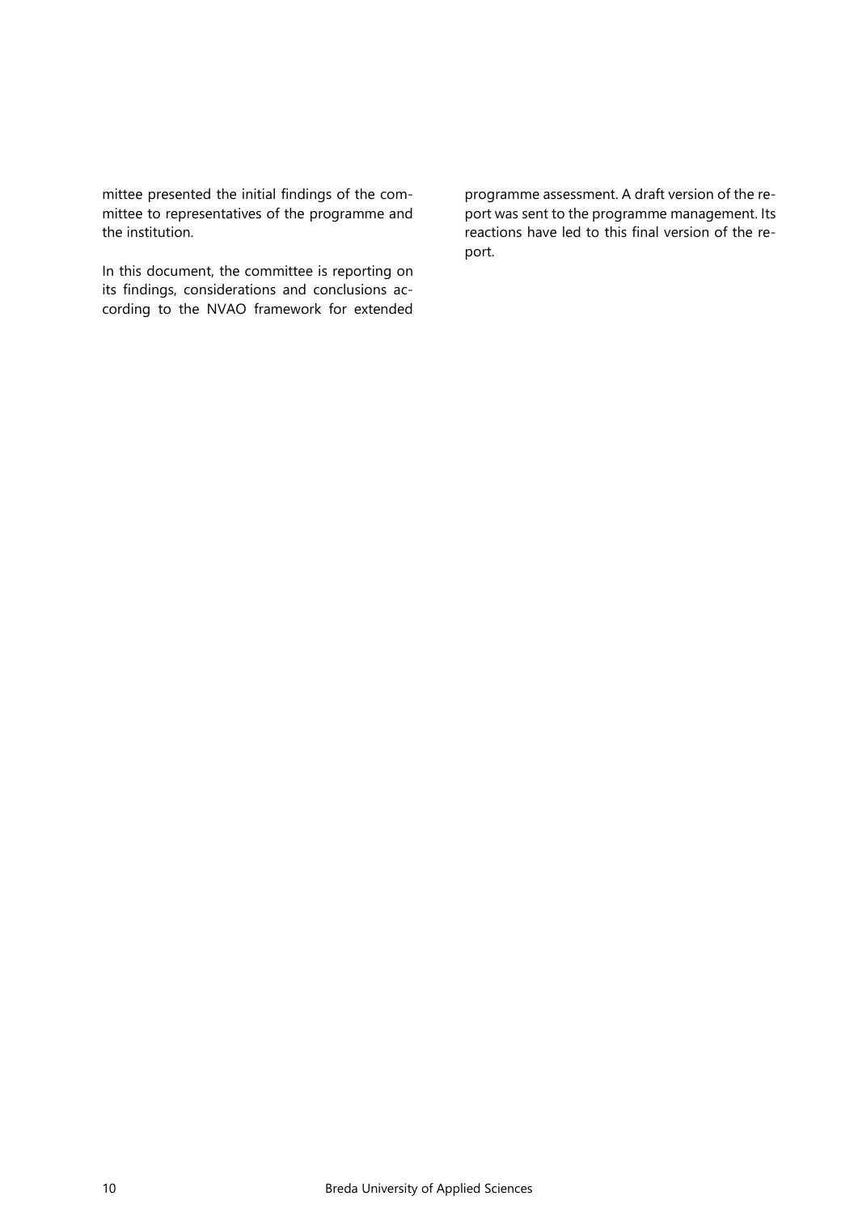mittee presented the initial findings of the committee to representatives of the programme and the institution.

In this document, the committee is reporting on its findings, considerations and conclusions according to the NVAO framework for extended programme assessment. A draft version of the report was sent to the programme management. Its reactions have led to this final version of the report.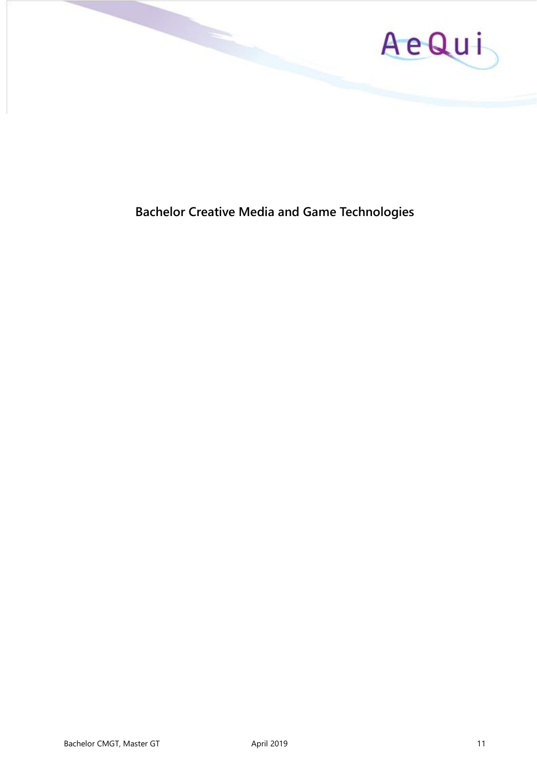# Bachelor Creative Media and Game Technologies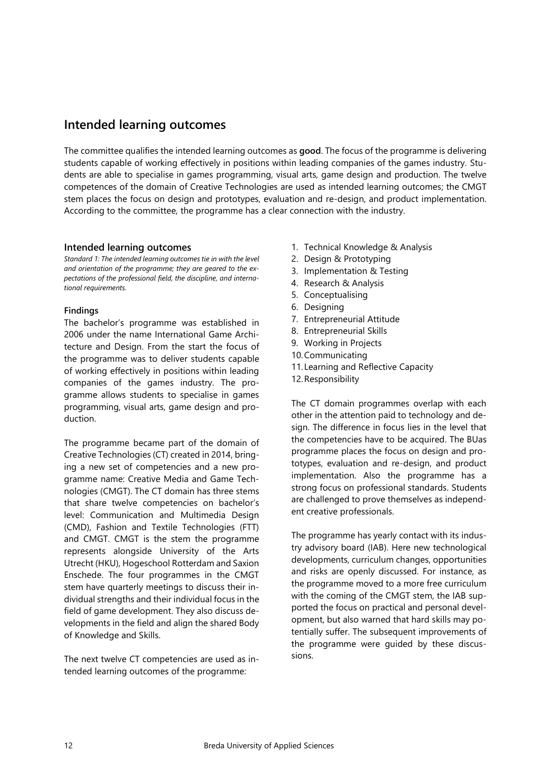## Intended learning outcomes

The committee qualifies the intended learning outcomes as **good**. The focus of the programme is delivering students capable of working effectively in positions within leading companies of the games industry. Students are able to specialise in games programming, visual arts, game design and production. The twelve competences of the domain of Creative Technologies are used as intended learning outcomes; the CMGT stem places the focus on design and prototypes, evaluation and re-design, and product implementation. According to the committee, the programme has a clear connection with the industry.

### Intended learning outcomes

*Standard 1: The intended learning outcomes tie in with the level and orientation of the programme; they are geared to the expectations of the professional field, the discipline, and international requirements.*

#### Findings

The bachelor's programme was established in 2006 under the name International Game Architecture and Design. From the start the focus of the programme was to deliver students capable of working effectively in positions within leading companies of the games industry. The programme allows students to specialise in games programming, visual arts, game design and production.

The programme became part of the domain of Creative Technologies (CT) created in 2014, bringing a new set of competencies and a new programme name: Creative Media and Game Technologies (CMGT). The CT domain has three stems that share twelve competencies on bachelor's level: Communication and Multimedia Design (CMD), Fashion and Textile Technologies (FTT) and CMGT. CMGT is the stem the programme represents alongside University of the Arts Utrecht (HKU), Hogeschool Rotterdam and Saxion Enschede. The four programmes in the CMGT stem have quarterly meetings to discuss their individual strengths and their individual focus in the field of game development. They also discuss developments in the field and align the shared Body of Knowledge and Skills.

The next twelve CT competencies are used as intended learning outcomes of the programme:

1. Technical Knowledge & Analysis
2. Design & Prototyping
3. Implementation & Testing
4. Research & Analysis
5. Conceptualising
6. Designing
7. Entrepreneurial Attitude
8. Entrepreneurial Skills
9. Working in Projects
10. Communicating
11. Learning and Reflective Capacity
12. Responsibility

The CT domain programmes overlap with each other in the attention paid to technology and design. The difference in focus lies in the level that the competencies have to be acquired. The BUas programme places the focus on design and prototypes, evaluation and re-design, and product implementation. Also the programme has a strong focus on professional standards. Students are challenged to prove themselves as independent creative professionals.

The programme has yearly contact with its industry advisory board (IAB). Here new technological developments, curriculum changes, opportunities and risks are openly discussed. For instance, as the programme moved to a more free curriculum with the coming of the CMGT stem, the IAB supported the focus on practical and personal development, but also warned that hard skills may potentially suffer. The subsequent improvements of the programme were guided by these discussions.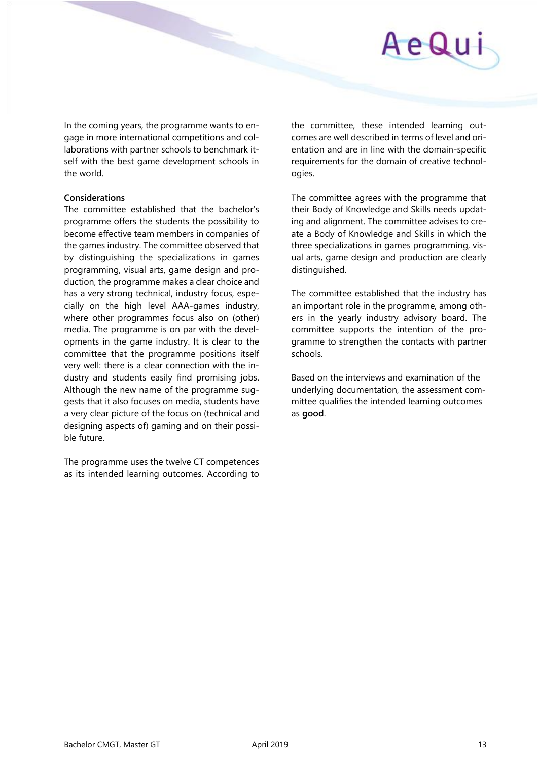In the coming years, the programme wants to engage in more international competitions and collaborations with partner schools to benchmark itself with the best game development schools in the world.

**Considerations**

The committee established that the bachelor's programme offers the students the possibility to become effective team members in companies of the games industry. The committee observed that by distinguishing the specializations in games programming, visual arts, game design and production, the programme makes a clear choice and has a very strong technical, industry focus, especially on the high level AAA-games industry, where other programmes focus also on (other) media. The programme is on par with the developments in the game industry. It is clear to the committee that the programme positions itself very well: there is a clear connection with the industry and students easily find promising jobs. Although the new name of the programme suggests that it also focuses on media, students have a very clear picture of the focus on (technical and designing aspects of) gaming and on their possible future.

The programme uses the twelve CT competences as its intended learning outcomes. According to the committee, these intended learning outcomes are well described in terms of level and orientation and are in line with the domain-specific requirements for the domain of creative technologies.

The committee agrees with the programme that their Body of Knowledge and Skills needs updating and alignment. The committee advises to create a Body of Knowledge and Skills in which the three specializations in games programming, visual arts, game design and production are clearly distinguished.

The committee established that the industry has an important role in the programme, among others in the yearly industry advisory board. The committee supports the intention of the programme to strengthen the contacts with partner schools.

Based on the interviews and examination of the underlying documentation, the assessment committee qualifies the intended learning outcomes as **good**.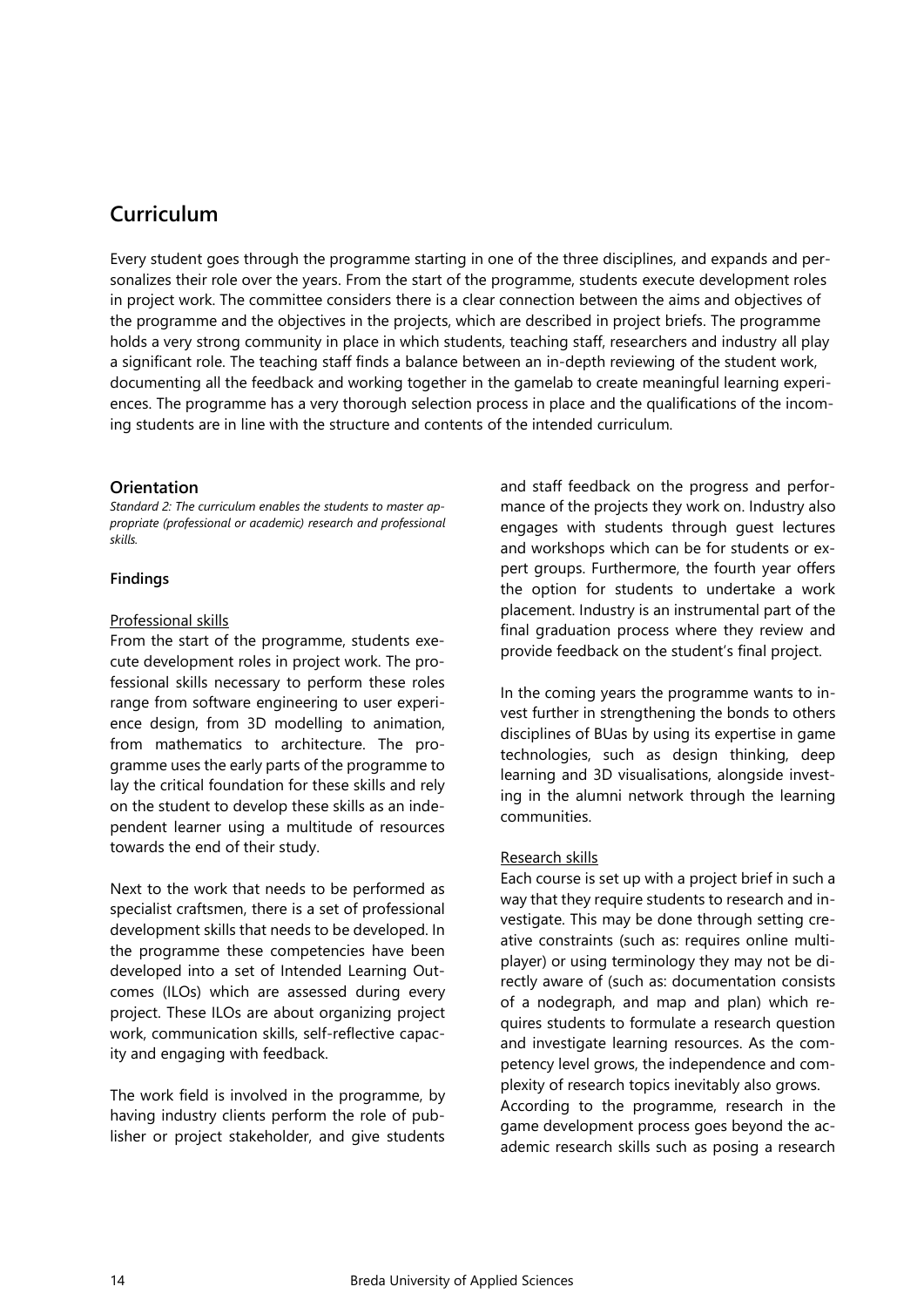## Curriculum

Every student goes through the programme starting in one of the three disciplines, and expands and personalizes their role over the years. From the start of the programme, students execute development roles in project work. The committee considers there is a clear connection between the aims and objectives of the programme and the objectives in the projects, which are described in project briefs. The programme holds a very strong community in place in which students, teaching staff, researchers and industry all play a significant role. The teaching staff finds a balance between an in-depth reviewing of the student work, documenting all the feedback and working together in the gamelab to create meaningful learning experiences. The programme has a very thorough selection process in place and the qualifications of the incoming students are in line with the structure and contents of the intended curriculum.

### Orientation

*Standard 2: The curriculum enables the students to master appropriate (professional or academic) research and professional skills.*

#### Findings

Professional skills

From the start of the programme, students execute development roles in project work. The professional skills necessary to perform these roles range from software engineering to user experience design, from 3D modelling to animation, from mathematics to architecture. The programme uses the early parts of the programme to lay the critical foundation for these skills and rely on the student to develop these skills as an independent learner using a multitude of resources towards the end of their study.

Next to the work that needs to be performed as specialist craftsmen, there is a set of professional development skills that needs to be developed. In the programme these competencies have been developed into a set of Intended Learning Outcomes (ILOs) which are assessed during every project. These ILOs are about organizing project work, communication skills, self-reflective capacity and engaging with feedback.

The work field is involved in the programme, by having industry clients perform the role of publisher or project stakeholder, and give students and staff feedback on the progress and performance of the projects they work on. Industry also engages with students through guest lectures and workshops which can be for students or expert groups. Furthermore, the fourth year offers the option for students to undertake a work placement. Industry is an instrumental part of the final graduation process where they review and provide feedback on the student's final project.

In the coming years the programme wants to invest further in strengthening the bonds to others disciplines of BUas by using its expertise in game technologies, such as design thinking, deep learning and 3D visualisations, alongside investing in the alumni network through the learning communities.

Research skills

Each course is set up with a project brief in such a way that they require students to research and investigate. This may be done through setting creative constraints (such as: requires online multiplayer) or using terminology they may not be directly aware of (such as: documentation consists of a nodegraph, and map and plan) which requires students to formulate a research question and investigate learning resources. As the competency level grows, the independence and complexity of research topics inevitably also grows.
According to the programme, research in the game development process goes beyond the academic research skills such as posing a research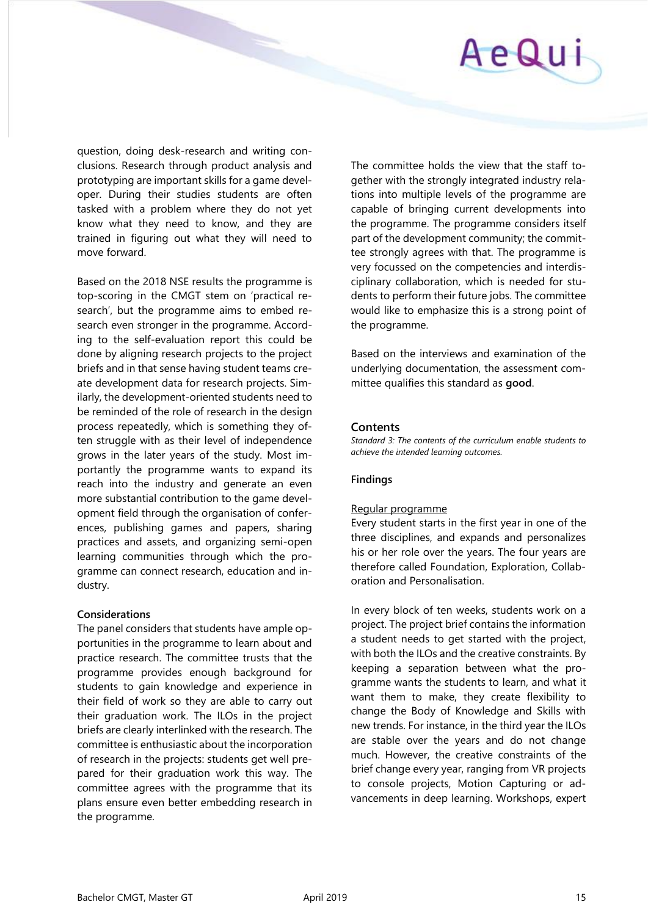question, doing desk-research and writing conclusions. Research through product analysis and prototyping are important skills for a game developer. During their studies students are often tasked with a problem where they do not yet know what they need to know, and they are trained in figuring out what they will need to move forward.

Based on the 2018 NSE results the programme is top-scoring in the CMGT stem on 'practical research', but the programme aims to embed research even stronger in the programme. According to the self-evaluation report this could be done by aligning research projects to the project briefs and in that sense having student teams create development data for research projects. Similarly, the development-oriented students need to be reminded of the role of research in the design process repeatedly, which is something they often struggle with as their level of independence grows in the later years of the study. Most importantly the programme wants to expand its reach into the industry and generate an even more substantial contribution to the game development field through the organisation of conferences, publishing games and papers, sharing practices and assets, and organizing semi-open learning communities through which the programme can connect research, education and industry.

**Considerations**

The panel considers that students have ample opportunities in the programme to learn about and practice research. The committee trusts that the programme provides enough background for students to gain knowledge and experience in their field of work so they are able to carry out their graduation work. The ILOs in the project briefs are clearly interlinked with the research. The committee is enthusiastic about the incorporation of research in the projects: students get well prepared for their graduation work this way. The committee agrees with the programme that its plans ensure even better embedding research in the programme.

The committee holds the view that the staff together with the strongly integrated industry relations into multiple levels of the programme are capable of bringing current developments into the programme. The programme considers itself part of the development community; the committee strongly agrees with that. The programme is very focussed on the competencies and interdisciplinary collaboration, which is needed for students to perform their future jobs. The committee would like to emphasize this is a strong point of the programme.

Based on the interviews and examination of the underlying documentation, the assessment committee qualifies this standard as **good**.

## Contents

*Standard 3: The contents of the curriculum enable students to achieve the intended learning outcomes.*

**Findings**

Regular programme

Every student starts in the first year in one of the three disciplines, and expands and personalizes his or her role over the years. The four years are therefore called Foundation, Exploration, Collaboration and Personalisation.

In every block of ten weeks, students work on a project. The project brief contains the information a student needs to get started with the project, with both the ILOs and the creative constraints. By keeping a separation between what the programme wants the students to learn, and what it want them to make, they create flexibility to change the Body of Knowledge and Skills with new trends. For instance, in the third year the ILOs are stable over the years and do not change much. However, the creative constraints of the brief change every year, ranging from VR projects to console projects, Motion Capturing or advancements in deep learning. Workshops, expert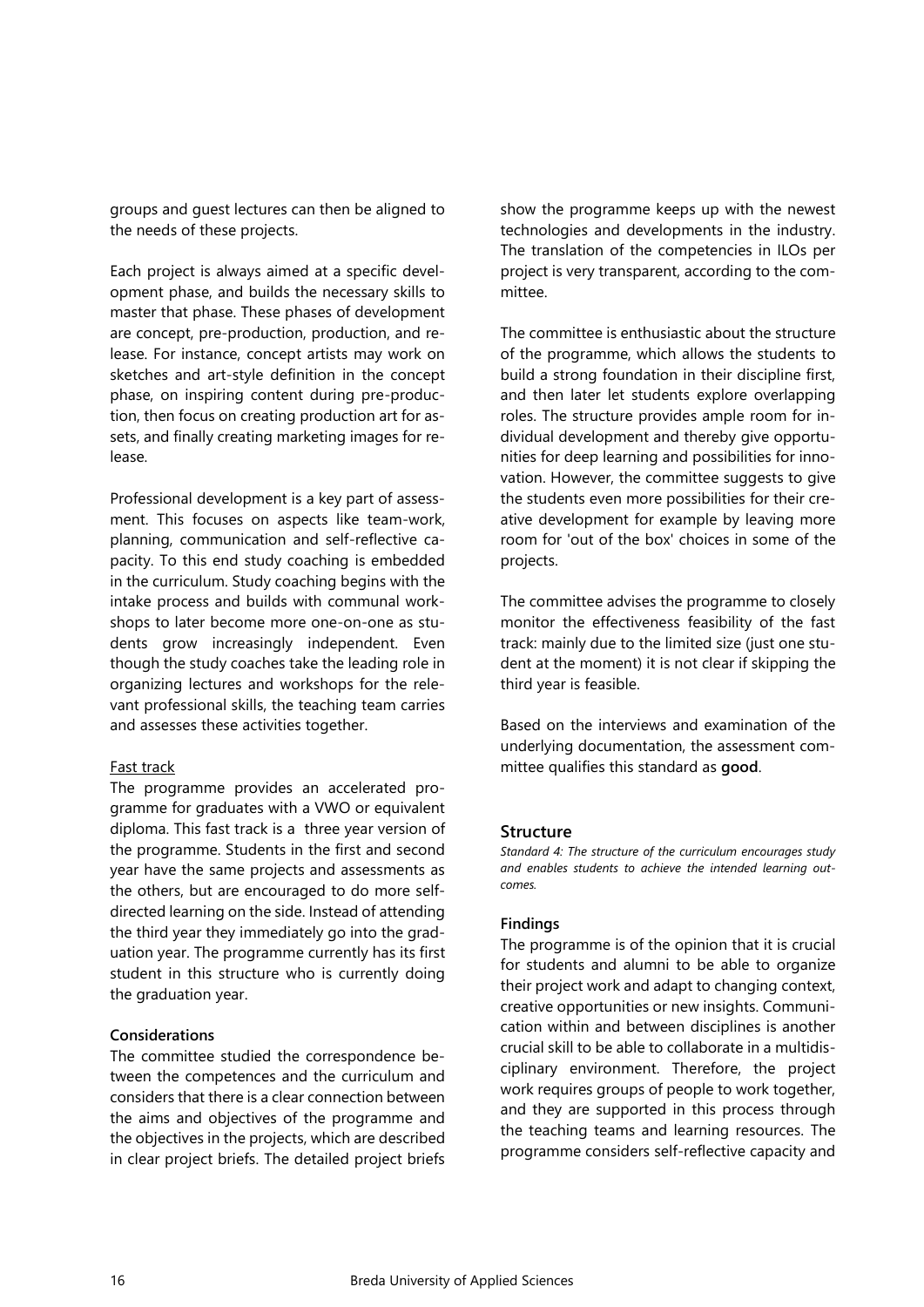groups and guest lectures can then be aligned to the needs of these projects.

Each project is always aimed at a specific development phase, and builds the necessary skills to master that phase. These phases of development are concept, pre-production, production, and release. For instance, concept artists may work on sketches and art-style definition in the concept phase, on inspiring content during pre-production, then focus on creating production art for assets, and finally creating marketing images for release.

Professional development is a key part of assessment. This focuses on aspects like team-work, planning, communication and self-reflective capacity. To this end study coaching is embedded in the curriculum. Study coaching begins with the intake process and builds with communal workshops to later become more one-on-one as students grow increasingly independent. Even though the study coaches take the leading role in organizing lectures and workshops for the relevant professional skills, the teaching team carries and assesses these activities together.

Fast track

The programme provides an accelerated programme for graduates with a VWO or equivalent diploma. This fast track is a three year version of the programme. Students in the first and second year have the same projects and assessments as the others, but are encouraged to do more self-directed learning on the side. Instead of attending the third year they immediately go into the graduation year. The programme currently has its first student in this structure who is currently doing the graduation year.

**Considerations**

The committee studied the correspondence between the competences and the curriculum and considers that there is a clear connection between the aims and objectives of the programme and the objectives in the projects, which are described in clear project briefs. The detailed project briefs show the programme keeps up with the newest technologies and developments in the industry. The translation of the competencies in ILOs per project is very transparent, according to the committee.

The committee is enthusiastic about the structure of the programme, which allows the students to build a strong foundation in their discipline first, and then later let students explore overlapping roles. The structure provides ample room for individual development and thereby give opportunities for deep learning and possibilities for innovation. However, the committee suggests to give the students even more possibilities for their creative development for example by leaving more room for 'out of the box' choices in some of the projects.

The committee advises the programme to closely monitor the effectiveness feasibility of the fast track: mainly due to the limited size (just one student at the moment) it is not clear if skipping the third year is feasible.

Based on the interviews and examination of the underlying documentation, the assessment committee qualifies this standard as **good**.

## Structure

*Standard 4: The structure of the curriculum encourages study and enables students to achieve the intended learning outcomes.*

**Findings**

The programme is of the opinion that it is crucial for students and alumni to be able to organize their project work and adapt to changing context, creative opportunities or new insights. Communication within and between disciplines is another crucial skill to be able to collaborate in a multidisciplinary environment. Therefore, the project work requires groups of people to work together, and they are supported in this process through the teaching teams and learning resources. The programme considers self-reflective capacity and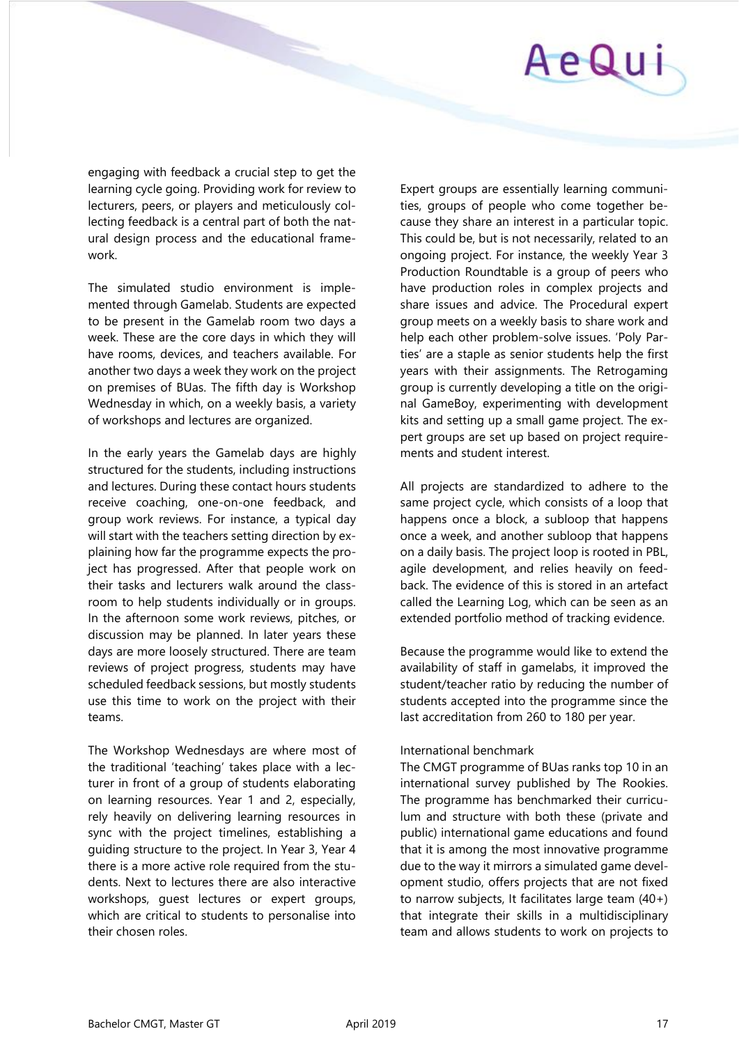engaging with feedback a crucial step to get the learning cycle going. Providing work for review to lecturers, peers, or players and meticulously collecting feedback is a central part of both the natural design process and the educational framework.

The simulated studio environment is implemented through Gamelab. Students are expected to be present in the Gamelab room two days a week. These are the core days in which they will have rooms, devices, and teachers available. For another two days a week they work on the project on premises of BUas. The fifth day is Workshop Wednesday in which, on a weekly basis, a variety of workshops and lectures are organized.

In the early years the Gamelab days are highly structured for the students, including instructions and lectures. During these contact hours students receive coaching, one-on-one feedback, and group work reviews. For instance, a typical day will start with the teachers setting direction by explaining how far the programme expects the project has progressed. After that people work on their tasks and lecturers walk around the classroom to help students individually or in groups. In the afternoon some work reviews, pitches, or discussion may be planned. In later years these days are more loosely structured. There are team reviews of project progress, students may have scheduled feedback sessions, but mostly students use this time to work on the project with their teams.

The Workshop Wednesdays are where most of the traditional 'teaching' takes place with a lecturer in front of a group of students elaborating on learning resources. Year 1 and 2, especially, rely heavily on delivering learning resources in sync with the project timelines, establishing a guiding structure to the project. In Year 3, Year 4 there is a more active role required from the students. Next to lectures there are also interactive workshops, guest lectures or expert groups, which are critical to students to personalise into their chosen roles.

Expert groups are essentially learning communities, groups of people who come together because they share an interest in a particular topic. This could be, but is not necessarily, related to an ongoing project. For instance, the weekly Year 3 Production Roundtable is a group of peers who have production roles in complex projects and share issues and advice. The Procedural expert group meets on a weekly basis to share work and help each other problem-solve issues. 'Poly Parties' are a staple as senior students help the first years with their assignments. The Retrogaming group is currently developing a title on the original GameBoy, experimenting with development kits and setting up a small game project. The expert groups are set up based on project requirements and student interest.

All projects are standardized to adhere to the same project cycle, which consists of a loop that happens once a block, a subloop that happens once a week, and another subloop that happens on a daily basis. The project loop is rooted in PBL, agile development, and relies heavily on feedback. The evidence of this is stored in an artefact called the Learning Log, which can be seen as an extended portfolio method of tracking evidence.

Because the programme would like to extend the availability of staff in gamelabs, it improved the student/teacher ratio by reducing the number of students accepted into the programme since the last accreditation from 260 to 180 per year.

International benchmark

The CMGT programme of BUas ranks top 10 in an international survey published by The Rookies. The programme has benchmarked their curriculum and structure with both these (private and public) international game educations and found that it is among the most innovative programme due to the way it mirrors a simulated game development studio, offers projects that are not fixed to narrow subjects, It facilitates large team (40+) that integrate their skills in a multidisciplinary team and allows students to work on projects to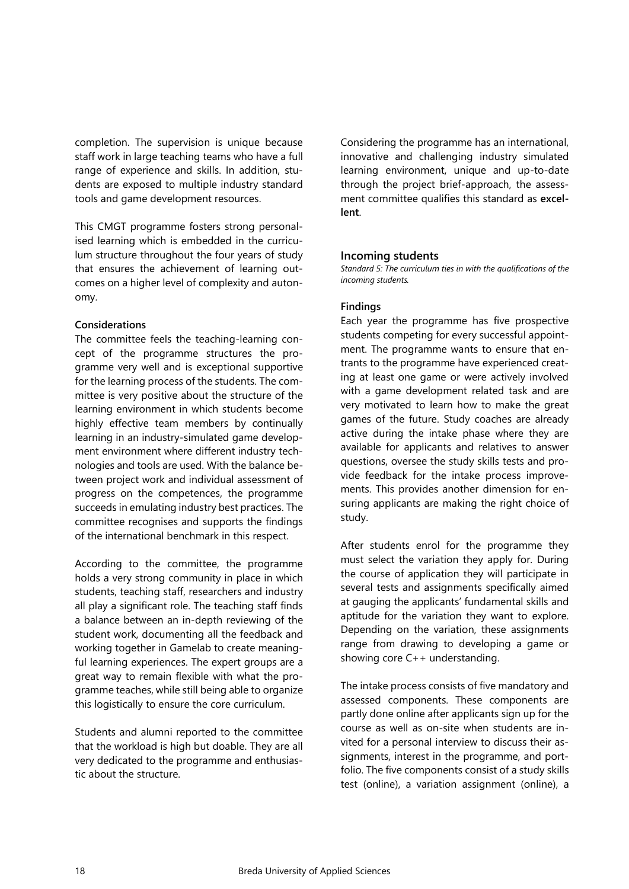completion. The supervision is unique because staff work in large teaching teams who have a full range of experience and skills. In addition, students are exposed to multiple industry standard tools and game development resources.

This CMGT programme fosters strong personalised learning which is embedded in the curriculum structure throughout the four years of study that ensures the achievement of learning outcomes on a higher level of complexity and autonomy.

#### Considerations

The committee feels the teaching-learning concept of the programme structures the programme very well and is exceptional supportive for the learning process of the students. The committee is very positive about the structure of the learning environment in which students become highly effective team members by continually learning in an industry-simulated game development environment where different industry technologies and tools are used. With the balance between project work and individual assessment of progress on the competences, the programme succeeds in emulating industry best practices. The committee recognises and supports the findings of the international benchmark in this respect.

According to the committee, the programme holds a very strong community in place in which students, teaching staff, researchers and industry all play a significant role. The teaching staff finds a balance between an in-depth reviewing of the student work, documenting all the feedback and working together in Gamelab to create meaningful learning experiences. The expert groups are a great way to remain flexible with what the programme teaches, while still being able to organize this logistically to ensure the core curriculum.

Students and alumni reported to the committee that the workload is high but doable. They are all very dedicated to the programme and enthusiastic about the structure.

Considering the programme has an international, innovative and challenging industry simulated learning environment, unique and up-to-date through the project brief-approach, the assessment committee qualifies this standard as **excellent**.

### Incoming students

*Standard 5: The curriculum ties in with the qualifications of the incoming students.*

#### Findings

Each year the programme has five prospective students competing for every successful appointment. The programme wants to ensure that entrants to the programme have experienced creating at least one game or were actively involved with a game development related task and are very motivated to learn how to make the great games of the future. Study coaches are already active during the intake phase where they are available for applicants and relatives to answer questions, oversee the study skills tests and provide feedback for the intake process improvements. This provides another dimension for ensuring applicants are making the right choice of study.

After students enrol for the programme they must select the variation they apply for. During the course of application they will participate in several tests and assignments specifically aimed at gauging the applicants' fundamental skills and aptitude for the variation they want to explore. Depending on the variation, these assignments range from drawing to developing a game or showing core C++ understanding.

The intake process consists of five mandatory and assessed components. These components are partly done online after applicants sign up for the course as well as on-site when students are invited for a personal interview to discuss their assignments, interest in the programme, and portfolio. The five components consist of a study skills test (online), a variation assignment (online), a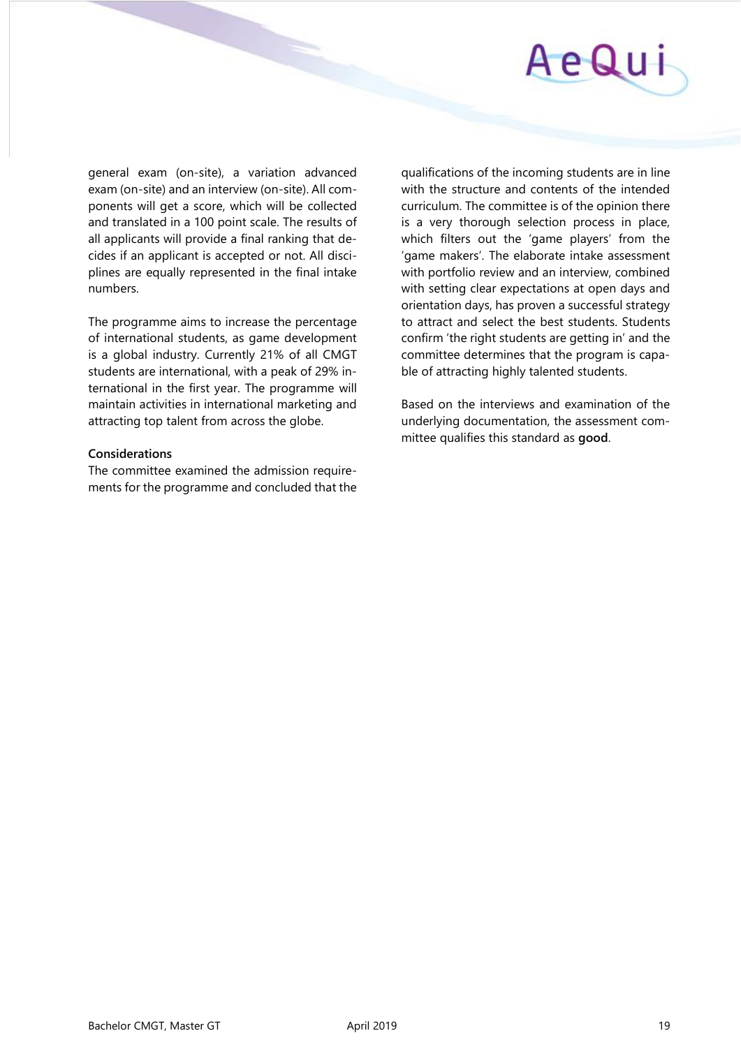general exam (on-site), a variation advanced exam (on-site) and an interview (on-site). All components will get a score, which will be collected and translated in a 100 point scale. The results of all applicants will provide a final ranking that decides if an applicant is accepted or not. All disciplines are equally represented in the final intake numbers.

The programme aims to increase the percentage of international students, as game development is a global industry. Currently 21% of all CMGT students are international, with a peak of 29% international in the first year. The programme will maintain activities in international marketing and attracting top talent from across the globe.

**Considerations**

The committee examined the admission requirements for the programme and concluded that the qualifications of the incoming students are in line with the structure and contents of the intended curriculum. The committee is of the opinion there is a very thorough selection process in place, which filters out the 'game players' from the 'game makers'. The elaborate intake assessment with portfolio review and an interview, combined with setting clear expectations at open days and orientation days, has proven a successful strategy to attract and select the best students. Students confirm 'the right students are getting in' and the committee determines that the program is capable of attracting highly talented students.

Based on the interviews and examination of the underlying documentation, the assessment committee qualifies this standard as **good**.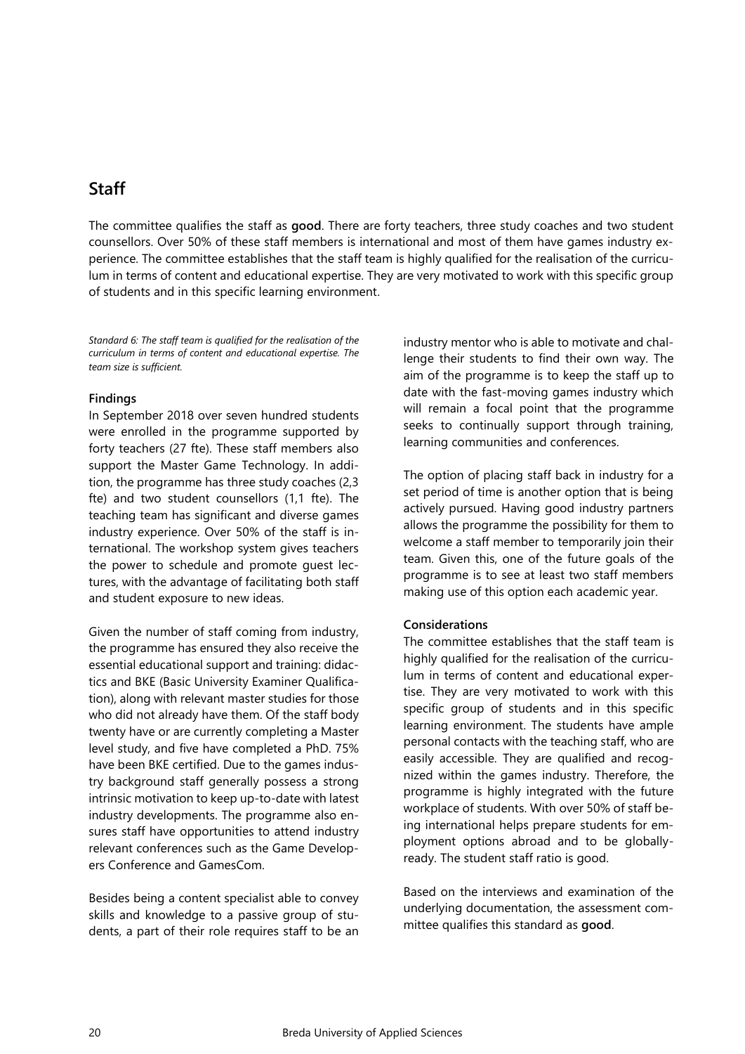## Staff

The committee qualifies the staff as **good**. There are forty teachers, three study coaches and two student counsellors. Over 50% of these staff members is international and most of them have games industry experience. The committee establishes that the staff team is highly qualified for the realisation of the curriculum in terms of content and educational expertise. They are very motivated to work with this specific group of students and in this specific learning environment.

*Standard 6: The staff team is qualified for the realisation of the curriculum in terms of content and educational expertise. The team size is sufficient.*

### Findings

In September 2018 over seven hundred students were enrolled in the programme supported by forty teachers (27 fte). These staff members also support the Master Game Technology. In addition, the programme has three study coaches (2,3 fte) and two student counsellors (1,1 fte). The teaching team has significant and diverse games industry experience. Over 50% of the staff is international. The workshop system gives teachers the power to schedule and promote guest lectures, with the advantage of facilitating both staff and student exposure to new ideas.

Given the number of staff coming from industry, the programme has ensured they also receive the essential educational support and training: didactics and BKE (Basic University Examiner Qualification), along with relevant master studies for those who did not already have them. Of the staff body twenty have or are currently completing a Master level study, and five have completed a PhD. 75% have been BKE certified. Due to the games industry background staff generally possess a strong intrinsic motivation to keep up-to-date with latest industry developments. The programme also ensures staff have opportunities to attend industry relevant conferences such as the Game Developers Conference and GamesCom.

Besides being a content specialist able to convey skills and knowledge to a passive group of students, a part of their role requires staff to be an industry mentor who is able to motivate and challenge their students to find their own way. The aim of the programme is to keep the staff up to date with the fast-moving games industry which will remain a focal point that the programme seeks to continually support through training, learning communities and conferences.

The option of placing staff back in industry for a set period of time is another option that is being actively pursued. Having good industry partners allows the programme the possibility for them to welcome a staff member to temporarily join their team. Given this, one of the future goals of the programme is to see at least two staff members making use of this option each academic year.

### Considerations

The committee establishes that the staff team is highly qualified for the realisation of the curriculum in terms of content and educational expertise. They are very motivated to work with this specific group of students and in this specific learning environment. The students have ample personal contacts with the teaching staff, who are easily accessible. They are qualified and recognized within the games industry. Therefore, the programme is highly integrated with the future workplace of students. With over 50% of staff being international helps prepare students for employment options abroad and to be globally-ready. The student staff ratio is good.

Based on the interviews and examination of the underlying documentation, the assessment committee qualifies this standard as **good**.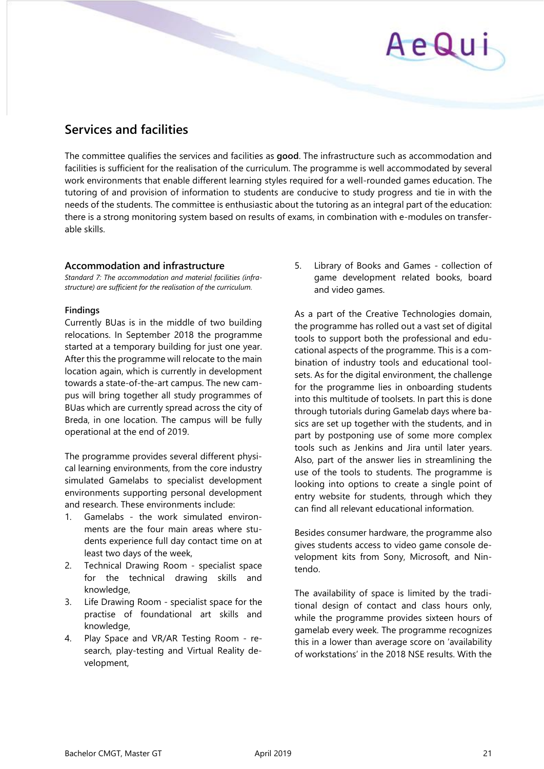## Services and facilities

The committee qualifies the services and facilities as **good**. The infrastructure such as accommodation and facilities is sufficient for the realisation of the curriculum. The programme is well accommodated by several work environments that enable different learning styles required for a well-rounded games education. The tutoring of and provision of information to students are conducive to study progress and tie in with the needs of the students. The committee is enthusiastic about the tutoring as an integral part of the education: there is a strong monitoring system based on results of exams, in combination with e-modules on transferable skills.

### Accommodation and infrastructure

*Standard 7: The accommodation and material facilities (infrastructure) are sufficient for the realisation of the curriculum.*

#### Findings

Currently BUas is in the middle of two building relocations. In September 2018 the programme started at a temporary building for just one year. After this the programme will relocate to the main location again, which is currently in development towards a state-of-the-art campus. The new campus will bring together all study programmes of BUas which are currently spread across the city of Breda, in one location. The campus will be fully operational at the end of 2019.

The programme provides several different physical learning environments, from the core industry simulated Gamelabs to specialist development environments supporting personal development and research. These environments include:

1. Gamelabs - the work simulated environments are the four main areas where students experience full day contact time on at least two days of the week,
2. Technical Drawing Room - specialist space for the technical drawing skills and knowledge,
3. Life Drawing Room - specialist space for the practise of foundational art skills and knowledge,
4. Play Space and VR/AR Testing Room - research, play-testing and Virtual Reality development,
5. Library of Books and Games - collection of game development related books, board and video games.

As a part of the Creative Technologies domain, the programme has rolled out a vast set of digital tools to support both the professional and educational aspects of the programme. This is a combination of industry tools and educational toolsets. As for the digital environment, the challenge for the programme lies in onboarding students into this multitude of toolsets. In part this is done through tutorials during Gamelab days where basics are set up together with the students, and in part by postponing use of some more complex tools such as Jenkins and Jira until later years. Also, part of the answer lies in streamlining the use of the tools to students. The programme is looking into options to create a single point of entry website for students, through which they can find all relevant educational information.

Besides consumer hardware, the programme also gives students access to video game console development kits from Sony, Microsoft, and Nintendo.

The availability of space is limited by the traditional design of contact and class hours only, while the programme provides sixteen hours of gamelab every week. The programme recognizes this in a lower than average score on 'availability of workstations' in the 2018 NSE results. With the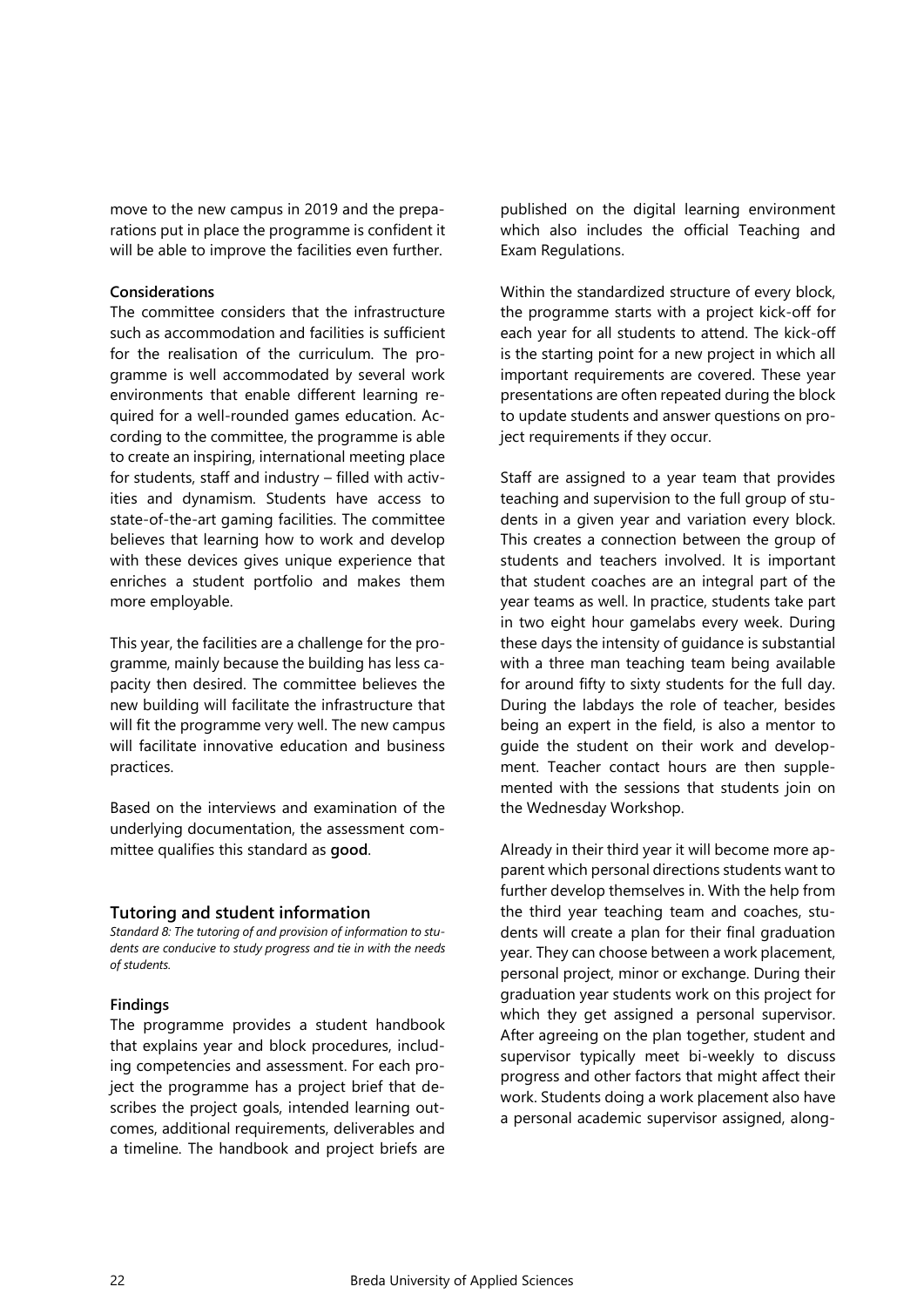move to the new campus in 2019 and the preparations put in place the programme is confident it will be able to improve the facilities even further.

**Considerations**

The committee considers that the infrastructure such as accommodation and facilities is sufficient for the realisation of the curriculum. The programme is well accommodated by several work environments that enable different learning required for a well-rounded games education. According to the committee, the programme is able to create an inspiring, international meeting place for students, staff and industry – filled with activities and dynamism. Students have access to state-of-the-art gaming facilities. The committee believes that learning how to work and develop with these devices gives unique experience that enriches a student portfolio and makes them more employable.

This year, the facilities are a challenge for the programme, mainly because the building has less capacity then desired. The committee believes the new building will facilitate the infrastructure that will fit the programme very well. The new campus will facilitate innovative education and business practices.

Based on the interviews and examination of the underlying documentation, the assessment committee qualifies this standard as **good**.

### Tutoring and student information

*Standard 8: The tutoring of and provision of information to students are conducive to study progress and tie in with the needs of students.*

**Findings**

The programme provides a student handbook that explains year and block procedures, including competencies and assessment. For each project the programme has a project brief that describes the project goals, intended learning outcomes, additional requirements, deliverables and a timeline. The handbook and project briefs are published on the digital learning environment which also includes the official Teaching and Exam Regulations.

Within the standardized structure of every block, the programme starts with a project kick-off for each year for all students to attend. The kick-off is the starting point for a new project in which all important requirements are covered. These year presentations are often repeated during the block to update students and answer questions on project requirements if they occur.

Staff are assigned to a year team that provides teaching and supervision to the full group of students in a given year and variation every block. This creates a connection between the group of students and teachers involved. It is important that student coaches are an integral part of the year teams as well. In practice, students take part in two eight hour gamelabs every week. During these days the intensity of guidance is substantial with a three man teaching team being available for around fifty to sixty students for the full day. During the labdays the role of teacher, besides being an expert in the field, is also a mentor to guide the student on their work and development. Teacher contact hours are then supplemented with the sessions that students join on the Wednesday Workshop.

Already in their third year it will become more apparent which personal directions students want to further develop themselves in. With the help from the third year teaching team and coaches, students will create a plan for their final graduation year. They can choose between a work placement, personal project, minor or exchange. During their graduation year students work on this project for which they get assigned a personal supervisor. After agreeing on the plan together, student and supervisor typically meet bi-weekly to discuss progress and other factors that might affect their work. Students doing a work placement also have a personal academic supervisor assigned, along-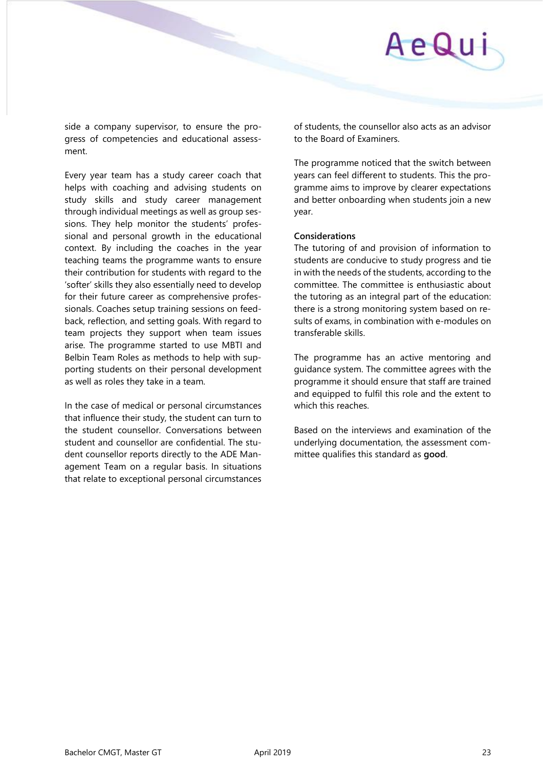side a company supervisor, to ensure the progress of competencies and educational assessment.

Every year team has a study career coach that helps with coaching and advising students on study skills and study career management through individual meetings as well as group sessions. They help monitor the students' professional and personal growth in the educational context. By including the coaches in the year teaching teams the programme wants to ensure their contribution for students with regard to the 'softer' skills they also essentially need to develop for their future career as comprehensive professionals. Coaches setup training sessions on feedback, reflection, and setting goals. With regard to team projects they support when team issues arise. The programme started to use MBTI and Belbin Team Roles as methods to help with supporting students on their personal development as well as roles they take in a team.

In the case of medical or personal circumstances that influence their study, the student can turn to the student counsellor. Conversations between student and counsellor are confidential. The student counsellor reports directly to the ADE Management Team on a regular basis. In situations that relate to exceptional personal circumstances of students, the counsellor also acts as an advisor to the Board of Examiners.

The programme noticed that the switch between years can feel different to students. This the programme aims to improve by clearer expectations and better onboarding when students join a new year.

**Considerations**

The tutoring of and provision of information to students are conducive to study progress and tie in with the needs of the students, according to the committee. The committee is enthusiastic about the tutoring as an integral part of the education: there is a strong monitoring system based on results of exams, in combination with e-modules on transferable skills.

The programme has an active mentoring and guidance system. The committee agrees with the programme it should ensure that staff are trained and equipped to fulfil this role and the extent to which this reaches.

Based on the interviews and examination of the underlying documentation, the assessment committee qualifies this standard as **good**.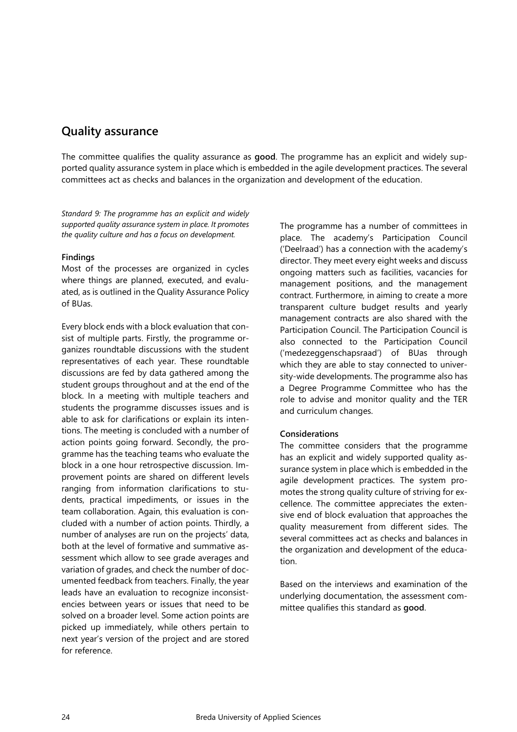## Quality assurance

The committee qualifies the quality assurance as **good**. The programme has an explicit and widely supported quality assurance system in place which is embedded in the agile development practices. The several committees act as checks and balances in the organization and development of the education.

*Standard 9: The programme has an explicit and widely supported quality assurance system in place. It promotes the quality culture and has a focus on development.*

**Findings**

Most of the processes are organized in cycles where things are planned, executed, and evaluated, as is outlined in the Quality Assurance Policy of BUas.

Every block ends with a block evaluation that consist of multiple parts. Firstly, the programme organizes roundtable discussions with the student representatives of each year. These roundtable discussions are fed by data gathered among the student groups throughout and at the end of the block. In a meeting with multiple teachers and students the programme discusses issues and is able to ask for clarifications or explain its intentions. The meeting is concluded with a number of action points going forward. Secondly, the programme has the teaching teams who evaluate the block in a one hour retrospective discussion. Improvement points are shared on different levels ranging from information clarifications to students, practical impediments, or issues in the team collaboration. Again, this evaluation is concluded with a number of action points. Thirdly, a number of analyses are run on the projects' data, both at the level of formative and summative assessment which allow to see grade averages and variation of grades, and check the number of documented feedback from teachers. Finally, the year leads have an evaluation to recognize inconsistencies between years or issues that need to be solved on a broader level. Some action points are picked up immediately, while others pertain to next year's version of the project and are stored for reference.

The programme has a number of committees in place. The academy's Participation Council ('Deelraad') has a connection with the academy's director. They meet every eight weeks and discuss ongoing matters such as facilities, vacancies for management positions, and the management contract. Furthermore, in aiming to create a more transparent culture budget results and yearly management contracts are also shared with the Participation Council. The Participation Council is also connected to the Participation Council ('medezeggenschapsraad') of BUas through which they are able to stay connected to university-wide developments. The programme also has a Degree Programme Committee who has the role to advise and monitor quality and the TER and curriculum changes.

**Considerations**

The committee considers that the programme has an explicit and widely supported quality assurance system in place which is embedded in the agile development practices. The system promotes the strong quality culture of striving for excellence. The committee appreciates the extensive end of block evaluation that approaches the quality measurement from different sides. The several committees act as checks and balances in the organization and development of the education.

Based on the interviews and examination of the underlying documentation, the assessment committee qualifies this standard as **good**.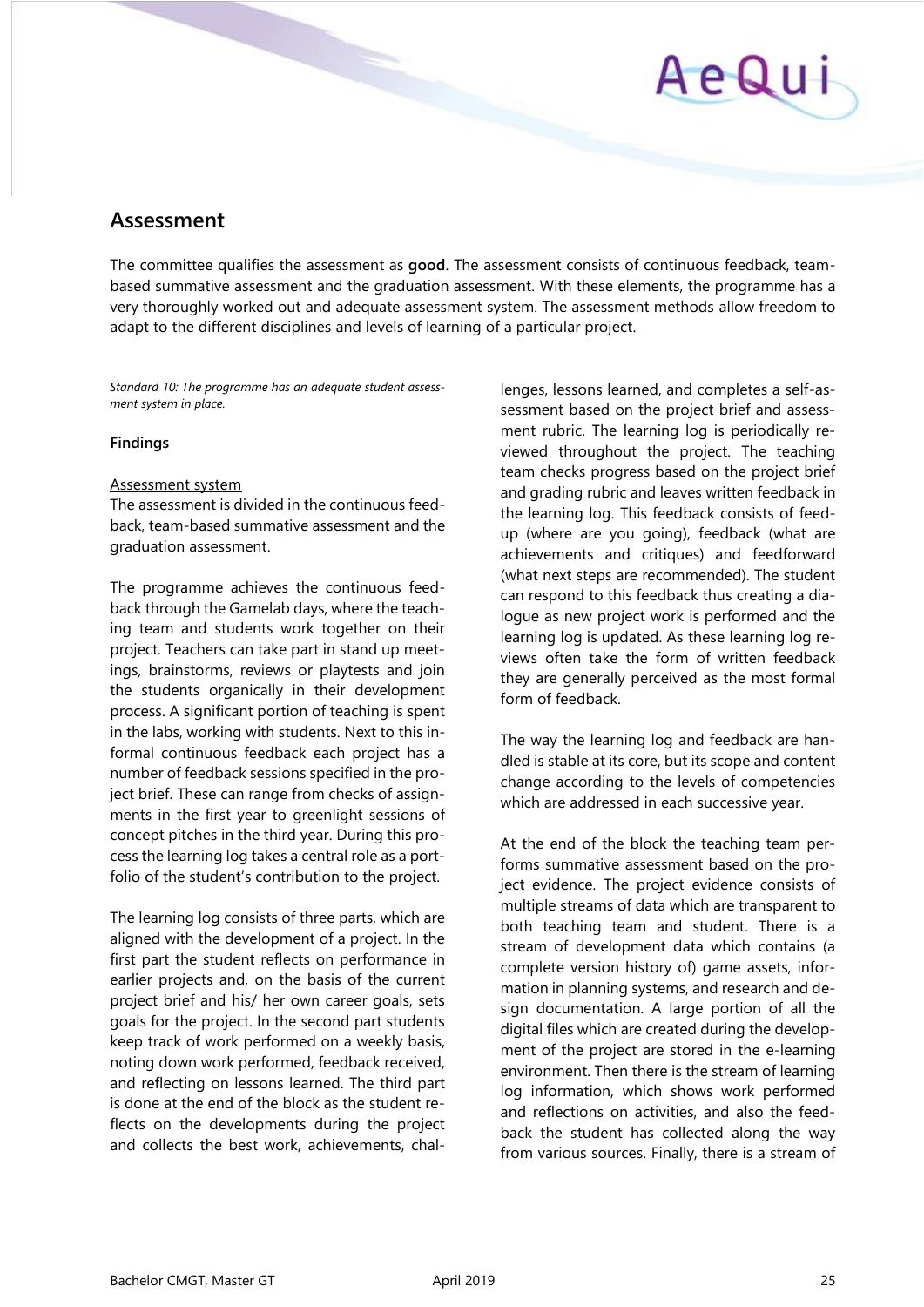## Assessment

The committee qualifies the assessment as **good**. The assessment consists of continuous feedback, team-based summative assessment and the graduation assessment. With these elements, the programme has a very thoroughly worked out and adequate assessment system. The assessment methods allow freedom to adapt to the different disciplines and levels of learning of a particular project.

*Standard 10: The programme has an adequate student assessment system in place.*

### Findings

Assessment system

The assessment is divided in the continuous feedback, team-based summative assessment and the graduation assessment.

The programme achieves the continuous feedback through the Gamelab days, where the teaching team and students work together on their project. Teachers can take part in stand up meetings, brainstorms, reviews or playtests and join the students organically in their development process. A significant portion of teaching is spent in the labs, working with students. Next to this informal continuous feedback each project has a number of feedback sessions specified in the project brief. These can range from checks of assignments in the first year to greenlight sessions of concept pitches in the third year. During this process the learning log takes a central role as a portfolio of the student's contribution to the project.

The learning log consists of three parts, which are aligned with the development of a project. In the first part the student reflects on performance in earlier projects and, on the basis of the current project brief and his/ her own career goals, sets goals for the project. In the second part students keep track of work performed on a weekly basis, noting down work performed, feedback received, and reflecting on lessons learned. The third part is done at the end of the block as the student reflects on the developments during the project and collects the best work, achievements, challenges, lessons learned, and completes a self-assessment based on the project brief and assessment rubric. The learning log is periodically reviewed throughout the project. The teaching team checks progress based on the project brief and grading rubric and leaves written feedback in the learning log. This feedback consists of feed-up (where are you going), feedback (what are achievements and critiques) and feedforward (what next steps are recommended). The student can respond to this feedback thus creating a dialogue as new project work is performed and the learning log is updated. As these learning log reviews often take the form of written feedback they are generally perceived as the most formal form of feedback.

The way the learning log and feedback are handled is stable at its core, but its scope and content change according to the levels of competencies which are addressed in each successive year.

At the end of the block the teaching team performs summative assessment based on the project evidence. The project evidence consists of multiple streams of data which are transparent to both teaching team and student. There is a stream of development data which contains (a complete version history of) game assets, information in planning systems, and research and design documentation. A large portion of all the digital files which are created during the development of the project are stored in the e-learning environment. Then there is the stream of learning log information, which shows work performed and reflections on activities, and also the feedback the student has collected along the way from various sources. Finally, there is a stream of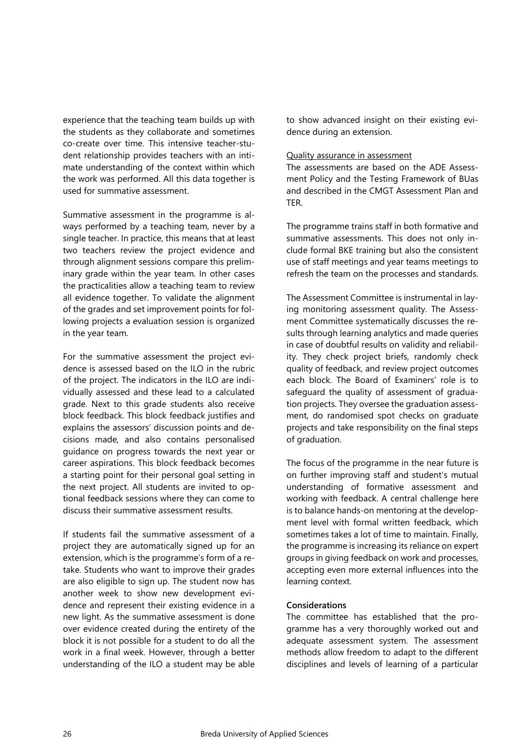experience that the teaching team builds up with the students as they collaborate and sometimes co-create over time. This intensive teacher-student relationship provides teachers with an intimate understanding of the context within which the work was performed. All this data together is used for summative assessment.

Summative assessment in the programme is always performed by a teaching team, never by a single teacher. In practice, this means that at least two teachers review the project evidence and through alignment sessions compare this preliminary grade within the year team. In other cases the practicalities allow a teaching team to review all evidence together. To validate the alignment of the grades and set improvement points for following projects a evaluation session is organized in the year team.

For the summative assessment the project evidence is assessed based on the ILO in the rubric of the project. The indicators in the ILO are individually assessed and these lead to a calculated grade. Next to this grade students also receive block feedback. This block feedback justifies and explains the assessors' discussion points and decisions made, and also contains personalised guidance on progress towards the next year or career aspirations. This block feedback becomes a starting point for their personal goal setting in the next project. All students are invited to optional feedback sessions where they can come to discuss their summative assessment results.

If students fail the summative assessment of a project they are automatically signed up for an extension, which is the programme's form of a retake. Students who want to improve their grades are also eligible to sign up. The student now has another week to show new development evidence and represent their existing evidence in a new light. As the summative assessment is done over evidence created during the entirety of the block it is not possible for a student to do all the work in a final week. However, through a better understanding of the ILO a student may be able to show advanced insight on their existing evidence during an extension.

Quality assurance in assessment

The assessments are based on the ADE Assessment Policy and the Testing Framework of BUas and described in the CMGT Assessment Plan and TER.

The programme trains staff in both formative and summative assessments. This does not only include formal BKE training but also the consistent use of staff meetings and year teams meetings to refresh the team on the processes and standards.

The Assessment Committee is instrumental in laying monitoring assessment quality. The Assessment Committee systematically discusses the results through learning analytics and made queries in case of doubtful results on validity and reliability. They check project briefs, randomly check quality of feedback, and review project outcomes each block. The Board of Examiners' role is to safeguard the quality of assessment of graduation projects. They oversee the graduation assessment, do randomised spot checks on graduate projects and take responsibility on the final steps of graduation.

The focus of the programme in the near future is on further improving staff and student's mutual understanding of formative assessment and working with feedback. A central challenge here is to balance hands-on mentoring at the development level with formal written feedback, which sometimes takes a lot of time to maintain. Finally, the programme is increasing its reliance on expert groups in giving feedback on work and processes, accepting even more external influences into the learning context.

**Considerations**

The committee has established that the programme has a very thoroughly worked out and adequate assessment system. The assessment methods allow freedom to adapt to the different disciplines and levels of learning of a particular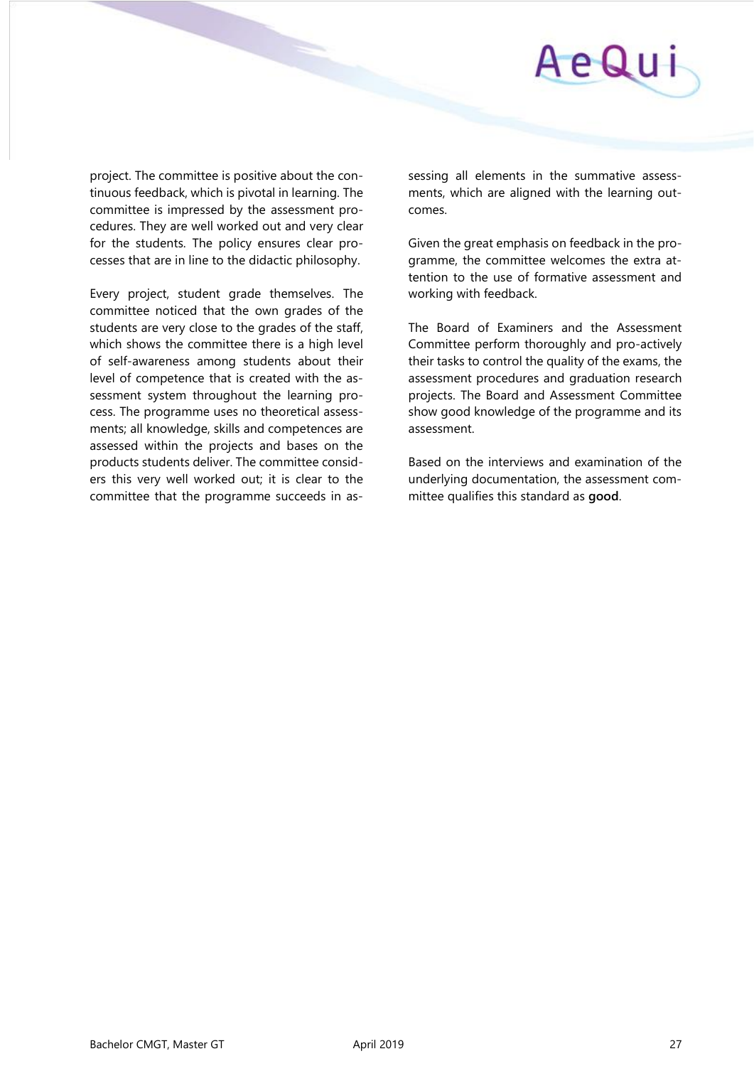project. The committee is positive about the continuous feedback, which is pivotal in learning. The committee is impressed by the assessment procedures. They are well worked out and very clear for the students. The policy ensures clear processes that are in line to the didactic philosophy.

Every project, student grade themselves. The committee noticed that the own grades of the students are very close to the grades of the staff, which shows the committee there is a high level of self-awareness among students about their level of competence that is created with the assessment system throughout the learning process. The programme uses no theoretical assessments; all knowledge, skills and competences are assessed within the projects and bases on the products students deliver. The committee considers this very well worked out; it is clear to the committee that the programme succeeds in assessing all elements in the summative assessments, which are aligned with the learning outcomes.

Given the great emphasis on feedback in the programme, the committee welcomes the extra attention to the use of formative assessment and working with feedback.

The Board of Examiners and the Assessment Committee perform thoroughly and pro-actively their tasks to control the quality of the exams, the assessment procedures and graduation research projects. The Board and Assessment Committee show good knowledge of the programme and its assessment.

Based on the interviews and examination of the underlying documentation, the assessment committee qualifies this standard as **good**.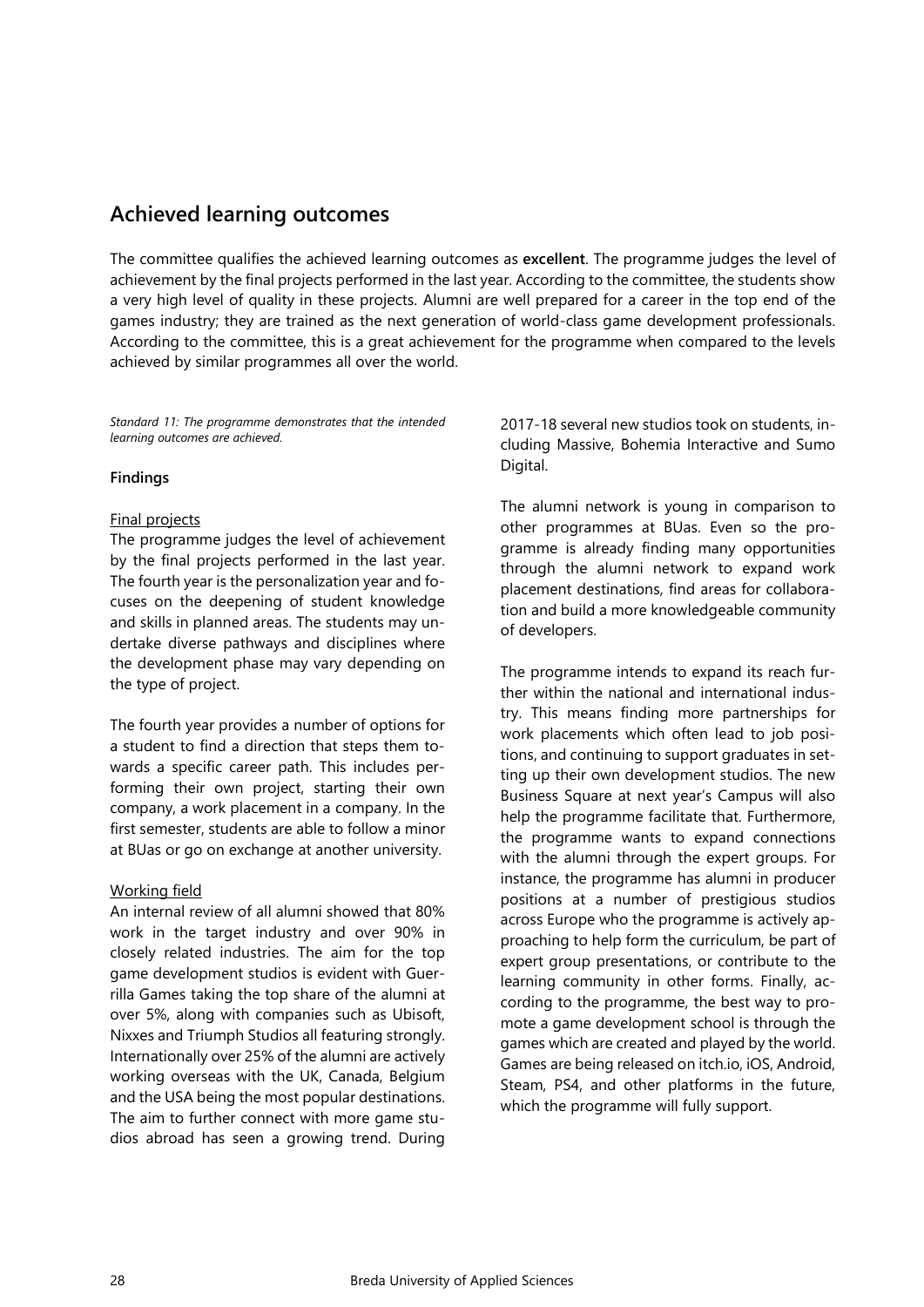## Achieved learning outcomes

The committee qualifies the achieved learning outcomes as **excellent**. The programme judges the level of achievement by the final projects performed in the last year. According to the committee, the students show a very high level of quality in these projects. Alumni are well prepared for a career in the top end of the games industry; they are trained as the next generation of world-class game development professionals. According to the committee, this is a great achievement for the programme when compared to the levels achieved by similar programmes all over the world.

*Standard 11: The programme demonstrates that the intended learning outcomes are achieved.*

**Findings**

Final projects

The programme judges the level of achievement by the final projects performed in the last year. The fourth year is the personalization year and focuses on the deepening of student knowledge and skills in planned areas. The students may undertake diverse pathways and disciplines where the development phase may vary depending on the type of project.

The fourth year provides a number of options for a student to find a direction that steps them towards a specific career path. This includes performing their own project, starting their own company, a work placement in a company. In the first semester, students are able to follow a minor at BUas or go on exchange at another university.

Working field

An internal review of all alumni showed that 80% work in the target industry and over 90% in closely related industries. The aim for the top game development studios is evident with Guerrilla Games taking the top share of the alumni at over 5%, along with companies such as Ubisoft, Nixxes and Triumph Studios all featuring strongly. Internationally over 25% of the alumni are actively working overseas with the UK, Canada, Belgium and the USA being the most popular destinations. The aim to further connect with more game studios abroad has seen a growing trend. During 2017-18 several new studios took on students, including Massive, Bohemia Interactive and Sumo Digital.

The alumni network is young in comparison to other programmes at BUas. Even so the programme is already finding many opportunities through the alumni network to expand work placement destinations, find areas for collaboration and build a more knowledgeable community of developers.

The programme intends to expand its reach further within the national and international industry. This means finding more partnerships for work placements which often lead to job positions, and continuing to support graduates in setting up their own development studios. The new Business Square at next year's Campus will also help the programme facilitate that. Furthermore, the programme wants to expand connections with the alumni through the expert groups. For instance, the programme has alumni in producer positions at a number of prestigious studios across Europe who the programme is actively approaching to help form the curriculum, be part of expert group presentations, or contribute to the learning community in other forms. Finally, according to the programme, the best way to promote a game development school is through the games which are created and played by the world. Games are being released on itch.io, iOS, Android, Steam, PS4, and other platforms in the future, which the programme will fully support.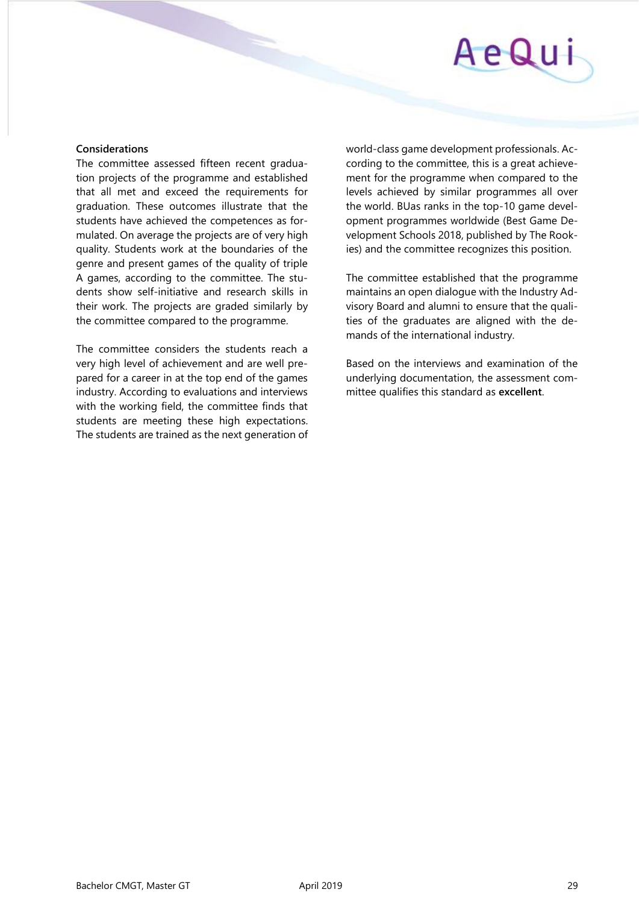**Considerations**

The committee assessed fifteen recent graduation projects of the programme and established that all met and exceed the requirements for graduation. These outcomes illustrate that the students have achieved the competences as formulated. On average the projects are of very high quality. Students work at the boundaries of the genre and present games of the quality of triple A games, according to the committee. The students show self-initiative and research skills in their work. The projects are graded similarly by the committee compared to the programme.

The committee considers the students reach a very high level of achievement and are well prepared for a career in at the top end of the games industry. According to evaluations and interviews with the working field, the committee finds that students are meeting these high expectations. The students are trained as the next generation of world-class game development professionals. According to the committee, this is a great achievement for the programme when compared to the levels achieved by similar programmes all over the world. BUas ranks in the top-10 game development programmes worldwide (Best Game Development Schools 2018, published by The Rookies) and the committee recognizes this position.

The committee established that the programme maintains an open dialogue with the Industry Advisory Board and alumni to ensure that the qualities of the graduates are aligned with the demands of the international industry.

Based on the interviews and examination of the underlying documentation, the assessment committee qualifies this standard as **excellent**.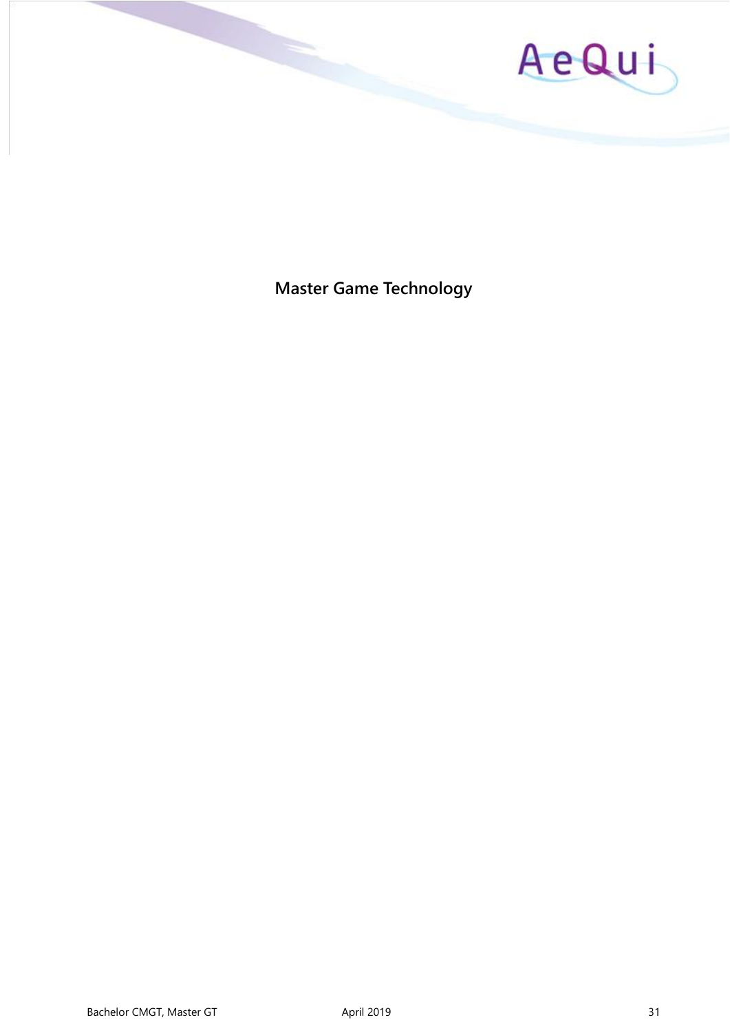# Master Game Technology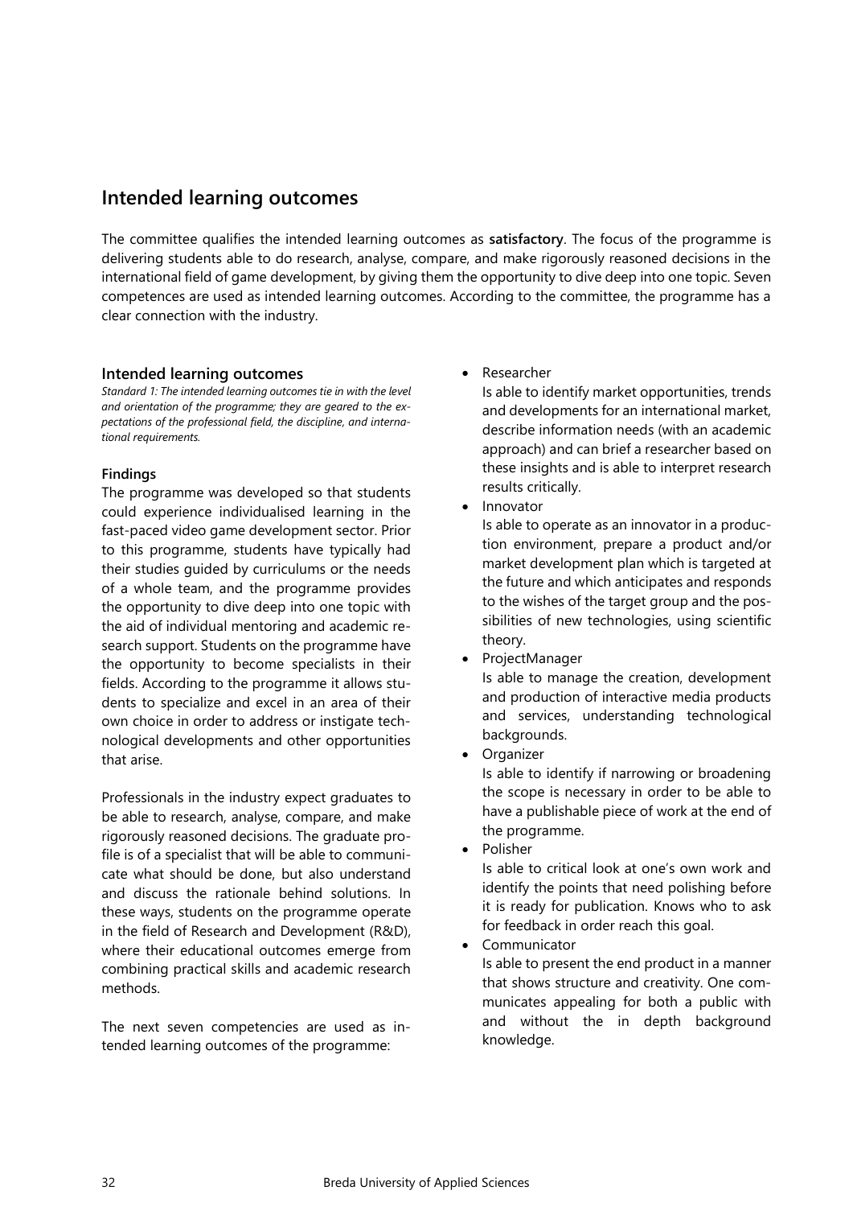## Intended learning outcomes

The committee qualifies the intended learning outcomes as **satisfactory**. The focus of the programme is delivering students able to do research, analyse, compare, and make rigorously reasoned decisions in the international field of game development, by giving them the opportunity to dive deep into one topic. Seven competences are used as intended learning outcomes. According to the committee, the programme has a clear connection with the industry.

### Intended learning outcomes

*Standard 1: The intended learning outcomes tie in with the level and orientation of the programme; they are geared to the expectations of the professional field, the discipline, and international requirements.*

#### Findings

The programme was developed so that students could experience individualised learning in the fast-paced video game development sector. Prior to this programme, students have typically had their studies guided by curriculums or the needs of a whole team, and the programme provides the opportunity to dive deep into one topic with the aid of individual mentoring and academic research support. Students on the programme have the opportunity to become specialists in their fields. According to the programme it allows students to specialize and excel in an area of their own choice in order to address or instigate technological developments and other opportunities that arise.

Professionals in the industry expect graduates to be able to research, analyse, compare, and make rigorously reasoned decisions. The graduate profile is of a specialist that will be able to communicate what should be done, but also understand and discuss the rationale behind solutions. In these ways, students on the programme operate in the field of Research and Development (R&D), where their educational outcomes emerge from combining practical skills and academic research methods.

The next seven competencies are used as intended learning outcomes of the programme:

- Researcher
  Is able to identify market opportunities, trends and developments for an international market, describe information needs (with an academic approach) and can brief a researcher based on these insights and is able to interpret research results critically.
- Innovator
  Is able to operate as an innovator in a production environment, prepare a product and/or market development plan which is targeted at the future and which anticipates and responds to the wishes of the target group and the possibilities of new technologies, using scientific theory.
- ProjectManager
  Is able to manage the creation, development and production of interactive media products and services, understanding technological backgrounds.
- Organizer
  Is able to identify if narrowing or broadening the scope is necessary in order to be able to have a publishable piece of work at the end of the programme.
- Polisher
  Is able to critical look at one's own work and identify the points that need polishing before it is ready for publication. Knows who to ask for feedback in order reach this goal.
- Communicator
  Is able to present the end product in a manner that shows structure and creativity. One communicates appealing for both a public with and without the in depth background knowledge.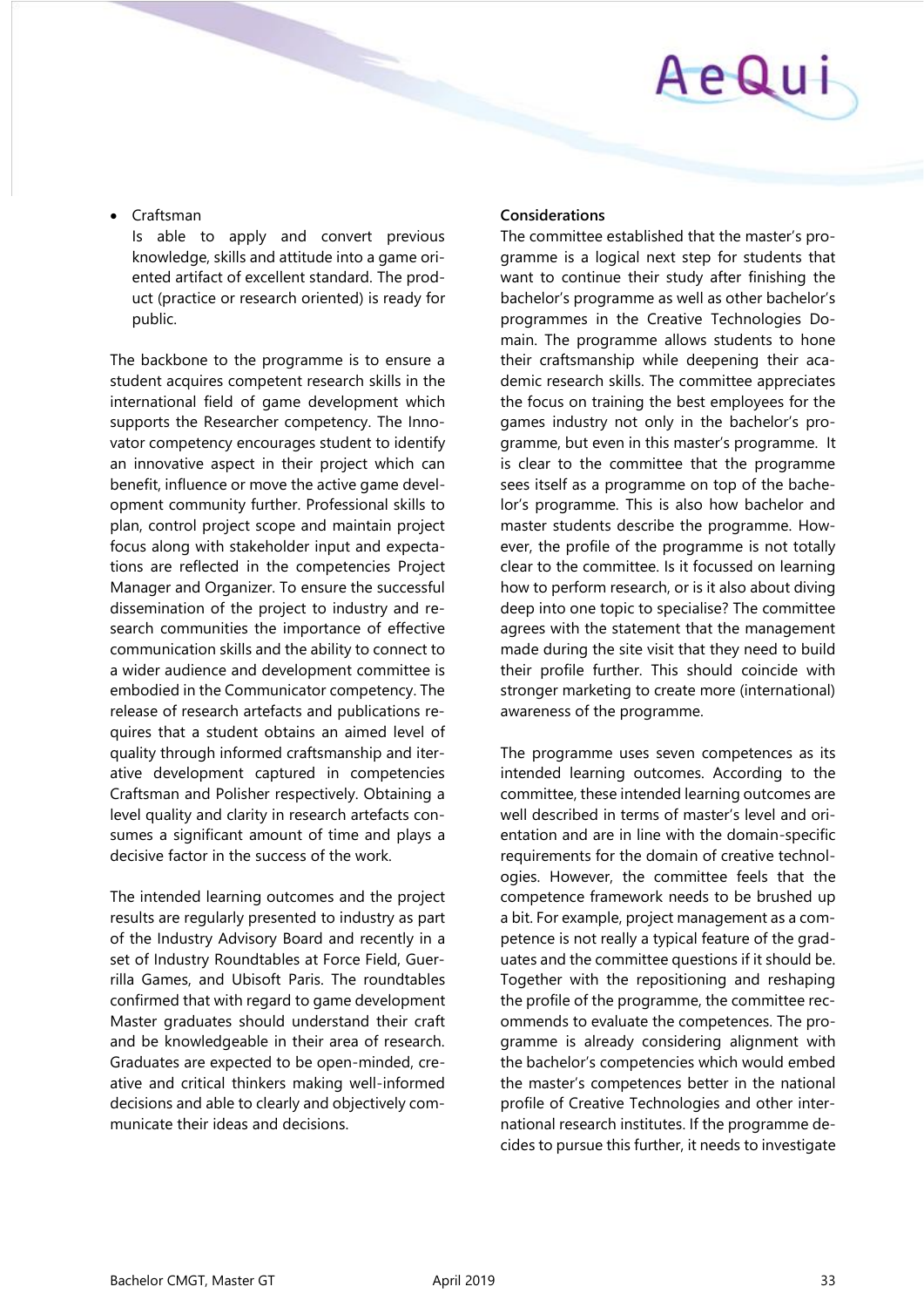- Craftsman
  Is able to apply and convert previous knowledge, skills and attitude into a game oriented artifact of excellent standard. The product (practice or research oriented) is ready for public.

The backbone to the programme is to ensure a student acquires competent research skills in the international field of game development which supports the Researcher competency. The Innovator competency encourages student to identify an innovative aspect in their project which can benefit, influence or move the active game development community further. Professional skills to plan, control project scope and maintain project focus along with stakeholder input and expectations are reflected in the competencies Project Manager and Organizer. To ensure the successful dissemination of the project to industry and research communities the importance of effective communication skills and the ability to connect to a wider audience and development committee is embodied in the Communicator competency. The release of research artefacts and publications requires that a student obtains an aimed level of quality through informed craftsmanship and iterative development captured in competencies Craftsman and Polisher respectively. Obtaining a level quality and clarity in research artefacts consumes a significant amount of time and plays a decisive factor in the success of the work.

The intended learning outcomes and the project results are regularly presented to industry as part of the Industry Advisory Board and recently in a set of Industry Roundtables at Force Field, Guerrilla Games, and Ubisoft Paris. The roundtables confirmed that with regard to game development Master graduates should understand their craft and be knowledgeable in their area of research. Graduates are expected to be open-minded, creative and critical thinkers making well-informed decisions and able to clearly and objectively communicate their ideas and decisions.

**Considerations**

The committee established that the master's programme is a logical next step for students that want to continue their study after finishing the bachelor's programme as well as other bachelor's programmes in the Creative Technologies Domain. The programme allows students to hone their craftsmanship while deepening their academic research skills. The committee appreciates the focus on training the best employees for the games industry not only in the bachelor's programme, but even in this master's programme. It is clear to the committee that the programme sees itself as a programme on top of the bachelor's programme. This is also how bachelor and master students describe the programme. However, the profile of the programme is not totally clear to the committee. Is it focussed on learning how to perform research, or is it also about diving deep into one topic to specialise? The committee agrees with the statement that the management made during the site visit that they need to build their profile further. This should coincide with stronger marketing to create more (international) awareness of the programme.

The programme uses seven competences as its intended learning outcomes. According to the committee, these intended learning outcomes are well described in terms of master's level and orientation and are in line with the domain-specific requirements for the domain of creative technologies. However, the committee feels that the competence framework needs to be brushed up a bit. For example, project management as a competence is not really a typical feature of the graduates and the committee questions if it should be. Together with the repositioning and reshaping the profile of the programme, the committee recommends to evaluate the competences. The programme is already considering alignment with the bachelor's competencies which would embed the master's competences better in the national profile of Creative Technologies and other international research institutes. If the programme decides to pursue this further, it needs to investigate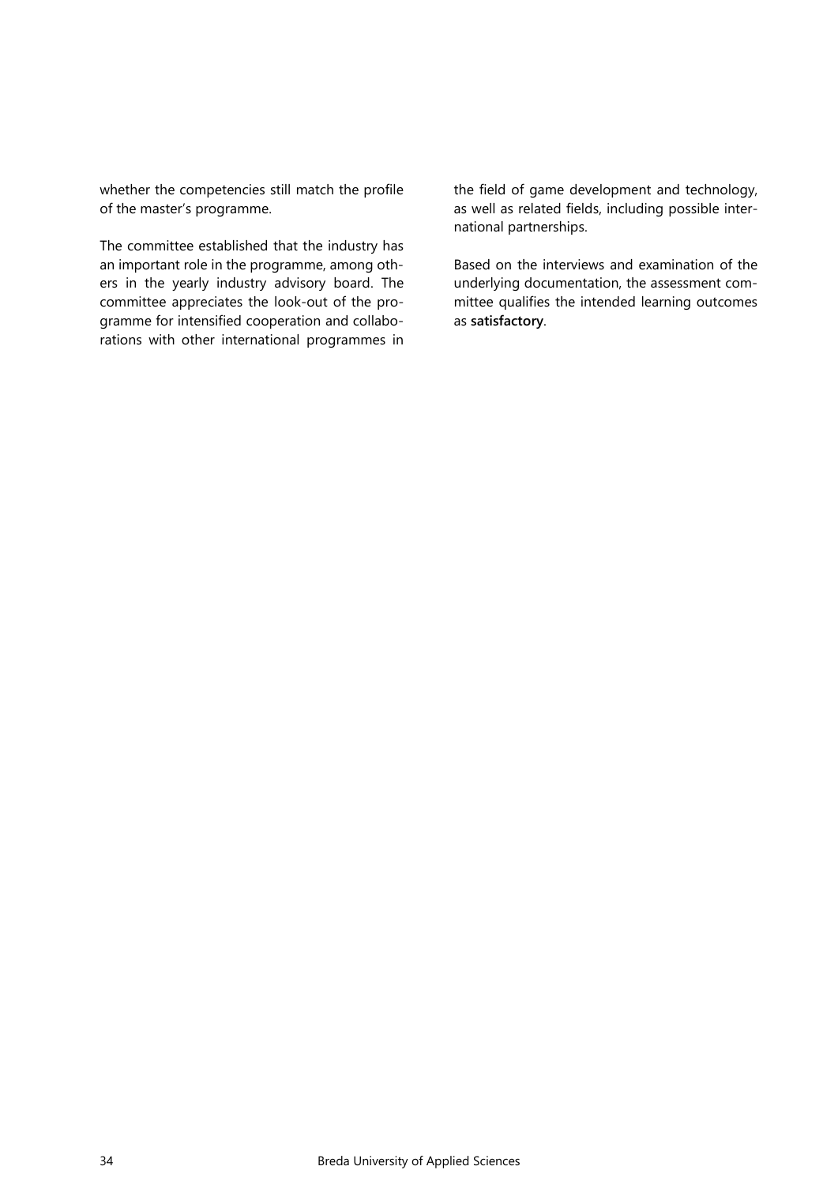whether the competencies still match the profile of the master's programme.

The committee established that the industry has an important role in the programme, among others in the yearly industry advisory board. The committee appreciates the look-out of the programme for intensified cooperation and collaborations with other international programmes in the field of game development and technology, as well as related fields, including possible international partnerships.

Based on the interviews and examination of the underlying documentation, the assessment committee qualifies the intended learning outcomes as **satisfactory**.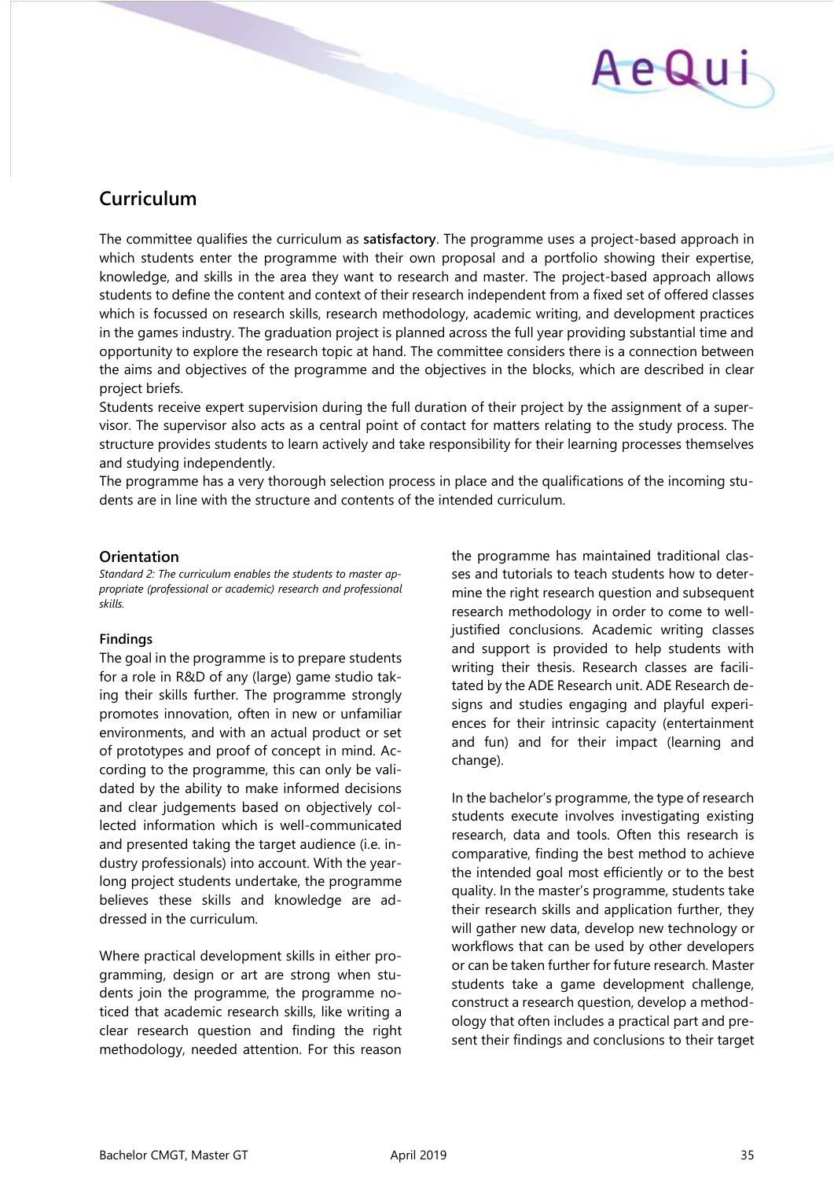## Curriculum

The committee qualifies the curriculum as **satisfactory**. The programme uses a project-based approach in which students enter the programme with their own proposal and a portfolio showing their expertise, knowledge, and skills in the area they want to research and master. The project-based approach allows students to define the content and context of their research independent from a fixed set of offered classes which is focussed on research skills, research methodology, academic writing, and development practices in the games industry. The graduation project is planned across the full year providing substantial time and opportunity to explore the research topic at hand. The committee considers there is a connection between the aims and objectives of the programme and the objectives in the blocks, which are described in clear project briefs.
Students receive expert supervision during the full duration of their project by the assignment of a supervisor. The supervisor also acts as a central point of contact for matters relating to the study process. The structure provides students to learn actively and take responsibility for their learning processes themselves and studying independently.
The programme has a very thorough selection process in place and the qualifications of the incoming students are in line with the structure and contents of the intended curriculum.

### Orientation

*Standard 2: The curriculum enables the students to master appropriate (professional or academic) research and professional skills.*

#### Findings

The goal in the programme is to prepare students for a role in R&D of any (large) game studio taking their skills further. The programme strongly promotes innovation, often in new or unfamiliar environments, and with an actual product or set of prototypes and proof of concept in mind. According to the programme, this can only be validated by the ability to make informed decisions and clear judgements based on objectively collected information which is well-communicated and presented taking the target audience (i.e. industry professionals) into account. With the year-long project students undertake, the programme believes these skills and knowledge are addressed in the curriculum.

Where practical development skills in either programming, design or art are strong when students join the programme, the programme noticed that academic research skills, like writing a clear research question and finding the right methodology, needed attention. For this reason the programme has maintained traditional classes and tutorials to teach students how to determine the right research question and subsequent research methodology in order to come to well-justified conclusions. Academic writing classes and support is provided to help students with writing their thesis. Research classes are facilitated by the ADE Research unit. ADE Research designs and studies engaging and playful experiences for their intrinsic capacity (entertainment and fun) and for their impact (learning and change).

In the bachelor's programme, the type of research students execute involves investigating existing research, data and tools. Often this research is comparative, finding the best method to achieve the intended goal most efficiently or to the best quality. In the master's programme, students take their research skills and application further, they will gather new data, develop new technology or workflows that can be used by other developers or can be taken further for future research. Master students take a game development challenge, construct a research question, develop a methodology that often includes a practical part and present their findings and conclusions to their target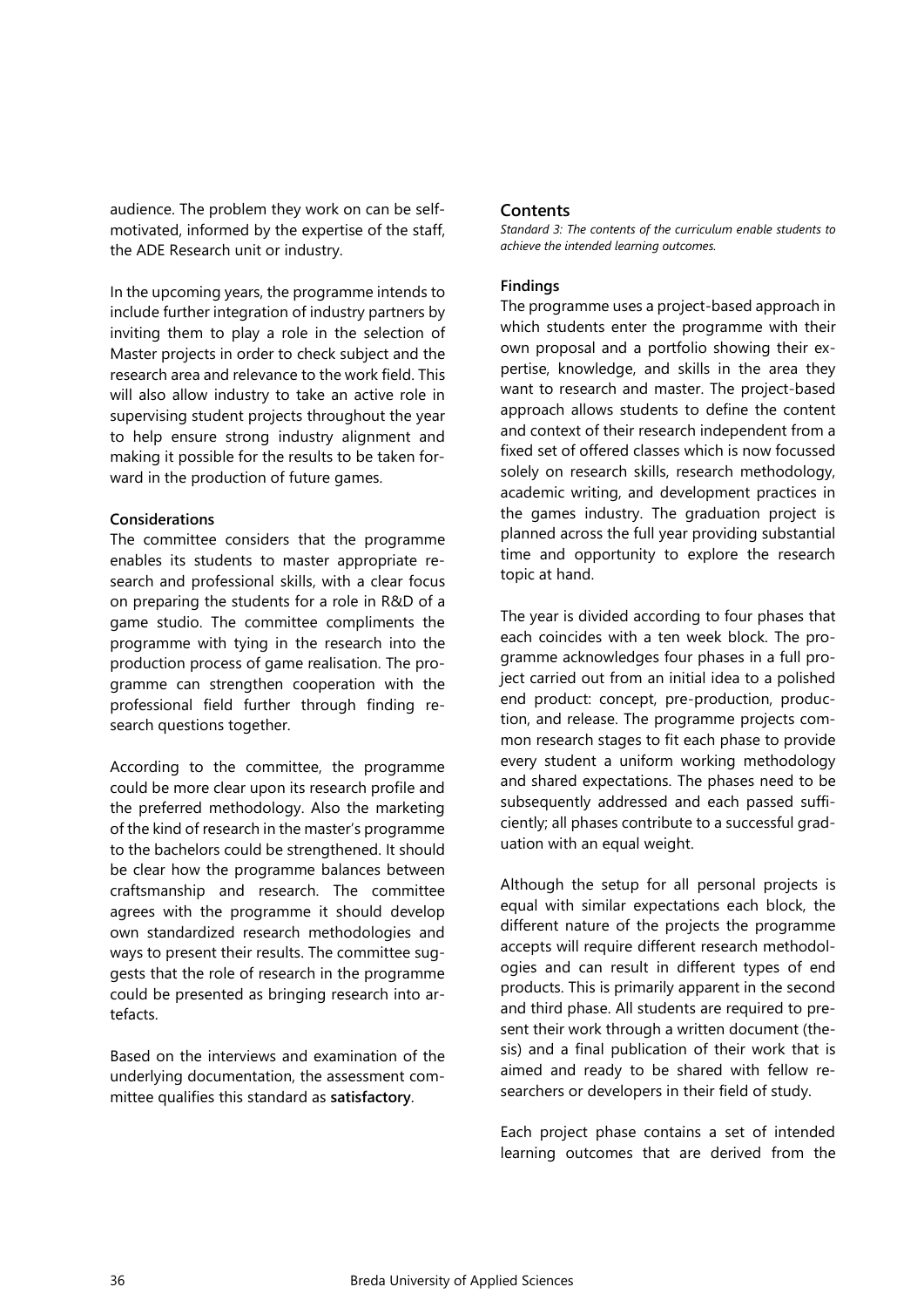audience. The problem they work on can be self-motivated, informed by the expertise of the staff, the ADE Research unit or industry.

In the upcoming years, the programme intends to include further integration of industry partners by inviting them to play a role in the selection of Master projects in order to check subject and the research area and relevance to the work field. This will also allow industry to take an active role in supervising student projects throughout the year to help ensure strong industry alignment and making it possible for the results to be taken forward in the production of future games.

**Considerations**

The committee considers that the programme enables its students to master appropriate research and professional skills, with a clear focus on preparing the students for a role in R&D of a game studio. The committee compliments the programme with tying in the research into the production process of game realisation. The programme can strengthen cooperation with the professional field further through finding research questions together.

According to the committee, the programme could be more clear upon its research profile and the preferred methodology. Also the marketing of the kind of research in the master's programme to the bachelors could be strengthened. It should be clear how the programme balances between craftsmanship and research. The committee agrees with the programme it should develop own standardized research methodologies and ways to present their results. The committee suggests that the role of research in the programme could be presented as bringing research into artefacts.

Based on the interviews and examination of the underlying documentation, the assessment committee qualifies this standard as **satisfactory**.

### Contents

*Standard 3: The contents of the curriculum enable students to achieve the intended learning outcomes.*

**Findings**

The programme uses a project-based approach in which students enter the programme with their own proposal and a portfolio showing their expertise, knowledge, and skills in the area they want to research and master. The project-based approach allows students to define the content and context of their research independent from a fixed set of offered classes which is now focussed solely on research skills, research methodology, academic writing, and development practices in the games industry. The graduation project is planned across the full year providing substantial time and opportunity to explore the research topic at hand.

The year is divided according to four phases that each coincides with a ten week block. The programme acknowledges four phases in a full project carried out from an initial idea to a polished end product: concept, pre-production, production, and release. The programme projects common research stages to fit each phase to provide every student a uniform working methodology and shared expectations. The phases need to be subsequently addressed and each passed sufficiently; all phases contribute to a successful graduation with an equal weight.

Although the setup for all personal projects is equal with similar expectations each block, the different nature of the projects the programme accepts will require different research methodologies and can result in different types of end products. This is primarily apparent in the second and third phase. All students are required to present their work through a written document (thesis) and a final publication of their work that is aimed and ready to be shared with fellow researchers or developers in their field of study.

Each project phase contains a set of intended learning outcomes that are derived from the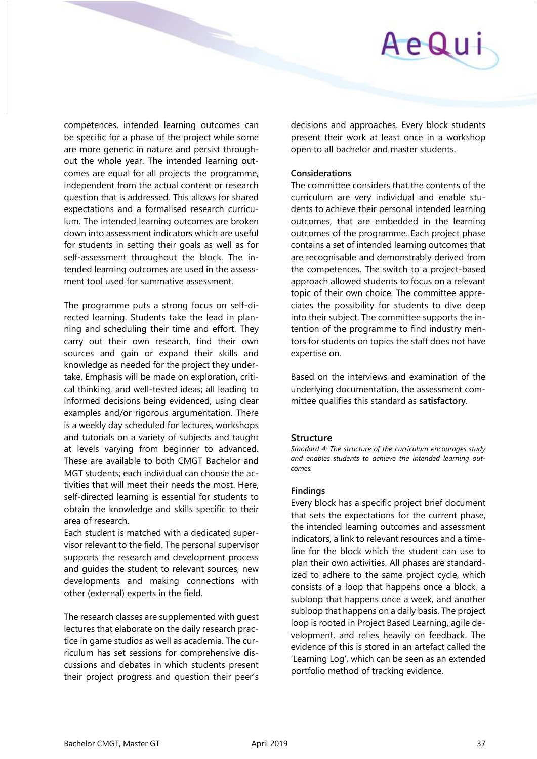competences. intended learning outcomes can be specific for a phase of the project while some are more generic in nature and persist throughout the whole year. The intended learning outcomes are equal for all projects the programme, independent from the actual content or research question that is addressed. This allows for shared expectations and a formalised research curriculum. The intended learning outcomes are broken down into assessment indicators which are useful for students in setting their goals as well as for self-assessment throughout the block. The intended learning outcomes are used in the assessment tool used for summative assessment.

The programme puts a strong focus on self-directed learning. Students take the lead in planning and scheduling their time and effort. They carry out their own research, find their own sources and gain or expand their skills and knowledge as needed for the project they undertake. Emphasis will be made on exploration, critical thinking, and well-tested ideas; all leading to informed decisions being evidenced, using clear examples and/or rigorous argumentation. There is a weekly day scheduled for lectures, workshops and tutorials on a variety of subjects and taught at levels varying from beginner to advanced. These are available to both CMGT Bachelor and MGT students; each individual can choose the activities that will meet their needs the most. Here, self-directed learning is essential for students to obtain the knowledge and skills specific to their area of research.
Each student is matched with a dedicated supervisor relevant to the field. The personal supervisor supports the research and development process and guides the student to relevant sources, new developments and making connections with other (external) experts in the field.

The research classes are supplemented with guest lectures that elaborate on the daily research practice in game studios as well as academia. The curriculum has set sessions for comprehensive discussions and debates in which students present their project progress and question their peer's decisions and approaches. Every block students present their work at least once in a workshop open to all bachelor and master students.

**Considerations**
The committee considers that the contents of the curriculum are very individual and enable students to achieve their personal intended learning outcomes, that are embedded in the learning outcomes of the programme. Each project phase contains a set of intended learning outcomes that are recognisable and demonstrably derived from the competences. The switch to a project-based approach allowed students to focus on a relevant topic of their own choice. The committee appreciates the possibility for students to dive deep into their subject. The committee supports the intention of the programme to find industry mentors for students on topics the staff does not have expertise on.

Based on the interviews and examination of the underlying documentation, the assessment committee qualifies this standard as **satisfactory**.

## Structure

*Standard 4: The structure of the curriculum encourages study and enables students to achieve the intended learning outcomes.*

**Findings**
Every block has a specific project brief document that sets the expectations for the current phase, the intended learning outcomes and assessment indicators, a link to relevant resources and a timeline for the block which the student can use to plan their own activities. All phases are standardized to adhere to the same project cycle, which consists of a loop that happens once a block, a subloop that happens once a week, and another subloop that happens on a daily basis. The project loop is rooted in Project Based Learning, agile development, and relies heavily on feedback. The evidence of this is stored in an artefact called the 'Learning Log', which can be seen as an extended portfolio method of tracking evidence.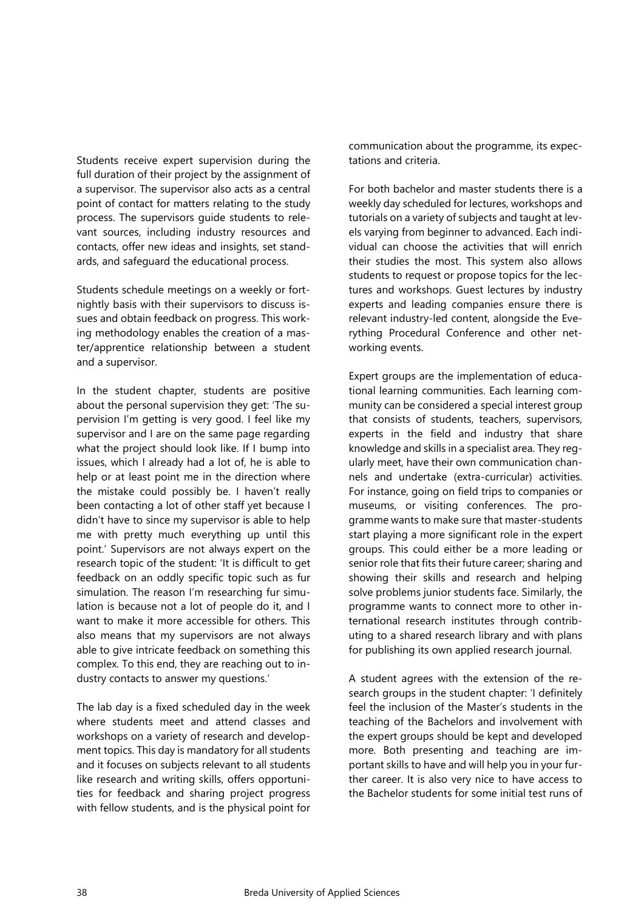Students receive expert supervision during the full duration of their project by the assignment of a supervisor. The supervisor also acts as a central point of contact for matters relating to the study process. The supervisors guide students to relevant sources, including industry resources and contacts, offer new ideas and insights, set standards, and safeguard the educational process.

Students schedule meetings on a weekly or fortnightly basis with their supervisors to discuss issues and obtain feedback on progress. This working methodology enables the creation of a master/apprentice relationship between a student and a supervisor.

In the student chapter, students are positive about the personal supervision they get: 'The supervision I'm getting is very good. I feel like my supervisor and I are on the same page regarding what the project should look like. If I bump into issues, which I already had a lot of, he is able to help or at least point me in the direction where the mistake could possibly be. I haven't really been contacting a lot of other staff yet because I didn't have to since my supervisor is able to help me with pretty much everything up until this point.' Supervisors are not always expert on the research topic of the student: 'It is difficult to get feedback on an oddly specific topic such as fur simulation. The reason I'm researching fur simulation is because not a lot of people do it, and I want to make it more accessible for others. This also means that my supervisors are not always able to give intricate feedback on something this complex. To this end, they are reaching out to industry contacts to answer my questions.'

The lab day is a fixed scheduled day in the week where students meet and attend classes and workshops on a variety of research and development topics. This day is mandatory for all students and it focuses on subjects relevant to all students like research and writing skills, offers opportunities for feedback and sharing project progress with fellow students, and is the physical point for communication about the programme, its expectations and criteria.

For both bachelor and master students there is a weekly day scheduled for lectures, workshops and tutorials on a variety of subjects and taught at levels varying from beginner to advanced. Each individual can choose the activities that will enrich their studies the most. This system also allows students to request or propose topics for the lectures and workshops. Guest lectures by industry experts and leading companies ensure there is relevant industry-led content, alongside the Everything Procedural Conference and other networking events.

Expert groups are the implementation of educational learning communities. Each learning community can be considered a special interest group that consists of students, teachers, supervisors, experts in the field and industry that share knowledge and skills in a specialist area. They regularly meet, have their own communication channels and undertake (extra-curricular) activities. For instance, going on field trips to companies or museums, or visiting conferences. The programme wants to make sure that master-students start playing a more significant role in the expert groups. This could either be a more leading or senior role that fits their future career; sharing and showing their skills and research and helping solve problems junior students face. Similarly, the programme wants to connect more to other international research institutes through contributing to a shared research library and with plans for publishing its own applied research journal.

A student agrees with the extension of the research groups in the student chapter: 'I definitely feel the inclusion of the Master's students in the teaching of the Bachelors and involvement with the expert groups should be kept and developed more. Both presenting and teaching are important skills to have and will help you in your further career. It is also very nice to have access to the Bachelor students for some initial test runs of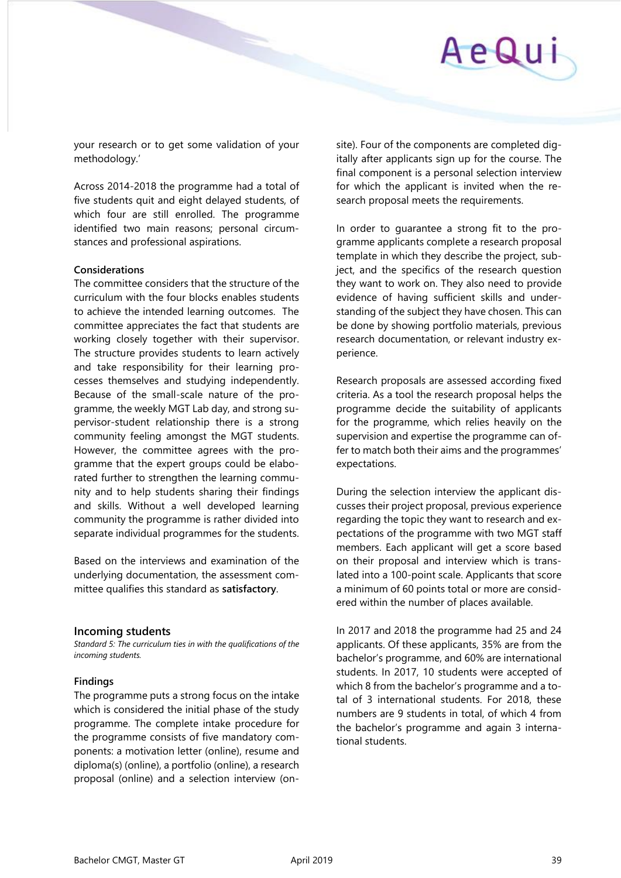your research or to get some validation of your methodology.'

Across 2014-2018 the programme had a total of five students quit and eight delayed students, of which four are still enrolled. The programme identified two main reasons; personal circumstances and professional aspirations.

**Considerations**

The committee considers that the structure of the curriculum with the four blocks enables students to achieve the intended learning outcomes. The committee appreciates the fact that students are working closely together with their supervisor. The structure provides students to learn actively and take responsibility for their learning processes themselves and studying independently. Because of the small-scale nature of the programme, the weekly MGT Lab day, and strong supervisor-student relationship there is a strong community feeling amongst the MGT students. However, the committee agrees with the programme that the expert groups could be elaborated further to strengthen the learning community and to help students sharing their findings and skills. Without a well developed learning community the programme is rather divided into separate individual programmes for the students.

Based on the interviews and examination of the underlying documentation, the assessment committee qualifies this standard as **satisfactory**.

## Incoming students

*Standard 5: The curriculum ties in with the qualifications of the incoming students.*

**Findings**

The programme puts a strong focus on the intake which is considered the initial phase of the study programme. The complete intake procedure for the programme consists of five mandatory components: a motivation letter (online), resume and diploma(s) (online), a portfolio (online), a research proposal (online) and a selection interview (onsite). Four of the components are completed digitally after applicants sign up for the course. The final component is a personal selection interview for which the applicant is invited when the research proposal meets the requirements.

In order to guarantee a strong fit to the programme applicants complete a research proposal template in which they describe the project, subject, and the specifics of the research question they want to work on. They also need to provide evidence of having sufficient skills and understanding of the subject they have chosen. This can be done by showing portfolio materials, previous research documentation, or relevant industry experience.

Research proposals are assessed according fixed criteria. As a tool the research proposal helps the programme decide the suitability of applicants for the programme, which relies heavily on the supervision and expertise the programme can offer to match both their aims and the programmes' expectations.

During the selection interview the applicant discusses their project proposal, previous experience regarding the topic they want to research and expectations of the programme with two MGT staff members. Each applicant will get a score based on their proposal and interview which is translated into a 100-point scale. Applicants that score a minimum of 60 points total or more are considered within the number of places available.

In 2017 and 2018 the programme had 25 and 24 applicants. Of these applicants, 35% are from the bachelor's programme, and 60% are international students. In 2017, 10 students were accepted of which 8 from the bachelor's programme and a total of 3 international students. For 2018, these numbers are 9 students in total, of which 4 from the bachelor's programme and again 3 international students.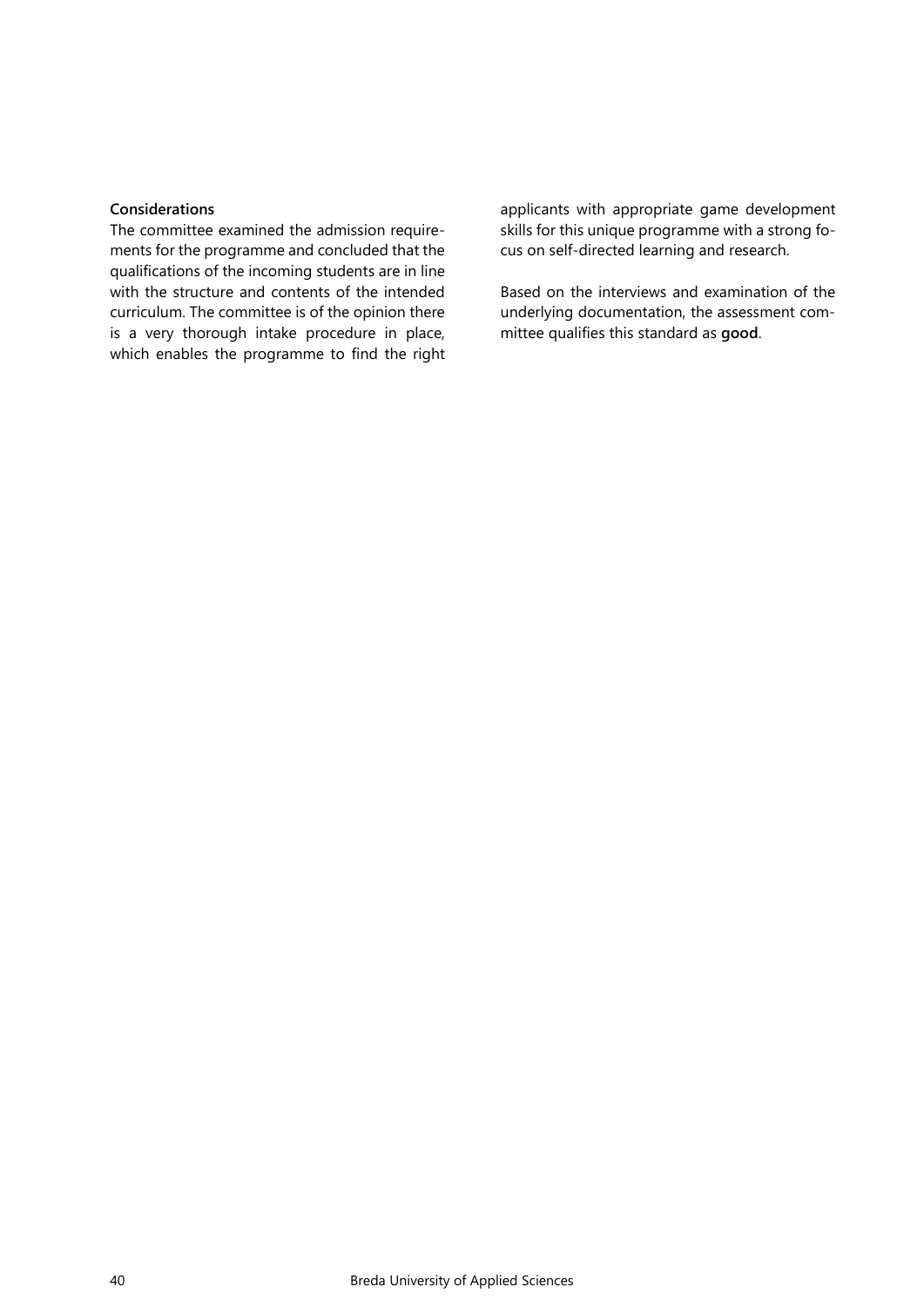**Considerations**

The committee examined the admission requirements for the programme and concluded that the qualifications of the incoming students are in line with the structure and contents of the intended curriculum. The committee is of the opinion there is a very thorough intake procedure in place, which enables the programme to find the right applicants with appropriate game development skills for this unique programme with a strong focus on self-directed learning and research.

Based on the interviews and examination of the underlying documentation, the assessment committee qualifies this standard as **good**.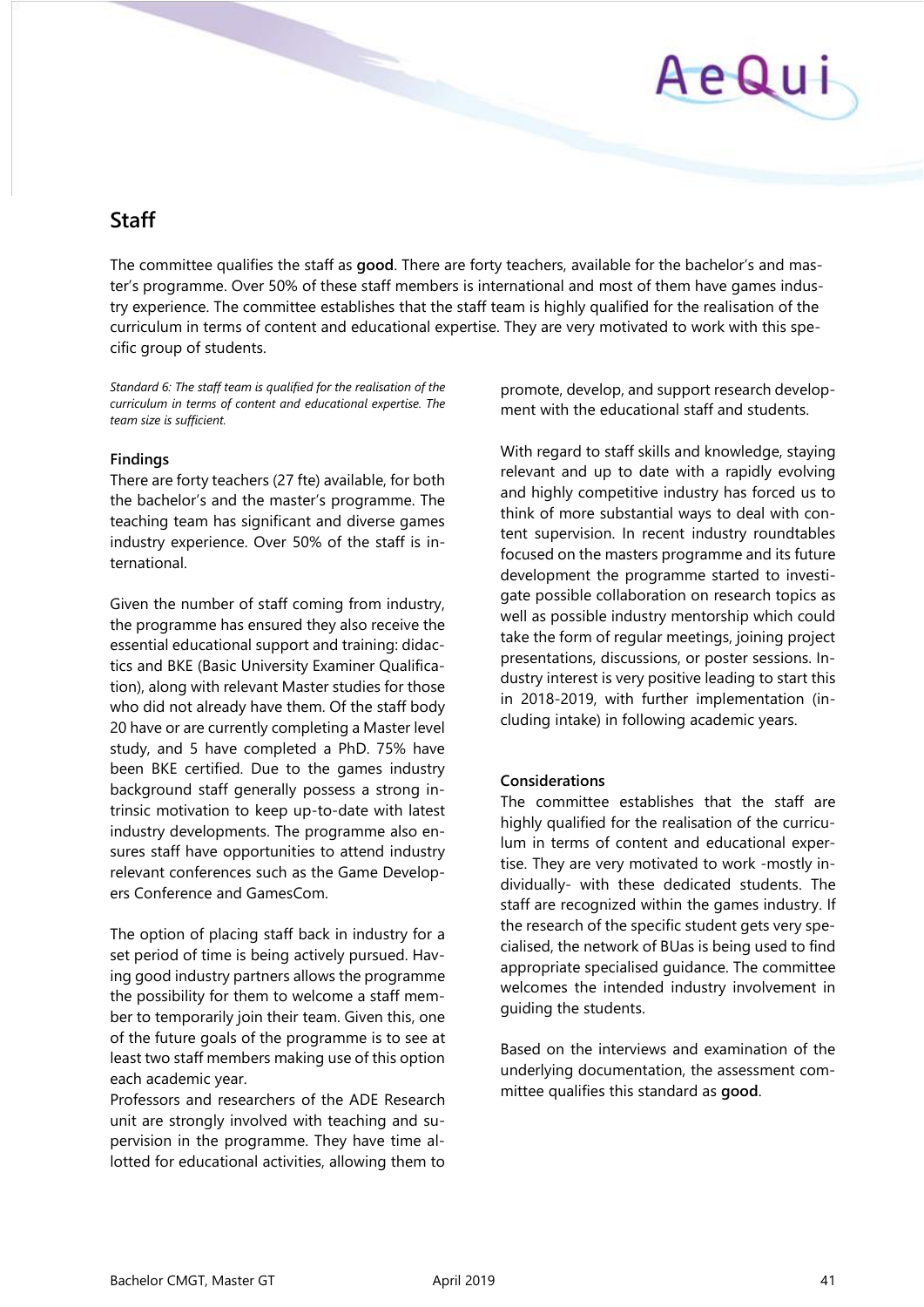## Staff

The committee qualifies the staff as **good**. There are forty teachers, available for the bachelor's and master's programme. Over 50% of these staff members is international and most of them have games industry experience. The committee establishes that the staff team is highly qualified for the realisation of the curriculum in terms of content and educational expertise. They are very motivated to work with this specific group of students.

*Standard 6: The staff team is qualified for the realisation of the curriculum in terms of content and educational expertise. The team size is sufficient.*

### Findings

There are forty teachers (27 fte) available, for both the bachelor's and the master's programme. The teaching team has significant and diverse games industry experience. Over 50% of the staff is international.

Given the number of staff coming from industry, the programme has ensured they also receive the essential educational support and training: didactics and BKE (Basic University Examiner Qualification), along with relevant Master studies for those who did not already have them. Of the staff body 20 have or are currently completing a Master level study, and 5 have completed a PhD. 75% have been BKE certified. Due to the games industry background staff generally possess a strong intrinsic motivation to keep up-to-date with latest industry developments. The programme also ensures staff have opportunities to attend industry relevant conferences such as the Game Developers Conference and GamesCom.

The option of placing staff back in industry for a set period of time is being actively pursued. Having good industry partners allows the programme the possibility for them to welcome a staff member to temporarily join their team. Given this, one of the future goals of the programme is to see at least two staff members making use of this option each academic year.
Professors and researchers of the ADE Research unit are strongly involved with teaching and supervision in the programme. They have time allotted for educational activities, allowing them to promote, develop, and support research development with the educational staff and students.

With regard to staff skills and knowledge, staying relevant and up to date with a rapidly evolving and highly competitive industry has forced us to think of more substantial ways to deal with content supervision. In recent industry roundtables focused on the masters programme and its future development the programme started to investigate possible collaboration on research topics as well as possible industry mentorship which could take the form of regular meetings, joining project presentations, discussions, or poster sessions. Industry interest is very positive leading to start this in 2018-2019, with further implementation (including intake) in following academic years.

### Considerations

The committee establishes that the staff are highly qualified for the realisation of the curriculum in terms of content and educational expertise. They are very motivated to work -mostly individually- with these dedicated students. The staff are recognized within the games industry. If the research of the specific student gets very specialised, the network of BUas is being used to find appropriate specialised guidance. The committee welcomes the intended industry involvement in guiding the students.

Based on the interviews and examination of the underlying documentation, the assessment committee qualifies this standard as **good**.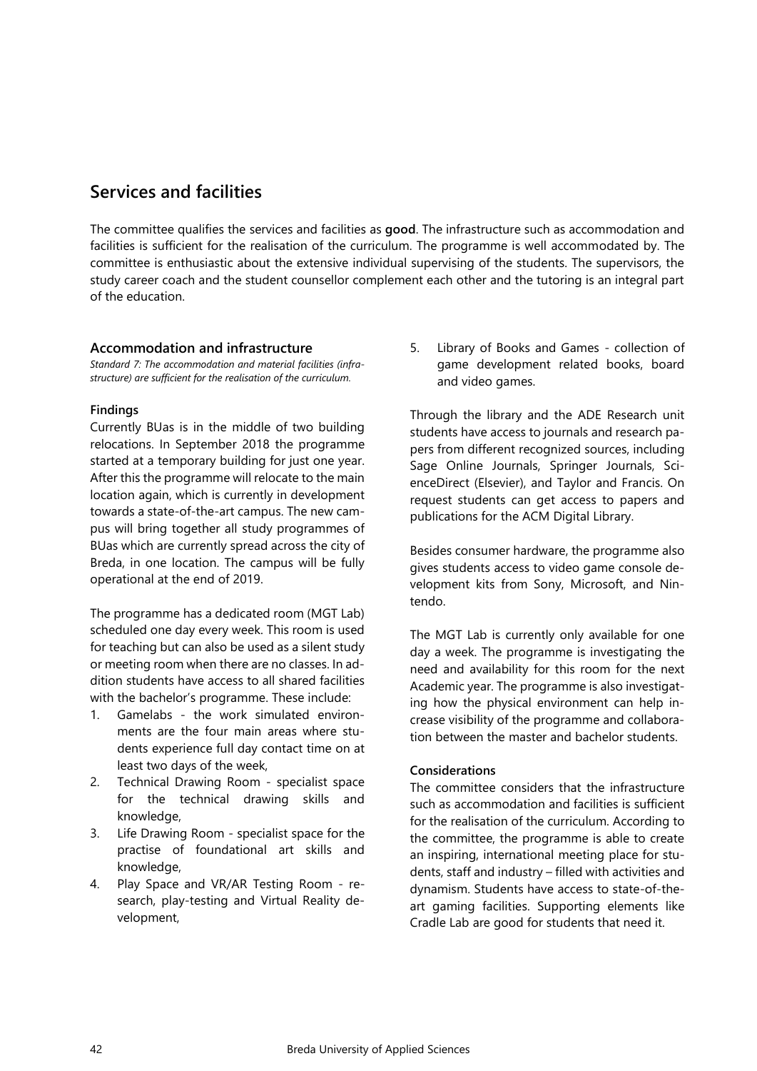## Services and facilities

The committee qualifies the services and facilities as **good**. The infrastructure such as accommodation and facilities is sufficient for the realisation of the curriculum. The programme is well accommodated by. The committee is enthusiastic about the extensive individual supervising of the students. The supervisors, the study career coach and the student counsellor complement each other and the tutoring is an integral part of the education.

### Accommodation and infrastructure

*Standard 7: The accommodation and material facilities (infrastructure) are sufficient for the realisation of the curriculum.*

#### Findings

Currently BUas is in the middle of two building relocations. In September 2018 the programme started at a temporary building for just one year. After this the programme will relocate to the main location again, which is currently in development towards a state-of-the-art campus. The new campus will bring together all study programmes of BUas which are currently spread across the city of Breda, in one location. The campus will be fully operational at the end of 2019.

The programme has a dedicated room (MGT Lab) scheduled one day every week. This room is used for teaching but can also be used as a silent study or meeting room when there are no classes. In addition students have access to all shared facilities with the bachelor's programme. These include:

1. Gamelabs - the work simulated environments are the four main areas where students experience full day contact time on at least two days of the week,
2. Technical Drawing Room - specialist space for the technical drawing skills and knowledge,
3. Life Drawing Room - specialist space for the practise of foundational art skills and knowledge,
4. Play Space and VR/AR Testing Room - research, play-testing and Virtual Reality development,
5. Library of Books and Games - collection of game development related books, board and video games.

Through the library and the ADE Research unit students have access to journals and research papers from different recognized sources, including Sage Online Journals, Springer Journals, ScienceDirect (Elsevier), and Taylor and Francis. On request students can get access to papers and publications for the ACM Digital Library.

Besides consumer hardware, the programme also gives students access to video game console development kits from Sony, Microsoft, and Nintendo.

The MGT Lab is currently only available for one day a week. The programme is investigating the need and availability for this room for the next Academic year. The programme is also investigating how the physical environment can help increase visibility of the programme and collaboration between the master and bachelor students.

#### Considerations

The committee considers that the infrastructure such as accommodation and facilities is sufficient for the realisation of the curriculum. According to the committee, the programme is able to create an inspiring, international meeting place for students, staff and industry – filled with activities and dynamism. Students have access to state-of-the-art gaming facilities. Supporting elements like Cradle Lab are good for students that need it.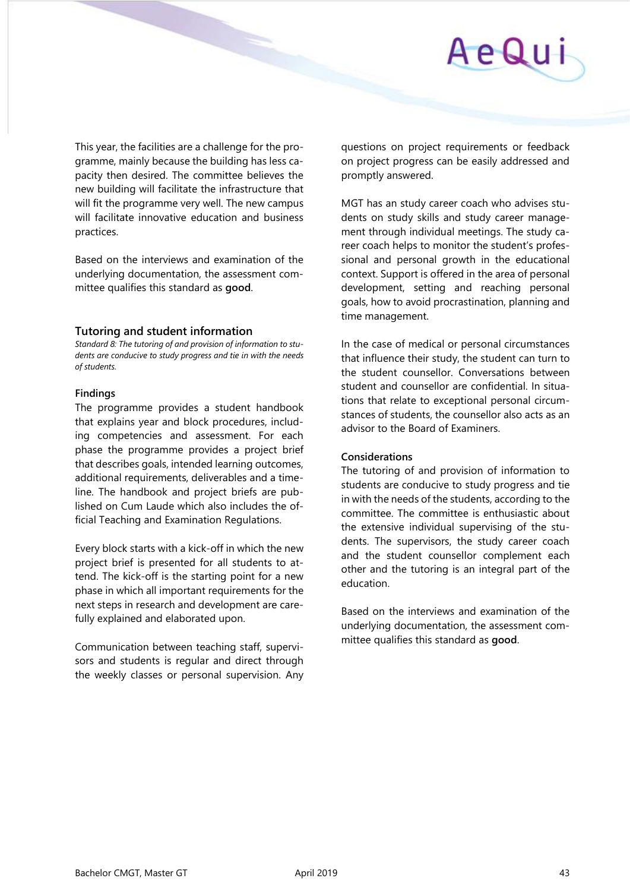This year, the facilities are a challenge for the programme, mainly because the building has less capacity then desired. The committee believes the new building will facilitate the infrastructure that will fit the programme very well. The new campus will facilitate innovative education and business practices.

Based on the interviews and examination of the underlying documentation, the assessment committee qualifies this standard as **good**.

### Tutoring and student information

*Standard 8: The tutoring of and provision of information to students are conducive to study progress and tie in with the needs of students.*

#### Findings

The programme provides a student handbook that explains year and block procedures, including competencies and assessment. For each phase the programme provides a project brief that describes goals, intended learning outcomes, additional requirements, deliverables and a timeline. The handbook and project briefs are published on Cum Laude which also includes the official Teaching and Examination Regulations.

Every block starts with a kick-off in which the new project brief is presented for all students to attend. The kick-off is the starting point for a new phase in which all important requirements for the next steps in research and development are carefully explained and elaborated upon.

Communication between teaching staff, supervisors and students is regular and direct through the weekly classes or personal supervision. Any questions on project requirements or feedback on project progress can be easily addressed and promptly answered.

MGT has an study career coach who advises students on study skills and study career management through individual meetings. The study career coach helps to monitor the student's professional and personal growth in the educational context. Support is offered in the area of personal development, setting and reaching personal goals, how to avoid procrastination, planning and time management.

In the case of medical or personal circumstances that influence their study, the student can turn to the student counsellor. Conversations between student and counsellor are confidential. In situations that relate to exceptional personal circumstances of students, the counsellor also acts as an advisor to the Board of Examiners.

#### Considerations

The tutoring of and provision of information to students are conducive to study progress and tie in with the needs of the students, according to the committee. The committee is enthusiastic about the extensive individual supervising of the students. The supervisors, the study career coach and the student counsellor complement each other and the tutoring is an integral part of the education.

Based on the interviews and examination of the underlying documentation, the assessment committee qualifies this standard as **good**.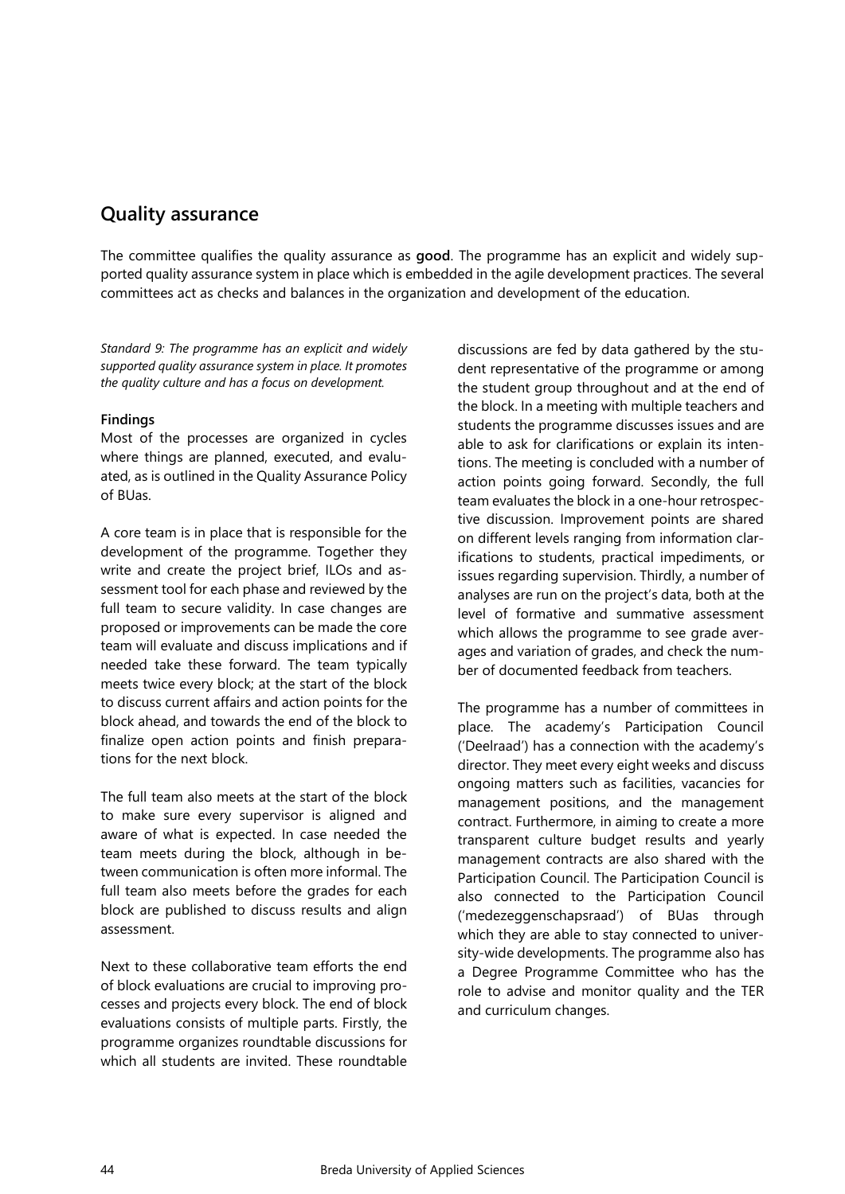## Quality assurance

The committee qualifies the quality assurance as **good**. The programme has an explicit and widely supported quality assurance system in place which is embedded in the agile development practices. The several committees act as checks and balances in the organization and development of the education.

*Standard 9: The programme has an explicit and widely supported quality assurance system in place. It promotes the quality culture and has a focus on development.*

**Findings**

Most of the processes are organized in cycles where things are planned, executed, and evaluated, as is outlined in the Quality Assurance Policy of BUas.

A core team is in place that is responsible for the development of the programme. Together they write and create the project brief, ILOs and assessment tool for each phase and reviewed by the full team to secure validity. In case changes are proposed or improvements can be made the core team will evaluate and discuss implications and if needed take these forward. The team typically meets twice every block; at the start of the block to discuss current affairs and action points for the block ahead, and towards the end of the block to finalize open action points and finish preparations for the next block.

The full team also meets at the start of the block to make sure every supervisor is aligned and aware of what is expected. In case needed the team meets during the block, although in between communication is often more informal. The full team also meets before the grades for each block are published to discuss results and align assessment.

Next to these collaborative team efforts the end of block evaluations are crucial to improving processes and projects every block. The end of block evaluations consists of multiple parts. Firstly, the programme organizes roundtable discussions for which all students are invited. These roundtable discussions are fed by data gathered by the student representative of the programme or among the student group throughout and at the end of the block. In a meeting with multiple teachers and students the programme discusses issues and are able to ask for clarifications or explain its intentions. The meeting is concluded with a number of action points going forward. Secondly, the full team evaluates the block in a one-hour retrospective discussion. Improvement points are shared on different levels ranging from information clarifications to students, practical impediments, or issues regarding supervision. Thirdly, a number of analyses are run on the project's data, both at the level of formative and summative assessment which allows the programme to see grade averages and variation of grades, and check the number of documented feedback from teachers.

The programme has a number of committees in place. The academy's Participation Council ('Deelraad') has a connection with the academy's director. They meet every eight weeks and discuss ongoing matters such as facilities, vacancies for management positions, and the management contract. Furthermore, in aiming to create a more transparent culture budget results and yearly management contracts are also shared with the Participation Council. The Participation Council is also connected to the Participation Council ('medezeggenschapsraad') of BUas through which they are able to stay connected to university-wide developments. The programme also has a Degree Programme Committee who has the role to advise and monitor quality and the TER and curriculum changes.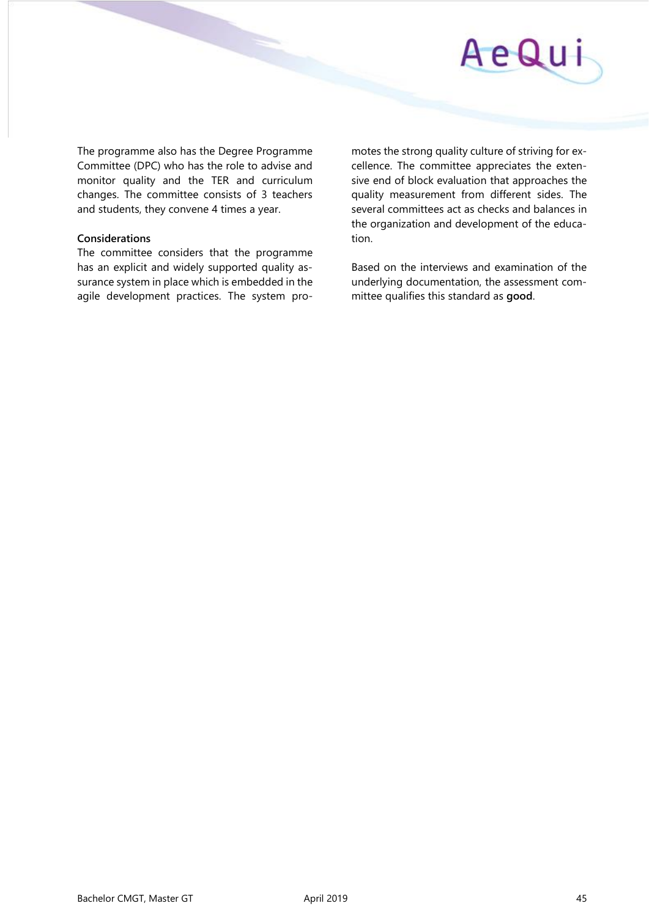The programme also has the Degree Programme Committee (DPC) who has the role to advise and monitor quality and the TER and curriculum changes. The committee consists of 3 teachers and students, they convene 4 times a year.

**Considerations**

The committee considers that the programme has an explicit and widely supported quality assurance system in place which is embedded in the agile development practices. The system promotes the strong quality culture of striving for excellence. The committee appreciates the extensive end of block evaluation that approaches the quality measurement from different sides. The several committees act as checks and balances in the organization and development of the education.

Based on the interviews and examination of the underlying documentation, the assessment committee qualifies this standard as **good**.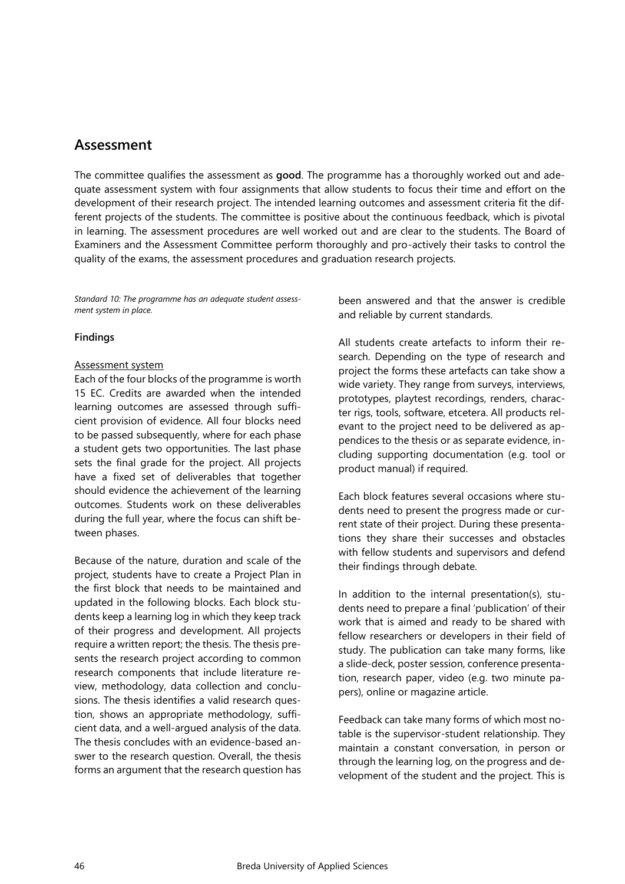## Assessment

The committee qualifies the assessment as **good**. The programme has a thoroughly worked out and adequate assessment system with four assignments that allow students to focus their time and effort on the development of their research project. The intended learning outcomes and assessment criteria fit the different projects of the students. The committee is positive about the continuous feedback, which is pivotal in learning. The assessment procedures are well worked out and are clear to the students. The Board of Examiners and the Assessment Committee perform thoroughly and pro-actively their tasks to control the quality of the exams, the assessment procedures and graduation research projects.

*Standard 10: The programme has an adequate student assessment system in place.*

**Findings**

Assessment system

Each of the four blocks of the programme is worth 15 EC. Credits are awarded when the intended learning outcomes are assessed through sufficient provision of evidence. All four blocks need to be passed subsequently, where for each phase a student gets two opportunities. The last phase sets the final grade for the project. All projects have a fixed set of deliverables that together should evidence the achievement of the learning outcomes. Students work on these deliverables during the full year, where the focus can shift between phases.

Because of the nature, duration and scale of the project, students have to create a Project Plan in the first block that needs to be maintained and updated in the following blocks. Each block students keep a learning log in which they keep track of their progress and development. All projects require a written report; the thesis. The thesis presents the research project according to common research components that include literature review, methodology, data collection and conclusions. The thesis identifies a valid research question, shows an appropriate methodology, sufficient data, and a well-argued analysis of the data. The thesis concludes with an evidence-based answer to the research question. Overall, the thesis forms an argument that the research question has been answered and that the answer is credible and reliable by current standards.

All students create artefacts to inform their research. Depending on the type of research and project the forms these artefacts can take show a wide variety. They range from surveys, interviews, prototypes, playtest recordings, renders, character rigs, tools, software, etcetera. All products relevant to the project need to be delivered as appendices to the thesis or as separate evidence, including supporting documentation (e.g. tool or product manual) if required.

Each block features several occasions where students need to present the progress made or current state of their project. During these presentations they share their successes and obstacles with fellow students and supervisors and defend their findings through debate.

In addition to the internal presentation(s), students need to prepare a final 'publication' of their work that is aimed and ready to be shared with fellow researchers or developers in their field of study. The publication can take many forms, like a slide-deck, poster session, conference presentation, research paper, video (e.g. two minute papers), online or magazine article.

Feedback can take many forms of which most notable is the supervisor-student relationship. They maintain a constant conversation, in person or through the learning log, on the progress and development of the student and the project. This is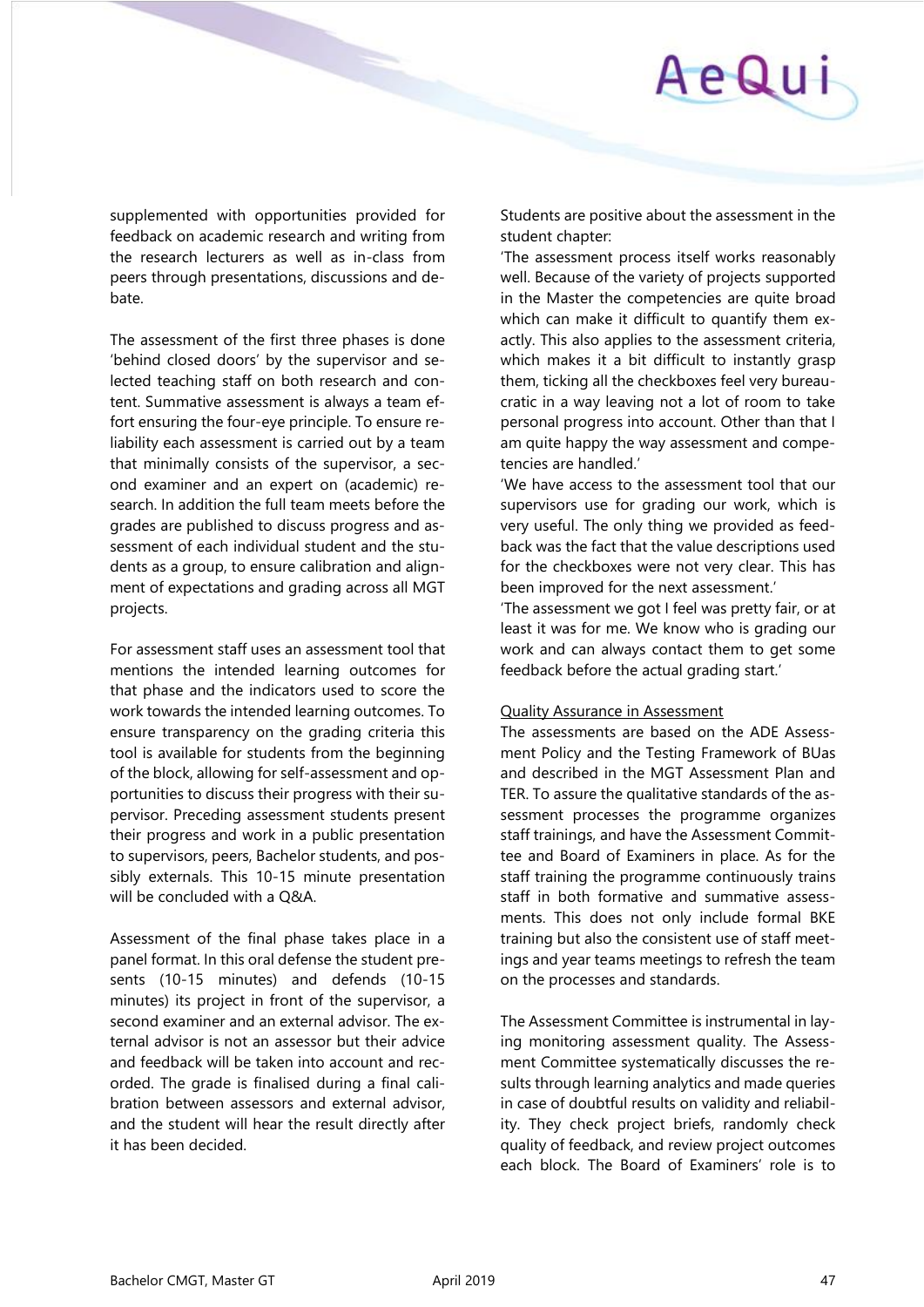supplemented with opportunities provided for feedback on academic research and writing from the research lecturers as well as in-class from peers through presentations, discussions and debate.

The assessment of the first three phases is done 'behind closed doors' by the supervisor and selected teaching staff on both research and content. Summative assessment is always a team effort ensuring the four-eye principle. To ensure reliability each assessment is carried out by a team that minimally consists of the supervisor, a second examiner and an expert on (academic) research. In addition the full team meets before the grades are published to discuss progress and assessment of each individual student and the students as a group, to ensure calibration and alignment of expectations and grading across all MGT projects.

For assessment staff uses an assessment tool that mentions the intended learning outcomes for that phase and the indicators used to score the work towards the intended learning outcomes. To ensure transparency on the grading criteria this tool is available for students from the beginning of the block, allowing for self-assessment and opportunities to discuss their progress with their supervisor. Preceding assessment students present their progress and work in a public presentation to supervisors, peers, Bachelor students, and possibly externals. This 10-15 minute presentation will be concluded with a Q&A.

Assessment of the final phase takes place in a panel format. In this oral defense the student presents (10-15 minutes) and defends (10-15 minutes) its project in front of the supervisor, a second examiner and an external advisor. The external advisor is not an assessor but their advice and feedback will be taken into account and recorded. The grade is finalised during a final calibration between assessors and external advisor, and the student will hear the result directly after it has been decided.

Students are positive about the assessment in the student chapter:

'The assessment process itself works reasonably well. Because of the variety of projects supported in the Master the competencies are quite broad which can make it difficult to quantify them exactly. This also applies to the assessment criteria, which makes it a bit difficult to instantly grasp them, ticking all the checkboxes feel very bureaucratic in a way leaving not a lot of room to take personal progress into account. Other than that I am quite happy the way assessment and competencies are handled.'

'We have access to the assessment tool that our supervisors use for grading our work, which is very useful. The only thing we provided as feedback was the fact that the value descriptions used for the checkboxes were not very clear. This has been improved for the next assessment.'

'The assessment we got I feel was pretty fair, or at least it was for me. We know who is grading our work and can always contact them to get some feedback before the actual grading start.'

Quality Assurance in Assessment

The assessments are based on the ADE Assessment Policy and the Testing Framework of BUas and described in the MGT Assessment Plan and TER. To assure the qualitative standards of the assessment processes the programme organizes staff trainings, and have the Assessment Committee and Board of Examiners in place. As for the staff training the programme continuously trains staff in both formative and summative assessments. This does not only include formal BKE training but also the consistent use of staff meetings and year teams meetings to refresh the team on the processes and standards.

The Assessment Committee is instrumental in laying monitoring assessment quality. The Assessment Committee systematically discusses the results through learning analytics and made queries in case of doubtful results on validity and reliability. They check project briefs, randomly check quality of feedback, and review project outcomes each block. The Board of Examiners' role is to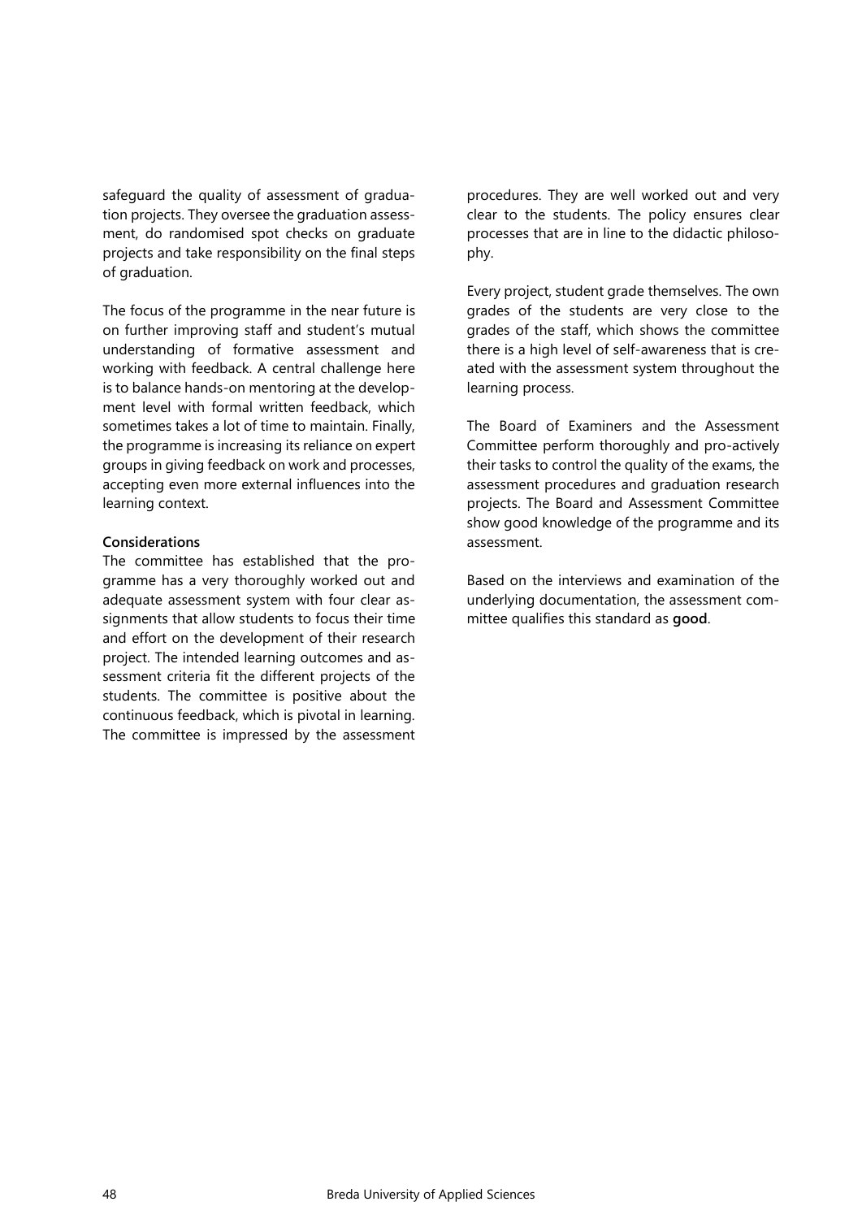safeguard the quality of assessment of graduation projects. They oversee the graduation assessment, do randomised spot checks on graduate projects and take responsibility on the final steps of graduation.

The focus of the programme in the near future is on further improving staff and student's mutual understanding of formative assessment and working with feedback. A central challenge here is to balance hands-on mentoring at the development level with formal written feedback, which sometimes takes a lot of time to maintain. Finally, the programme is increasing its reliance on expert groups in giving feedback on work and processes, accepting even more external influences into the learning context.

**Considerations**

The committee has established that the programme has a very thoroughly worked out and adequate assessment system with four clear assignments that allow students to focus their time and effort on the development of their research project. The intended learning outcomes and assessment criteria fit the different projects of the students. The committee is positive about the continuous feedback, which is pivotal in learning. The committee is impressed by the assessment procedures. They are well worked out and very clear to the students. The policy ensures clear processes that are in line to the didactic philosophy.

Every project, student grade themselves. The own grades of the students are very close to the grades of the staff, which shows the committee there is a high level of self-awareness that is created with the assessment system throughout the learning process.

The Board of Examiners and the Assessment Committee perform thoroughly and pro-actively their tasks to control the quality of the exams, the assessment procedures and graduation research projects. The Board and Assessment Committee show good knowledge of the programme and its assessment.

Based on the interviews and examination of the underlying documentation, the assessment committee qualifies this standard as **good**.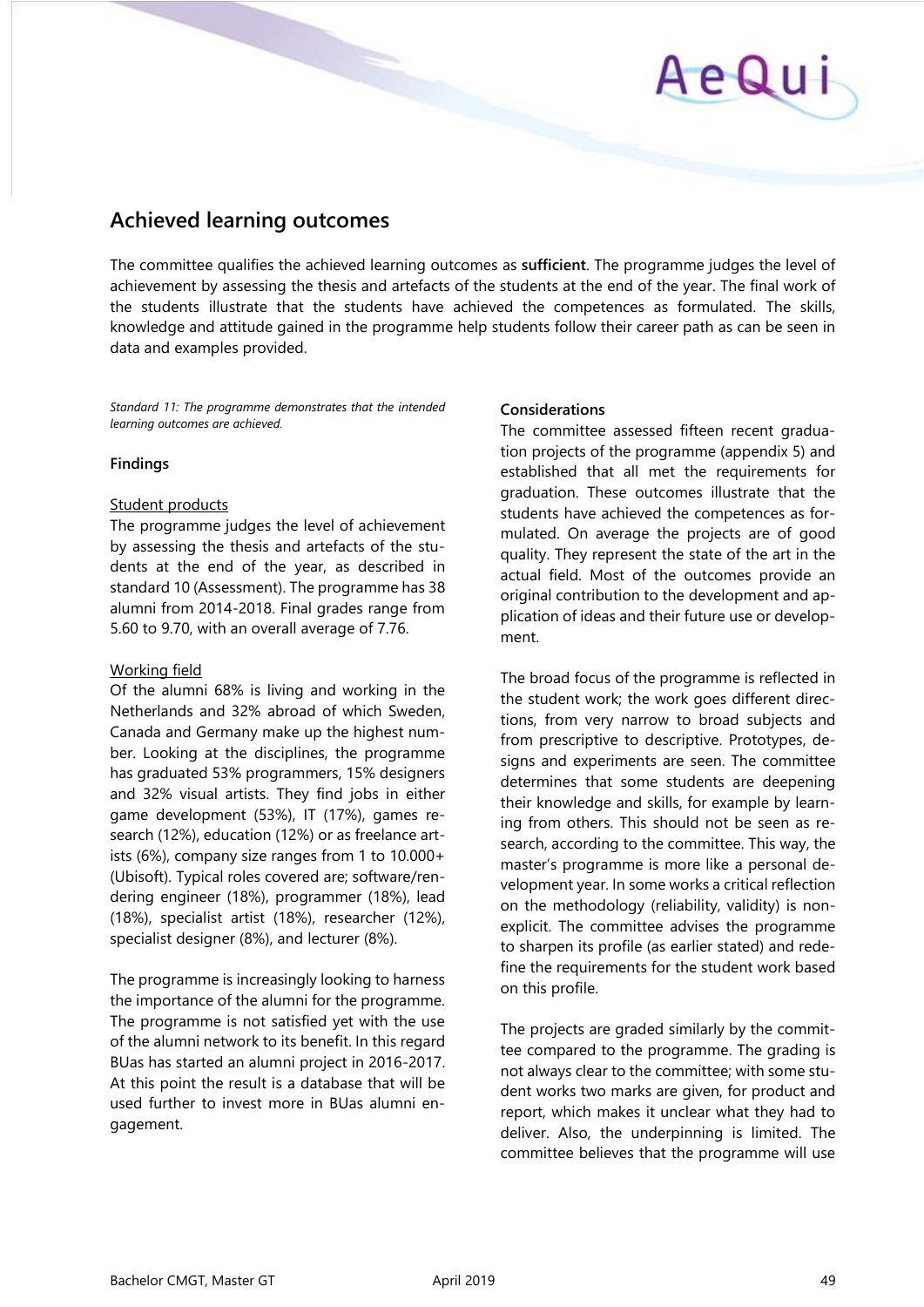## Achieved learning outcomes

The committee qualifies the achieved learning outcomes as **sufficient**. The programme judges the level of achievement by assessing the thesis and artefacts of the students at the end of the year. The final work of the students illustrate that the students have achieved the competences as formulated. The skills, knowledge and attitude gained in the programme help students follow their career path as can be seen in data and examples provided.

*Standard 11: The programme demonstrates that the intended learning outcomes are achieved.*

**Findings**

Student products

The programme judges the level of achievement by assessing the thesis and artefacts of the students at the end of the year, as described in standard 10 (Assessment). The programme has 38 alumni from 2014-2018. Final grades range from 5.60 to 9.70, with an overall average of 7.76.

Working field

Of the alumni 68% is living and working in the Netherlands and 32% abroad of which Sweden, Canada and Germany make up the highest number. Looking at the disciplines, the programme has graduated 53% programmers, 15% designers and 32% visual artists. They find jobs in either game development (53%), IT (17%), games research (12%), education (12%) or as freelance artists (6%), company size ranges from 1 to 10.000+ (Ubisoft). Typical roles covered are; software/rendering engineer (18%), programmer (18%), lead (18%), specialist artist (18%), researcher (12%), specialist designer (8%), and lecturer (8%).

The programme is increasingly looking to harness the importance of the alumni for the programme. The programme is not satisfied yet with the use of the alumni network to its benefit. In this regard BUas has started an alumni project in 2016-2017. At this point the result is a database that will be used further to invest more in BUas alumni engagement.

**Considerations**

The committee assessed fifteen recent graduation projects of the programme (appendix 5) and established that all met the requirements for graduation. These outcomes illustrate that the students have achieved the competences as formulated. On average the projects are of good quality. They represent the state of the art in the actual field. Most of the outcomes provide an original contribution to the development and application of ideas and their future use or development.

The broad focus of the programme is reflected in the student work; the work goes different directions, from very narrow to broad subjects and from prescriptive to descriptive. Prototypes, designs and experiments are seen. The committee determines that some students are deepening their knowledge and skills, for example by learning from others. This should not be seen as research, according to the committee. This way, the master's programme is more like a personal development year. In some works a critical reflection on the methodology (reliability, validity) is non-explicit. The committee advises the programme to sharpen its profile (as earlier stated) and redefine the requirements for the student work based on this profile.

The projects are graded similarly by the committee compared to the programme. The grading is not always clear to the committee; with some student works two marks are given, for product and report, which makes it unclear what they had to deliver. Also, the underpinning is limited. The committee believes that the programme will use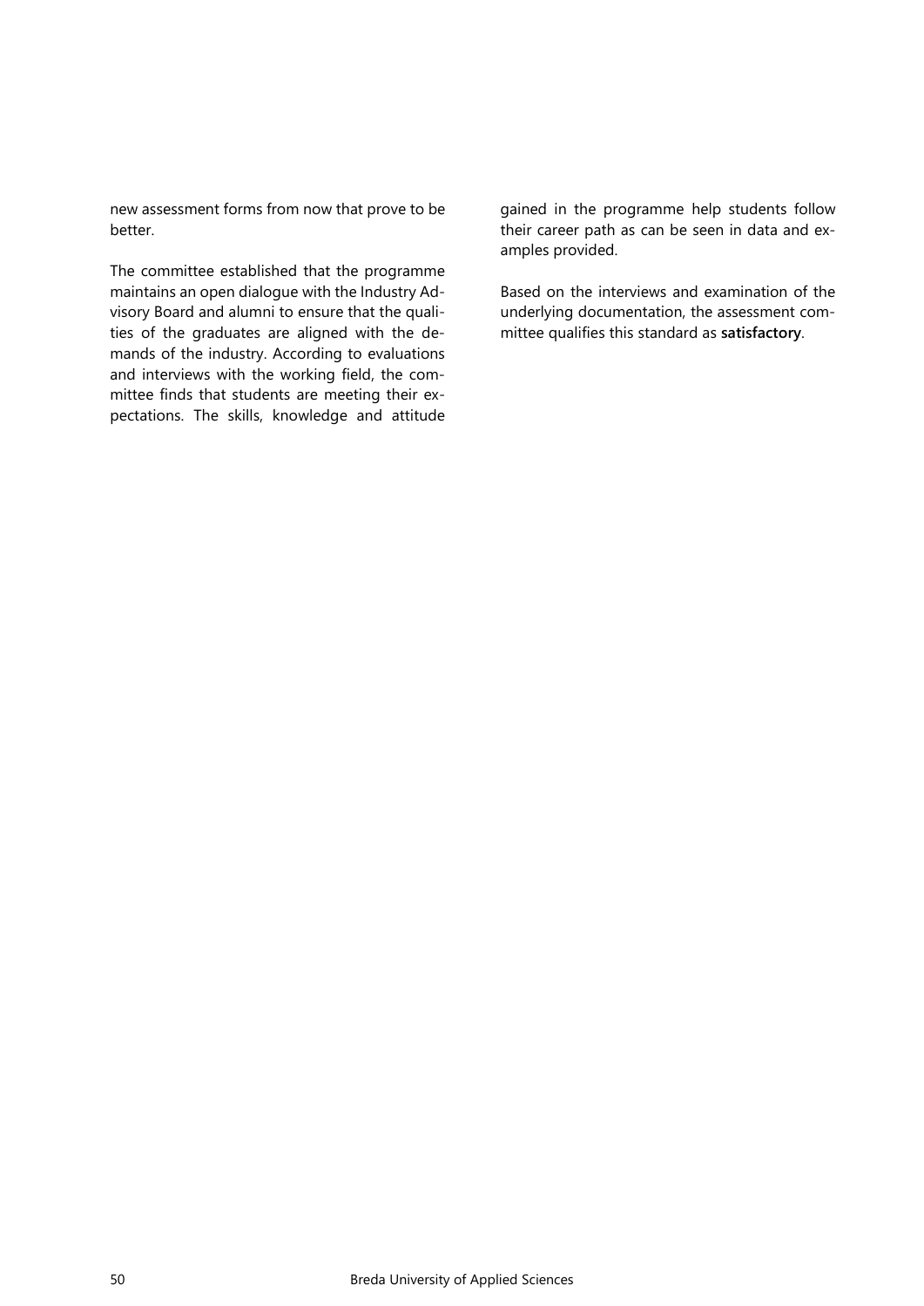new assessment forms from now that prove to be better.

The committee established that the programme maintains an open dialogue with the Industry Advisory Board and alumni to ensure that the qualities of the graduates are aligned with the demands of the industry. According to evaluations and interviews with the working field, the committee finds that students are meeting their expectations. The skills, knowledge and attitude gained in the programme help students follow their career path as can be seen in data and examples provided.

Based on the interviews and examination of the underlying documentation, the assessment committee qualifies this standard as **satisfactory**.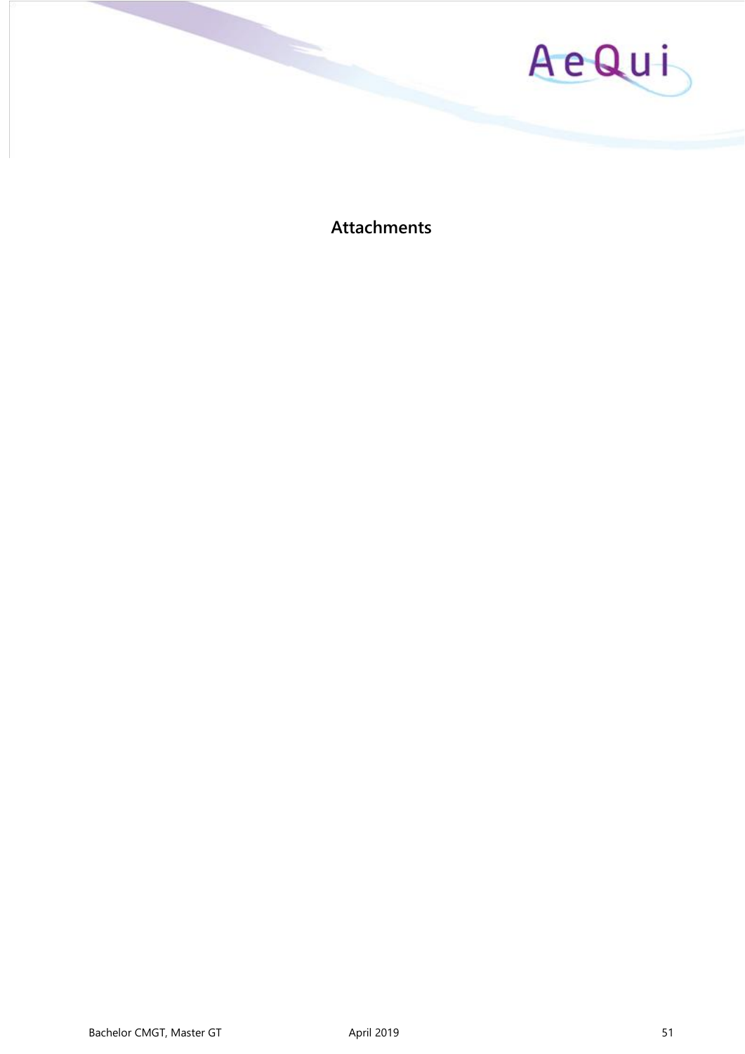# Attachments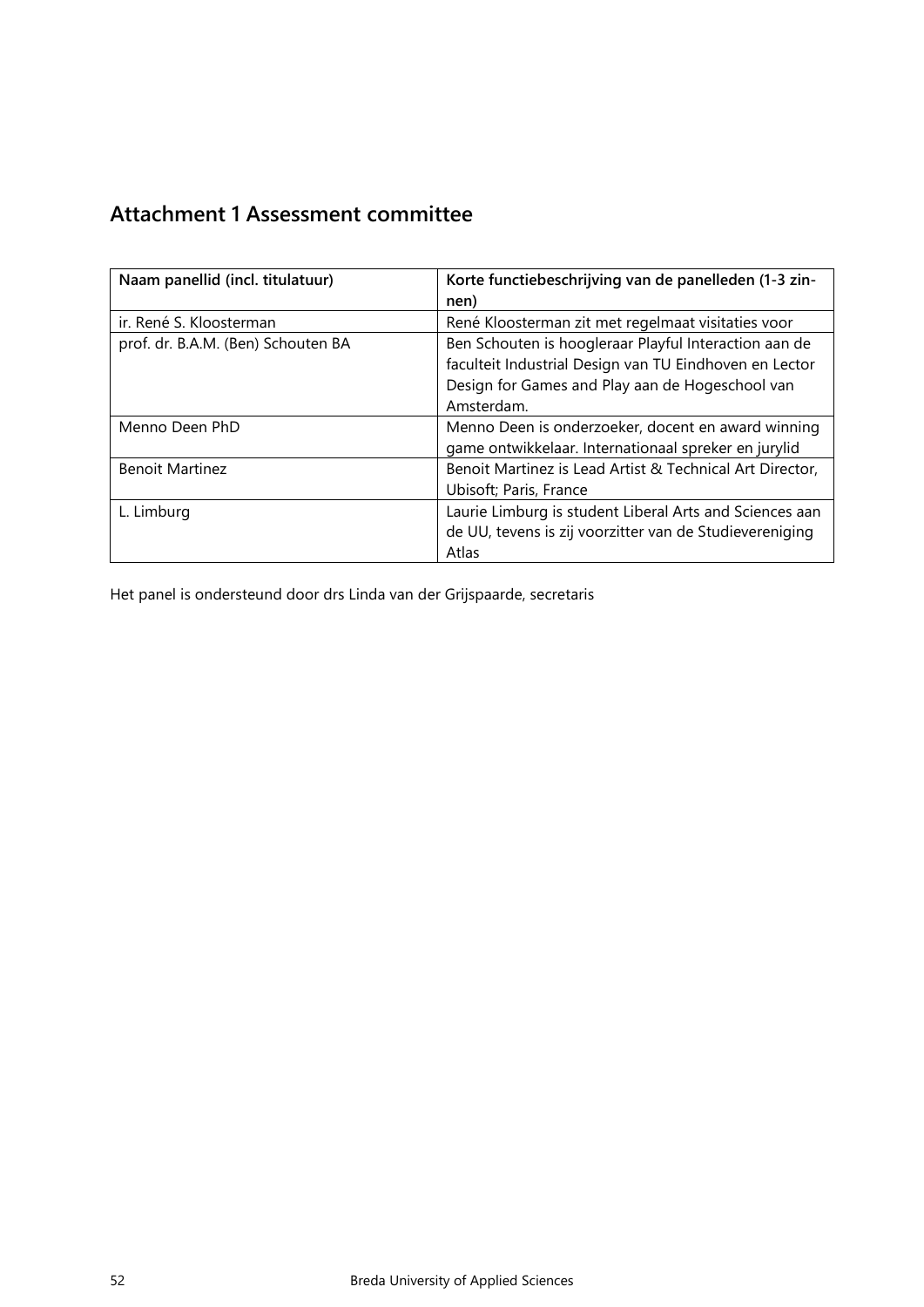## Attachment 1 Assessment committee

| Naam panellid (incl. titulatuur) | Korte functiebeschrijving van de panelleden (1-3 zinnen) |
|---|---|
| ir. René S. Kloosterman | René Kloosterman zit met regelmaat visitaties voor |
| prof. dr. B.A.M. (Ben) Schouten BA | Ben Schouten is hoogleraar Playful Interaction aan de faculteit Industrial Design van TU Eindhoven en Lector Design for Games and Play aan de Hogeschool van Amsterdam. |
| Menno Deen PhD | Menno Deen is onderzoeker, docent en award winning game ontwikkelaar. Internationaal spreker en jurylid |
| Benoit Martinez | Benoit Martinez is Lead Artist & Technical Art Director, Ubisoft; Paris, France |
| L. Limburg | Laurie Limburg is student Liberal Arts and Sciences aan de UU, tevens is zij voorzitter van de Studievereniging Atlas |

Het panel is ondersteund door drs Linda van der Grijspaarde, secretaris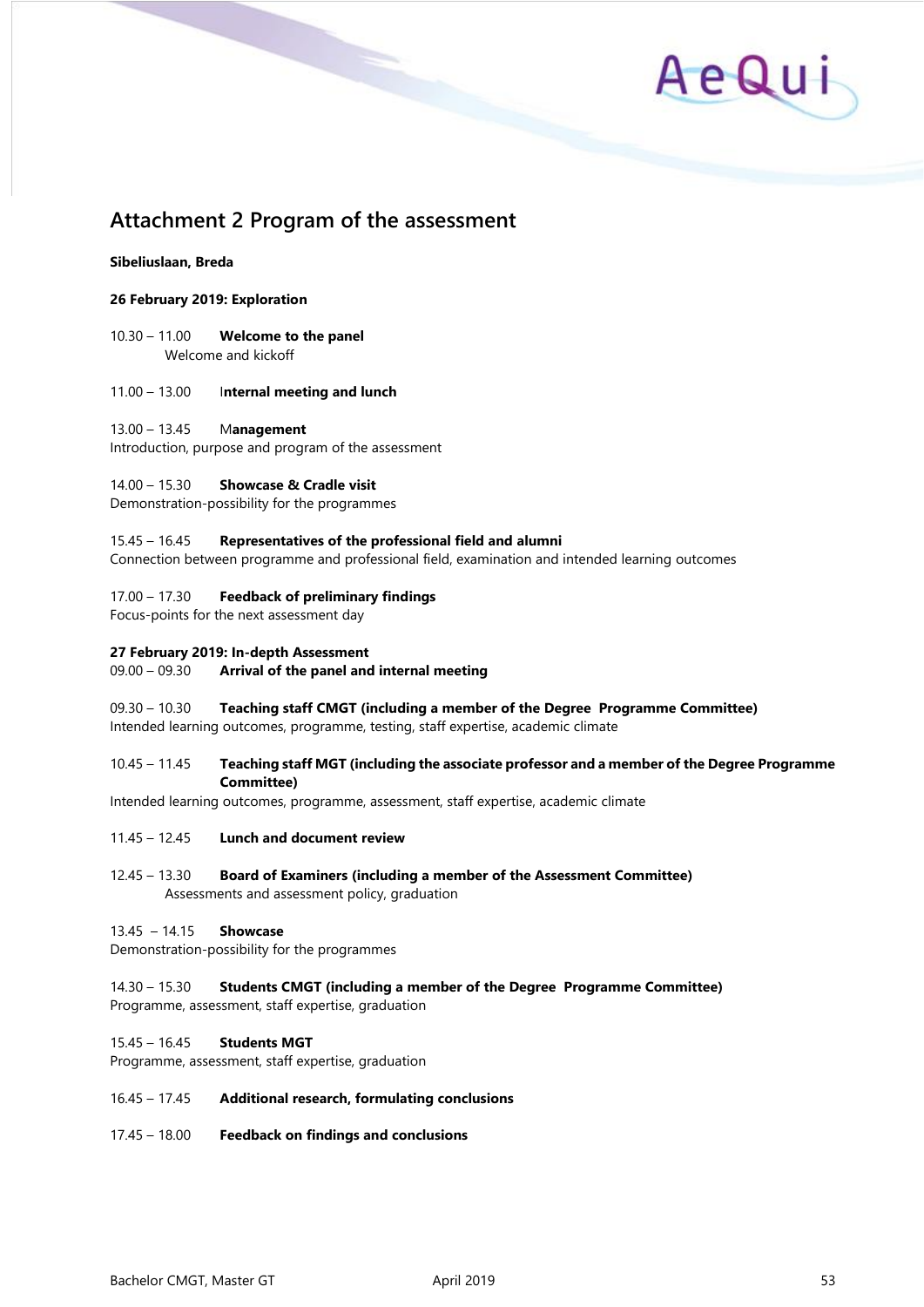## Attachment 2 Program of the assessment

**Sibeliuslaan, Breda**

**26 February 2019: Exploration**

10.30 – 11.00 **Welcome to the panel**
Welcome and kickoff

11.00 – 13.00 **Internal meeting and lunch**

13.00 – 13.45 **Management**
Introduction, purpose and program of the assessment

14.00 – 15.30 **Showcase & Cradle visit**
Demonstration-possibility for the programmes

15.45 – 16.45 **Representatives of the professional field and alumni**
Connection between programme and professional field, examination and intended learning outcomes

17.00 – 17.30 **Feedback of preliminary findings**
Focus-points for the next assessment day

**27 February 2019: In-depth Assessment**

09.00 – 09.30 **Arrival of the panel and internal meeting**

09.30 – 10.30 **Teaching staff CMGT (including a member of the Degree Programme Committee)**
Intended learning outcomes, programme, testing, staff expertise, academic climate

10.45 – 11.45 **Teaching staff MGT (including the associate professor and a member of the Degree Programme Committee)**
Intended learning outcomes, programme, assessment, staff expertise, academic climate

11.45 – 12.45 **Lunch and document review**

12.45 – 13.30 **Board of Examiners (including a member of the Assessment Committee)**
Assessments and assessment policy, graduation

13.45 – 14.15 **Showcase**
Demonstration-possibility for the programmes

14.30 – 15.30 **Students CMGT (including a member of the Degree Programme Committee)**
Programme, assessment, staff expertise, graduation

15.45 – 16.45 **Students MGT**
Programme, assessment, staff expertise, graduation

16.45 – 17.45 **Additional research, formulating conclusions**

17.45 – 18.00 **Feedback on findings and conclusions**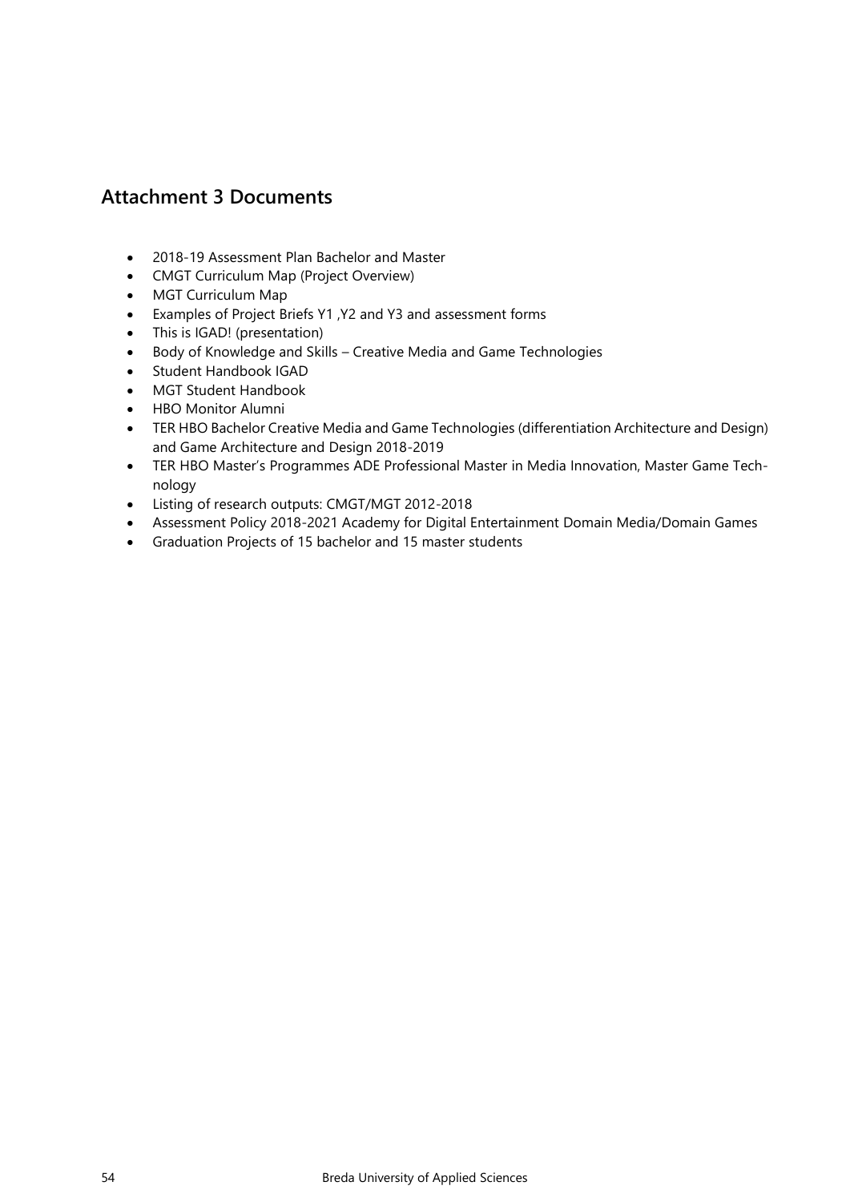## Attachment 3 Documents

- 2018-19 Assessment Plan Bachelor and Master
- CMGT Curriculum Map (Project Overview)
- MGT Curriculum Map
- Examples of Project Briefs Y1 ,Y2 and Y3 and assessment forms
- This is IGAD! (presentation)
- Body of Knowledge and Skills – Creative Media and Game Technologies
- Student Handbook IGAD
- MGT Student Handbook
- HBO Monitor Alumni
- TER HBO Bachelor Creative Media and Game Technologies (differentiation Architecture and Design) and Game Architecture and Design 2018-2019
- TER HBO Master's Programmes ADE Professional Master in Media Innovation, Master Game Technology
- Listing of research outputs: CMGT/MGT 2012-2018
- Assessment Policy 2018-2021 Academy for Digital Entertainment Domain Media/Domain Games
- Graduation Projects of 15 bachelor and 15 master students